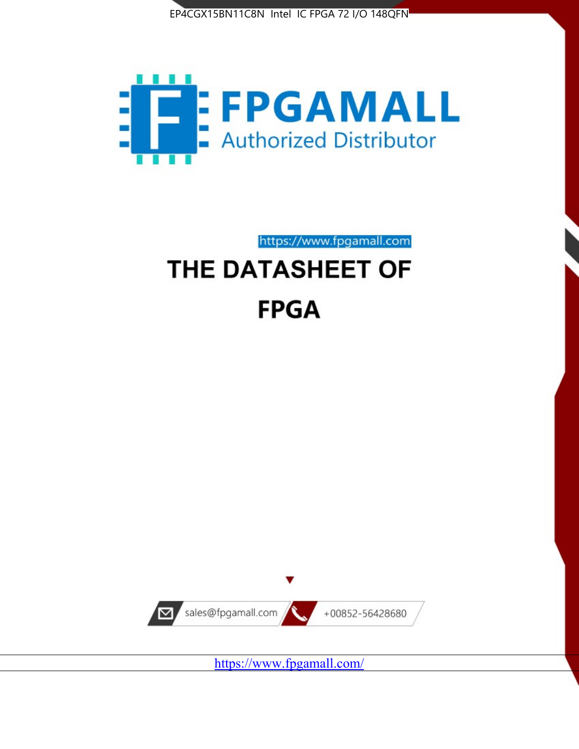EP4CGX15BN11C8N Intel IC FPGA 72 I/O 148QFN

FPGAMALL

Authorized Distributor

https://www.fpgamall.com

# THE DATASHEET OF

# FPGA

sales@fpgamall.com

+00852-56428680

https://www.fpgamall.com/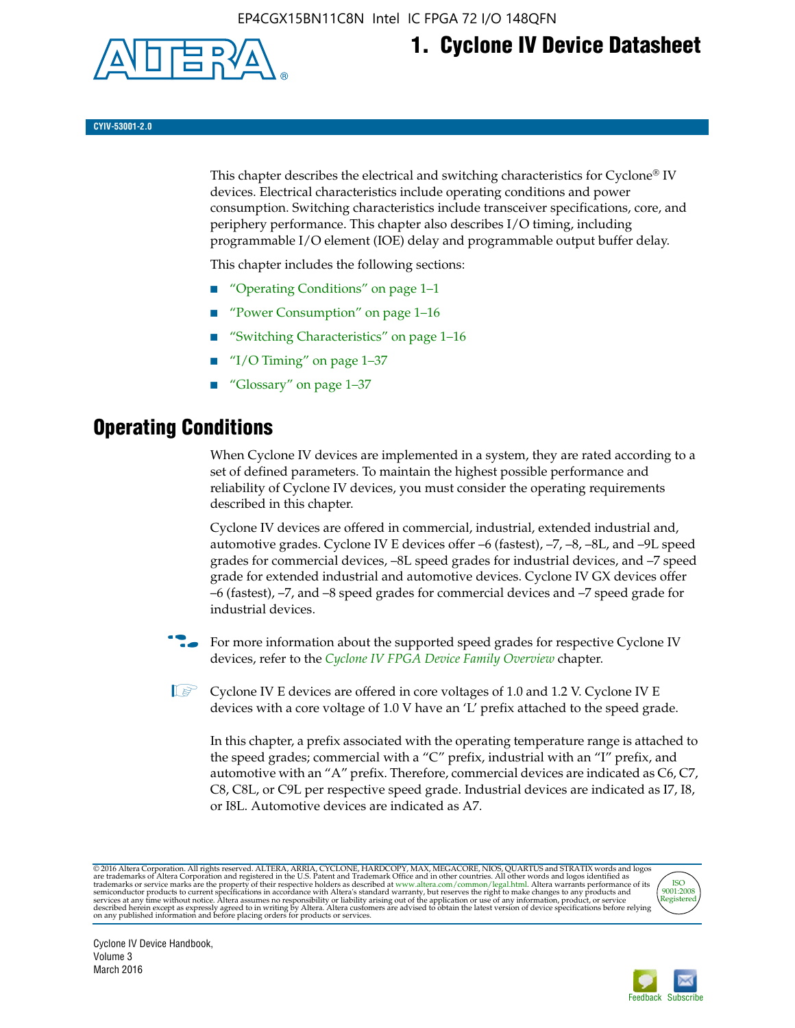# 1. Cyclone IV Device Datasheet

CYIV-53001-2.0

This chapter describes the electrical and switching characteristics for Cyclone® IV devices. Electrical characteristics include operating conditions and power consumption. Switching characteristics include transceiver specifications, core, and periphery performance. This chapter also describes I/O timing, including programmable I/O element (IOE) delay and programmable output buffer delay.

This chapter includes the following sections:

- "Operating Conditions" on page 1–1
- "Power Consumption" on page 1–16
- "Switching Characteristics" on page 1–16
- "I/O Timing" on page 1–37
- "Glossary" on page 1–37

## Operating Conditions

When Cyclone IV devices are implemented in a system, they are rated according to a set of defined parameters. To maintain the highest possible performance and reliability of Cyclone IV devices, you must consider the operating requirements described in this chapter.

Cyclone IV devices are offered in commercial, industrial, extended industrial and, automotive grades. Cyclone IV E devices offer –6 (fastest), –7, –8, –8L, and –9L speed grades for commercial devices, –8L speed grades for industrial devices, and –7 speed grade for extended industrial and automotive devices. Cyclone IV GX devices offer –6 (fastest), –7, and –8 speed grades for commercial devices and –7 speed grade for industrial devices.

For more information about the supported speed grades for respective Cyclone IV devices, refer to the *Cyclone IV FPGA Device Family Overview* chapter.

Cyclone IV E devices are offered in core voltages of 1.0 and 1.2 V. Cyclone IV E devices with a core voltage of 1.0 V have an 'L' prefix attached to the speed grade.

In this chapter, a prefix associated with the operating temperature range is attached to the speed grades; commercial with a "C" prefix, industrial with an "I" prefix, and automotive with an "A" prefix. Therefore, commercial devices are indicated as C6, C7, C8, C8L, or C9L per respective speed grade. Industrial devices are indicated as I7, I8, or I8L. Automotive devices are indicated as A7.

© 2016 Altera Corporation. All rights reserved. ALTERA, ARRIA, CYCLONE, HARDCOPY, MAX, MEGACORE, NIOS, QUARTUS and STRATIX words and logos are trademarks of Altera Corporation and registered in the U.S. Patent and Trademark Office and in other countries. All other words and logos identified as trademarks or service marks are the property of their respective holders as described at www.altera.com/common/legal.html. Altera warrants performance of its semiconductor products to current specifications in accordance with Altera's standard warranty, but reserves the right to make changes to any products and services at any time without notice. Altera assumes no responsibility or liability arising out of the application or use of any information, product, or service described herein except as expressly agreed to in writing by Altera. Altera customers are advised to obtain the latest version of device specifications before relying on any published information and before placing orders for products or services.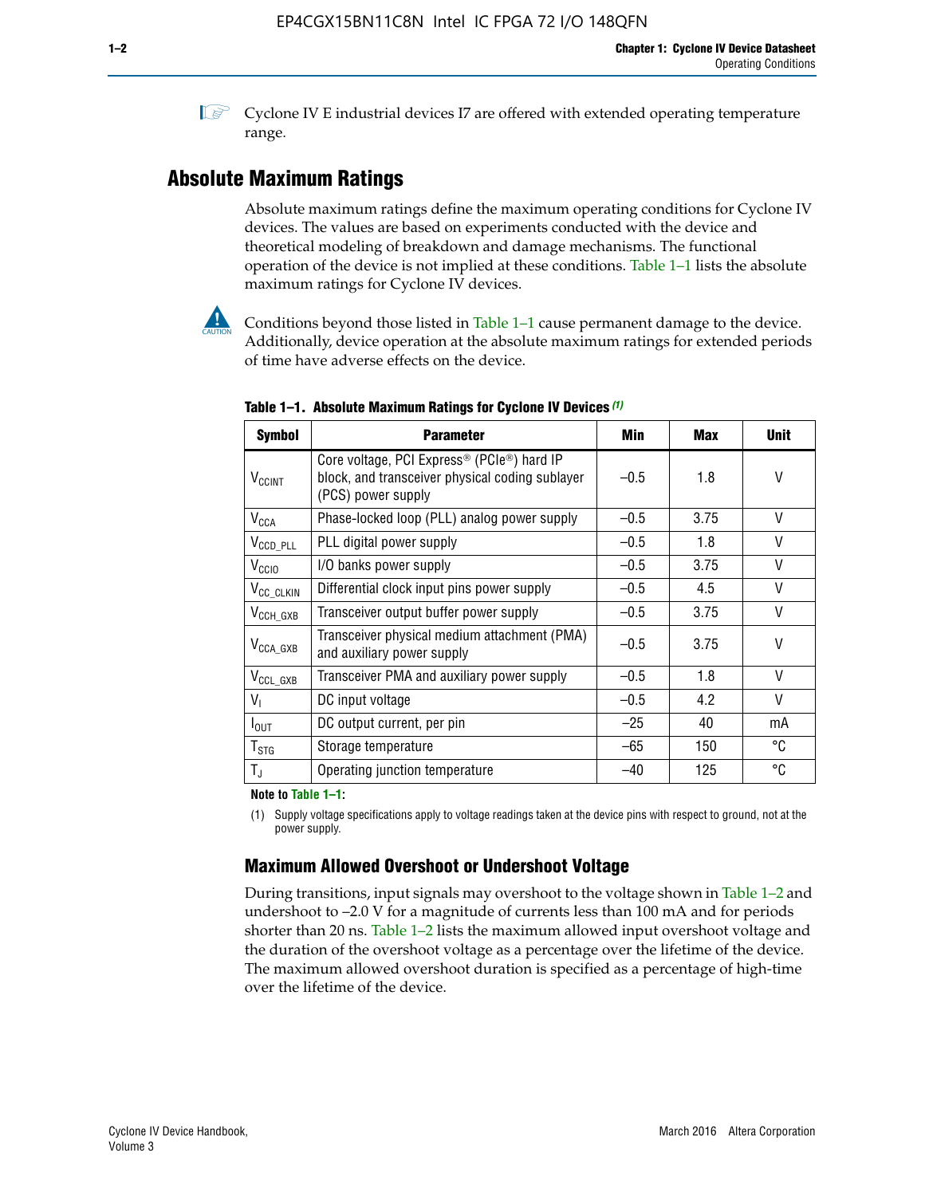Cyclone IV E industrial devices I7 are offered with extended operating temperature range.

## Absolute Maximum Ratings

Absolute maximum ratings define the maximum operating conditions for Cyclone IV devices. The values are based on experiments conducted with the device and theoretical modeling of breakdown and damage mechanisms. The functional operation of the device is not implied at these conditions. Table 1–1 lists the absolute maximum ratings for Cyclone IV devices.

Conditions beyond those listed in Table 1–1 cause permanent damage to the device. Additionally, device operation at the absolute maximum ratings for extended periods of time have adverse effects on the device.

**Table 1–1. Absolute Maximum Ratings for Cyclone IV Devices (1)**

| Symbol | Parameter | Min | Max | Unit |
|---|---|---|---|---|
| $V_{CCINT}$ | Core voltage, PCI Express® (PCIe®) hard IP block, and transceiver physical coding sublayer (PCS) power supply | –0.5 | 1.8 | V |
| $V_{CCA}$ | Phase-locked loop (PLL) analog power supply | –0.5 | 3.75 | V |
| $V_{CCD\_PLL}$ | PLL digital power supply | –0.5 | 1.8 | V |
| $V_{CCIO}$ | I/O banks power supply | –0.5 | 3.75 | V |
| $V_{CC\_CLKIN}$ | Differential clock input pins power supply | –0.5 | 4.5 | V |
| $V_{CCH\_GXB}$ | Transceiver output buffer power supply | –0.5 | 3.75 | V |
| $V_{CCA\_GXB}$ | Transceiver physical medium attachment (PMA) and auxiliary power supply | –0.5 | 3.75 | V |
| $V_{CCL\_GXB}$ | Transceiver PMA and auxiliary power supply | –0.5 | 1.8 | V |
| $V_I$ | DC input voltage | –0.5 | 4.2 | V |
| $I_{OUT}$ | DC output current, per pin | –25 | 40 | mA |
| $T_{STG}$ | Storage temperature | –65 | 150 | °C |
| $T_J$ | Operating junction temperature | –40 | 125 | °C |

**Note to Table 1–1:**

(1) Supply voltage specifications apply to voltage readings taken at the device pins with respect to ground, not at the power supply.

### Maximum Allowed Overshoot or Undershoot Voltage

During transitions, input signals may overshoot to the voltage shown in Table 1–2 and undershoot to –2.0 V for a magnitude of currents less than 100 mA and for periods shorter than 20 ns. Table 1–2 lists the maximum allowed input overshoot voltage and the duration of the overshoot voltage as a percentage over the lifetime of the device. The maximum allowed overshoot duration is specified as a percentage of high-time over the lifetime of the device.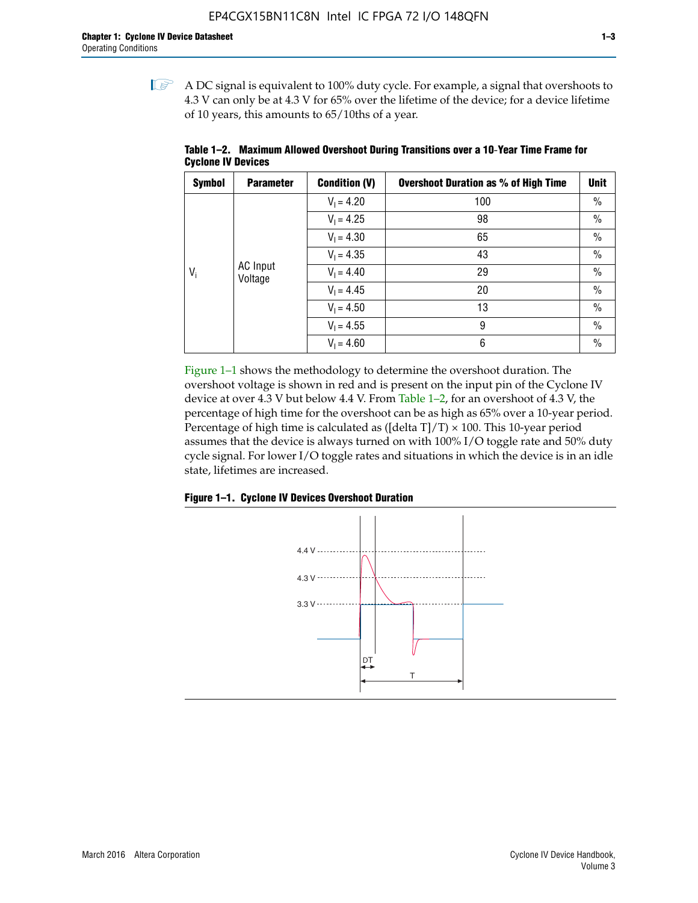A DC signal is equivalent to 100% duty cycle. For example, a signal that overshoots to 4.3 V can only be at 4.3 V for 65% over the lifetime of the device; for a device lifetime of 10 years, this amounts to 65/10ths of a year.

**Table 1–2. Maximum Allowed Overshoot During Transitions over a 10-Year Time Frame for Cyclone IV Devices**

| Symbol | Parameter | Condition (V) | Overshoot Duration as % of High Time | Unit |
|---|---|---|---|---|
| $V_i$ | AC Input Voltage | $V_I = 4.20$ | 100 | % |
| | | $V_I = 4.25$ | 98 | % |
| | | $V_I = 4.30$ | 65 | % |
| | | $V_I = 4.35$ | 43 | % |
| | | $V_I = 4.40$ | 29 | % |
| | | $V_I = 4.45$ | 20 | % |
| | | $V_I = 4.50$ | 13 | % |
| | | $V_I = 4.55$ | 9 | % |
| | | $V_I = 4.60$ | 6 | % |

Figure 1–1 shows the methodology to determine the overshoot duration. The overshoot voltage is shown in red and is present on the input pin of the Cyclone IV device at over 4.3 V but below 4.4 V. From Table 1–2, for an overshoot of 4.3 V, the percentage of high time for the overshoot can be as high as 65% over a 10-year period. Percentage of high time is calculated as ([delta T]/T) × 100. This 10-year period assumes that the device is always turned on with 100% I/O toggle rate and 50% duty cycle signal. For lower I/O toggle rates and situations in which the device is in an idle state, lifetimes are increased.

**Figure 1–1. Cyclone IV Devices Overshoot Duration**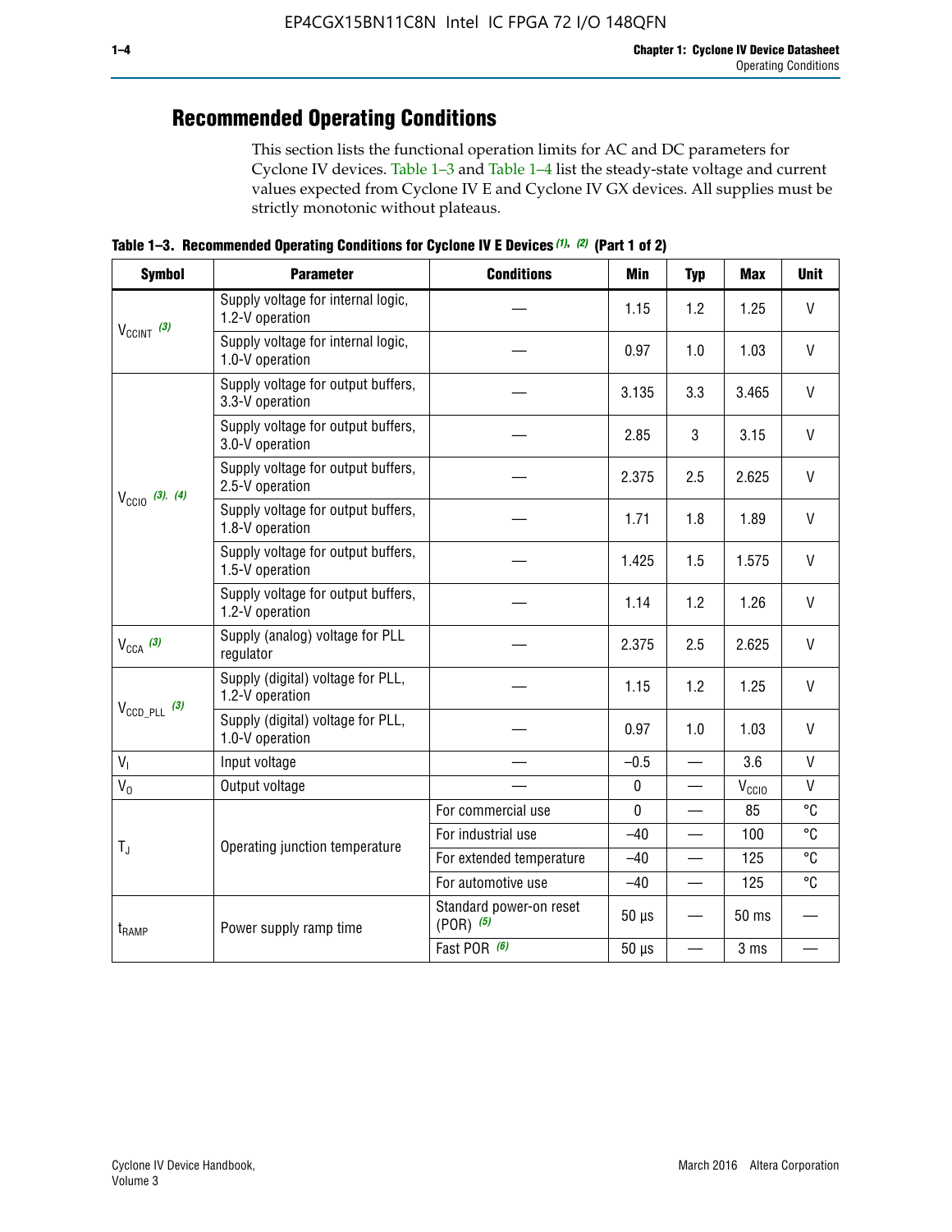## Recommended Operating Conditions

This section lists the functional operation limits for AC and DC parameters for Cyclone IV devices. Table 1–3 and Table 1–4 list the steady-state voltage and current values expected from Cyclone IV E and Cyclone IV GX devices. All supplies must be strictly monotonic without plateaus.

**Table 1–3. Recommended Operating Conditions for Cyclone IV E Devices (1), (2) (Part 1 of 2)**

| Symbol | Parameter | Conditions | Min | Typ | Max | Unit |
|---|---|---|---|---|---|---|
| $V_{CCINT}$ (3) | Supply voltage for internal logic, 1.2-V operation | — | 1.15 | 1.2 | 1.25 | V |
| | Supply voltage for internal logic, 1.0-V operation | — | 0.97 | 1.0 | 1.03 | V |
| $V_{CCIO}$ (3), (4) | Supply voltage for output buffers, 3.3-V operation | — | 3.135 | 3.3 | 3.465 | V |
| | Supply voltage for output buffers, 3.0-V operation | — | 2.85 | 3 | 3.15 | V |
| | Supply voltage for output buffers, 2.5-V operation | — | 2.375 | 2.5 | 2.625 | V |
| | Supply voltage for output buffers, 1.8-V operation | — | 1.71 | 1.8 | 1.89 | V |
| | Supply voltage for output buffers, 1.5-V operation | — | 1.425 | 1.5 | 1.575 | V |
| | Supply voltage for output buffers, 1.2-V operation | — | 1.14 | 1.2 | 1.26 | V |
| $V_{CCA}$ (3) | Supply (analog) voltage for PLL regulator | — | 2.375 | 2.5 | 2.625 | V |
| $V_{CCD\_PLL}$ (3) | Supply (digital) voltage for PLL, 1.2-V operation | — | 1.15 | 1.2 | 1.25 | V |
| | Supply (digital) voltage for PLL, 1.0-V operation | — | 0.97 | 1.0 | 1.03 | V |
| $V_I$ | Input voltage | — | –0.5 | — | 3.6 | V |
| $V_O$ | Output voltage | — | 0 | — | $V_{CCIO}$ | V |
| $T_J$ | Operating junction temperature | For commercial use | 0 | — | 85 | °C |
| | | For industrial use | –40 | — | 100 | °C |
| | | For extended temperature | –40 | — | 125 | °C |
| | | For automotive use | –40 | — | 125 | °C |
| $t_{RAMP}$ | Power supply ramp time | Standard power-on reset (POR) (5) | 50 µs | — | 50 ms | — |
| | | Fast POR (6) | 50 µs | — | 3 ms | — |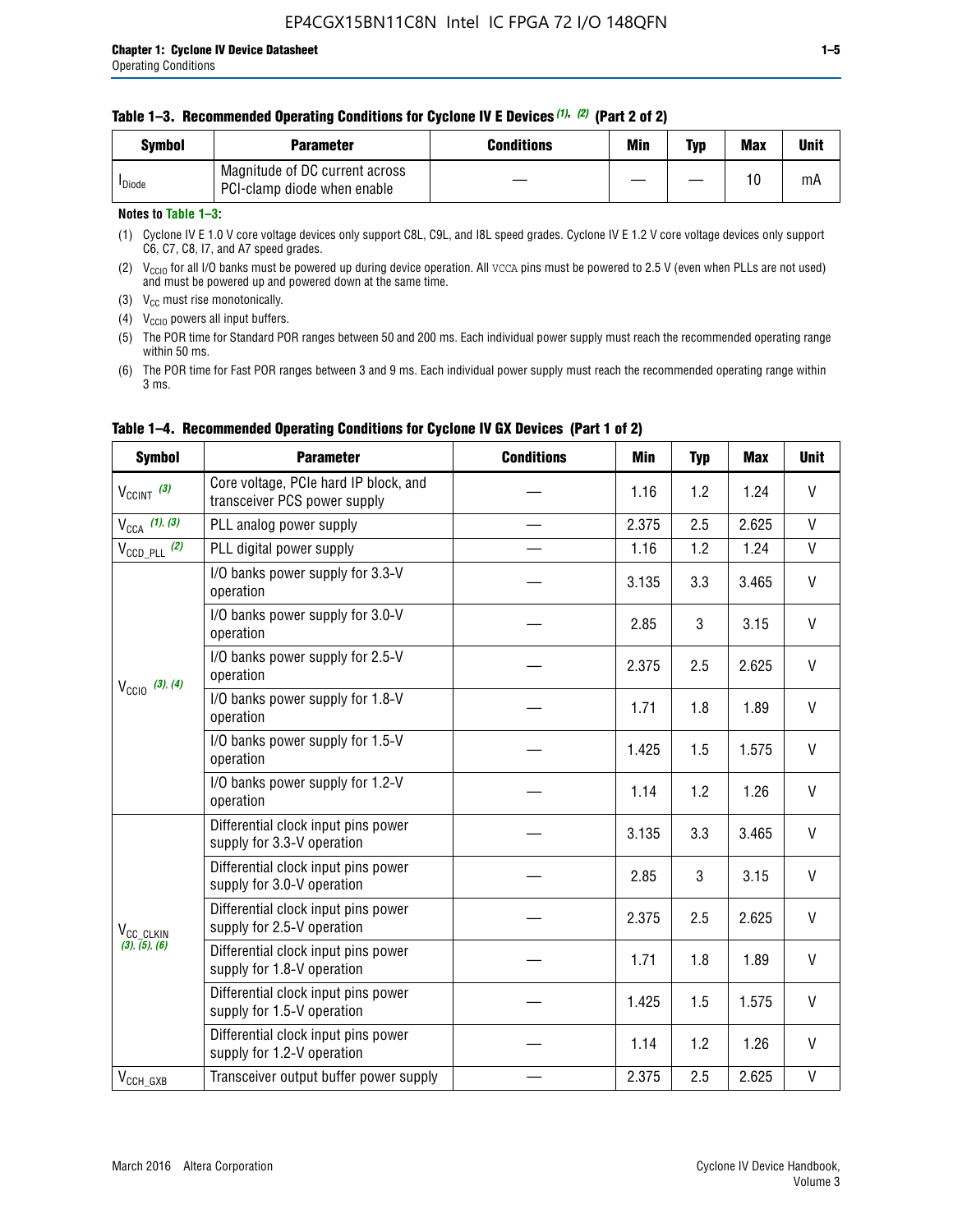**Table 1–3. Recommended Operating Conditions for Cyclone IV E Devices (1), (2) (Part 2 of 2)**

| Symbol | Parameter | Conditions | Min | Typ | Max | Unit |
|---|---|---|---|---|---|---|
| $I_{Diode}$ | Magnitude of DC current across PCI-clamp diode when enable | — | — | — | 10 | mA |

**Notes to Table 1–3:**

(1) Cyclone IV E 1.0 V core voltage devices only support C8L, C9L, and I8L speed grades. Cyclone IV E 1.2 V core voltage devices only support C6, C7, C8, I7, and A7 speed grades.

(2) $V_{CCIO}$ for all I/O banks must be powered up during device operation. All VCCA pins must be powered to 2.5 V (even when PLLs are not used) and must be powered up and powered down at the same time.

(3) $V_{CC}$ must rise monotonically.

(4) $V_{CCIO}$ powers all input buffers.

(5) The POR time for Standard POR ranges between 50 and 200 ms. Each individual power supply must reach the recommended operating range within 50 ms.

(6) The POR time for Fast POR ranges between 3 and 9 ms. Each individual power supply must reach the recommended operating range within 3 ms.

**Table 1–4. Recommended Operating Conditions for Cyclone IV GX Devices (Part 1 of 2)**

| Symbol | Parameter | Conditions | Min | Typ | Max | Unit |
|---|---|---|---|---|---|---|
| $V_{CCINT}$ (3) | Core voltage, PCIe hard IP block, and transceiver PCS power supply | — | 1.16 | 1.2 | 1.24 | V |
| $V_{CCA}$ (1), (3) | PLL analog power supply | — | 2.375 | 2.5 | 2.625 | V |
| $V_{CCD\_PLL}$ (2) | PLL digital power supply | — | 1.16 | 1.2 | 1.24 | V |
| $V_{CCIO}$ (3), (4) | I/O banks power supply for 3.3-V operation | — | 3.135 | 3.3 | 3.465 | V |
| | I/O banks power supply for 3.0-V operation | — | 2.85 | 3 | 3.15 | V |
| | I/O banks power supply for 2.5-V operation | — | 2.375 | 2.5 | 2.625 | V |
| | I/O banks power supply for 1.8-V operation | — | 1.71 | 1.8 | 1.89 | V |
| | I/O banks power supply for 1.5-V operation | — | 1.425 | 1.5 | 1.575 | V |
| | I/O banks power supply for 1.2-V operation | — | 1.14 | 1.2 | 1.26 | V |
| $V_{CC\_CLKIN}$ (3), (5), (6) | Differential clock input pins power supply for 3.3-V operation | — | 3.135 | 3.3 | 3.465 | V |
| | Differential clock input pins power supply for 3.0-V operation | — | 2.85 | 3 | 3.15 | V |
| | Differential clock input pins power supply for 2.5-V operation | — | 2.375 | 2.5 | 2.625 | V |
| | Differential clock input pins power supply for 1.8-V operation | — | 1.71 | 1.8 | 1.89 | V |
| | Differential clock input pins power supply for 1.5-V operation | — | 1.425 | 1.5 | 1.575 | V |
| | Differential clock input pins power supply for 1.2-V operation | — | 1.14 | 1.2 | 1.26 | V |
| $V_{CCH\_GXB}$ | Transceiver output buffer power supply | — | 2.375 | 2.5 | 2.625 | V |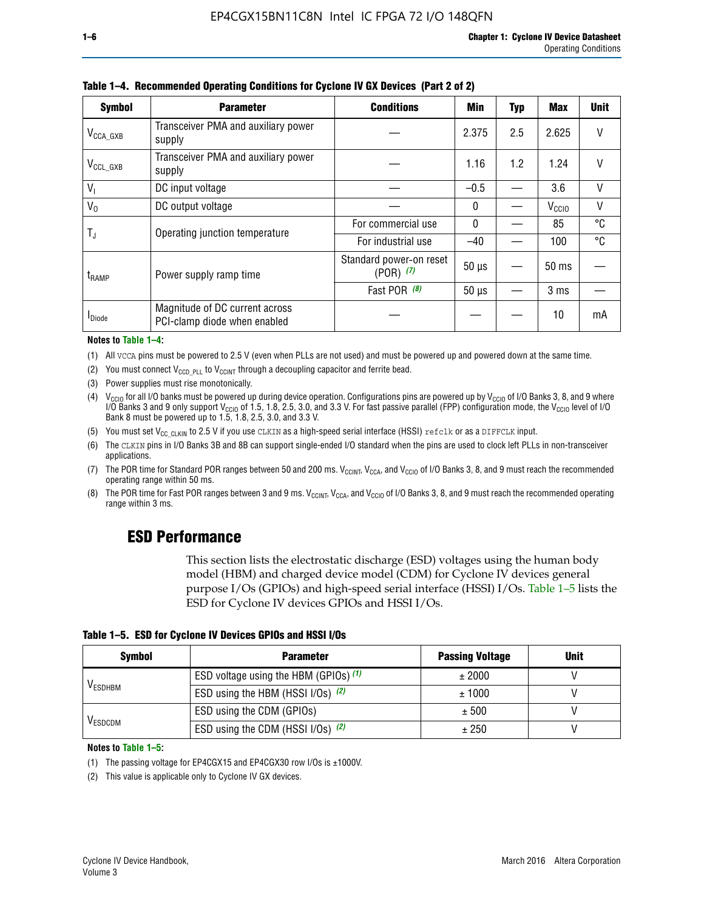**Table 1–4. Recommended Operating Conditions for Cyclone IV GX Devices (Part 2 of 2)**

| Symbol | Parameter | Conditions | Min | Typ | Max | Unit |
|---|---|---|---|---|---|---|
| $V_{CCA\_GXB}$ | Transceiver PMA and auxiliary power supply | — | 2.375 | 2.5 | 2.625 | V |
| $V_{CCL\_GXB}$ | Transceiver PMA and auxiliary power supply | — | 1.16 | 1.2 | 1.24 | V |
| $V_I$ | DC input voltage | — | –0.5 | — | 3.6 | V |
| $V_O$ | DC output voltage | — | 0 | — | $V_{CCIO}$ | V |
| $T_J$ | Operating junction temperature | For commercial use | 0 | — | 85 | °C |
| | | For industrial use | –40 | — | 100 | °C |
| $t_{RAMP}$ | Power supply ramp time | Standard power-on reset (POR) *(7)* | 50 µs | — | 50 ms | — |
| | | Fast POR *(8)* | 50 µs | — | 3 ms | — |
| $I_{Diode}$ | Magnitude of DC current across PCI-clamp diode when enabled | — | — | — | 10 | mA |

**Notes to Table 1–4:**

(1) All VCCA pins must be powered to 2.5 V (even when PLLs are not used) and must be powered up and powered down at the same time.

(2) You must connect $V_{CCD\_PLL}$ to $V_{CCINT}$ through a decoupling capacitor and ferrite bead.

(3) Power supplies must rise monotonically.

(4) $V_{CCIO}$ for all I/O banks must be powered up during device operation. Configurations pins are powered up by $V_{CCIO}$ of I/O Banks 3, 8, and 9 where I/O Banks 3 and 9 only support $V_{CCIO}$ of 1.5, 1.8, 2.5, 3.0, and 3.3 V. For fast passive parallel (FPP) configuration mode, the $V_{CCIO}$ level of I/O Bank 8 must be powered up to 1.5, 1.8, 2.5, 3.0, and 3.3 V.

(5) You must set $V_{CC\_CLKIN}$ to 2.5 V if you use CLKIN as a high-speed serial interface (HSSI) refclk or as a DIFFCLK input.

(6) The CLKIN pins in I/O Banks 3B and 8B can support single-ended I/O standard when the pins are used to clock left PLLs in non-transceiver applications.

(7) The POR time for Standard POR ranges between 50 and 200 ms. $V_{CCINT}$, $V_{CCA}$, and $V_{CCIO}$ of I/O Banks 3, 8, and 9 must reach the recommended operating range within 50 ms.

(8) The POR time for Fast POR ranges between 3 and 9 ms. $V_{CCINT}$, $V_{CCA}$, and $V_{CCIO}$ of I/O Banks 3, 8, and 9 must reach the recommended operating range within 3 ms.

## ESD Performance

This section lists the electrostatic discharge (ESD) voltages using the human body model (HBM) and charged device model (CDM) for Cyclone IV devices general purpose I/Os (GPIOs) and high-speed serial interface (HSSI) I/Os. Table 1–5 lists the ESD for Cyclone IV devices GPIOs and HSSI I/Os.

**Table 1–5. ESD for Cyclone IV Devices GPIOs and HSSI I/Os**

| Symbol | Parameter | Passing Voltage | Unit |
|---|---|---|---|
| $V_{ESDHBM}$ | ESD voltage using the HBM (GPIOs) *(1)* | ± 2000 | V |
| | ESD using the HBM (HSSI I/Os) *(2)* | ± 1000 | V |
| $V_{ESDCDM}$ | ESD using the CDM (GPIOs) | ± 500 | V |
| | ESD using the CDM (HSSI I/Os) *(2)* | ± 250 | V |

**Notes to Table 1–5:**

(1) The passing voltage for EP4CGX15 and EP4CGX30 row I/Os is ±1000V.

(2) This value is applicable only to Cyclone IV GX devices.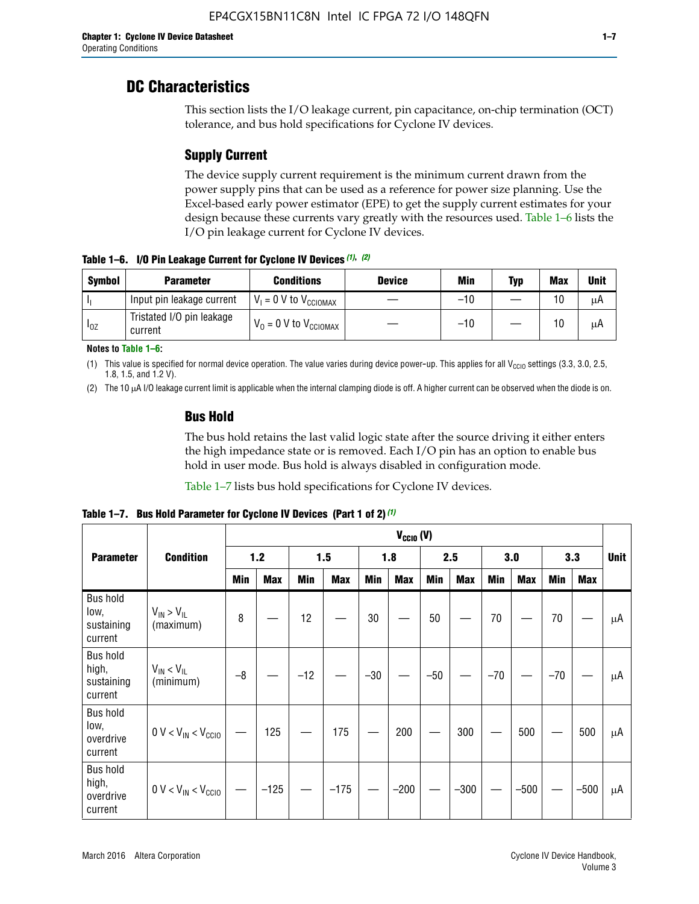## DC Characteristics

This section lists the I/O leakage current, pin capacitance, on-chip termination (OCT) tolerance, and bus hold specifications for Cyclone IV devices.

### Supply Current

The device supply current requirement is the minimum current drawn from the power supply pins that can be used as a reference for power size planning. Use the Excel-based early power estimator (EPE) to get the supply current estimates for your design because these currents vary greatly with the resources used. Table 1–6 lists the I/O pin leakage current for Cyclone IV devices.

**Table 1–6. I/O Pin Leakage Current for Cyclone IV Devices (1), (2)**

| Symbol | Parameter | Conditions | Device | Min | Typ | Max | Unit |
|---|---|---|---|---|---|---|---|
| $I_I$ | Input pin leakage current | $V_I$ = 0 V to $V_{CCIOMAX}$ | — | –10 | — | 10 | µA |
| $I_{OZ}$ | Tristated I/O pin leakage current | $V_O$ = 0 V to $V_{CCIOMAX}$ | — | –10 | — | 10 | µA |

**Notes to Table 1–6:**

(1) This value is specified for normal device operation. The value varies during device power-up. This applies for all $V_{CCIO}$ settings (3.3, 3.0, 2.5, 1.8, 1.5, and 1.2 V).

(2) The 10 µA I/O leakage current limit is applicable when the internal clamping diode is off. A higher current can be observed when the diode is on.

### Bus Hold

The bus hold retains the last valid logic state after the source driving it either enters the high impedance state or is removed. Each I/O pin has an option to enable bus hold in user mode. Bus hold is always disabled in configuration mode.

Table 1–7 lists bus hold specifications for Cyclone IV devices.

**Table 1–7. Bus Hold Parameter for Cyclone IV Devices (Part 1 of 2) (1)**

| Parameter | Condition | $V_{CCIO}$ (V) | | | | | | | | | | | | Unit |
|---|---|---|---|---|---|---|---|---|---|---|---|---|---|---|
| | | 1.2 | | 1.5 | | 1.8 | | 2.5 | | 3.0 | | 3.3 | | |
| | | Min | Max | Min | Max | Min | Max | Min | Max | Min | Max | Min | Max | |
| Bus hold low, sustaining current | $V_{IN} > V_{IL}$ (maximum) | 8 | — | 12 | — | 30 | — | 50 | — | 70 | — | 70 | — | µA |
| Bus hold high, sustaining current | $V_{IN} < V_{IL}$ (minimum) | –8 | — | –12 | — | –30 | — | –50 | — | –70 | — | –70 | — | µA |
| Bus hold low, overdrive current | 0 V < $V_{IN}$ < $V_{CCIO}$ | — | 125 | — | 175 | — | 200 | — | 300 | — | 500 | — | 500 | µA |
| Bus hold high, overdrive current | 0 V < $V_{IN}$ < $V_{CCIO}$ | — | –125 | — | –175 | — | –200 | — | –300 | — | –500 | — | –500 | µA |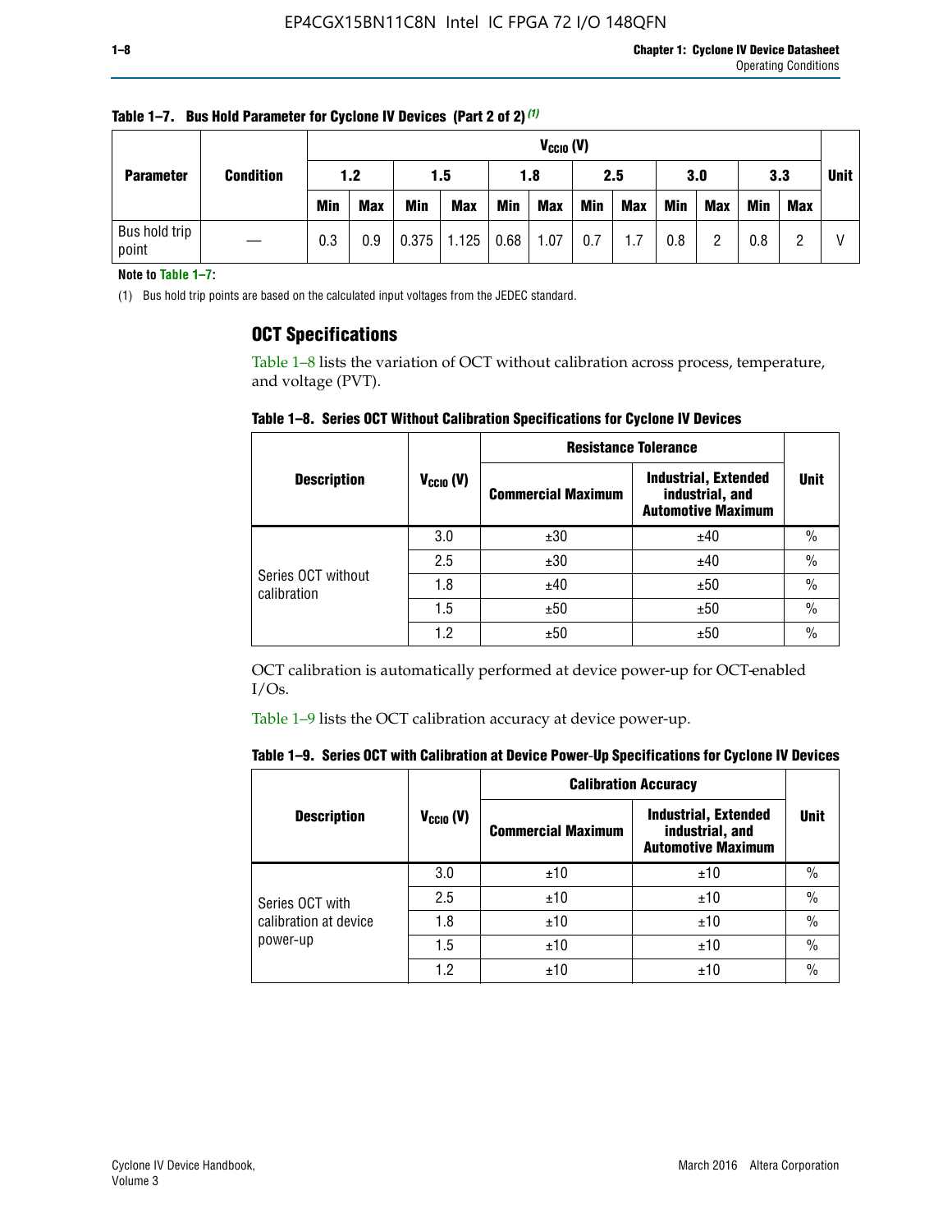**Table 1–7. Bus Hold Parameter for Cyclone IV Devices (Part 2 of 2)** (1)

| Parameter | Condition | $V_{CCIO}$ (V) | | | | | | | | | | | | Unit |
|---|---|---|---|---|---|---|---|---|---|---|---|---|---|---|
| | | 1.2 | | 1.5 | | 1.8 | | 2.5 | | 3.0 | | 3.3 | | |
| | | Min | Max | Min | Max | Min | Max | Min | Max | Min | Max | Min | Max | |
| Bus hold trip point | — | 0.3 | 0.9 | 0.375 | 1.125 | 0.68 | 1.07 | 0.7 | 1.7 | 0.8 | 2 | 0.8 | 2 | V |

**Note to Table 1–7:**

(1) Bus hold trip points are based on the calculated input voltages from the JEDEC standard.

## OCT Specifications

Table 1–8 lists the variation of OCT without calibration across process, temperature, and voltage (PVT).

**Table 1–8. Series OCT Without Calibration Specifications for Cyclone IV Devices**

| Description | $V_{CCIO}$ (V) | Resistance Tolerance | | Unit |
|---|---|---|---|---|
| | | Commercial Maximum | Industrial, Extended industrial, and Automotive Maximum | |
| Series OCT without calibration | 3.0 | ±30 | ±40 | % |
| | 2.5 | ±30 | ±40 | % |
| | 1.8 | ±40 | ±50 | % |
| | 1.5 | ±50 | ±50 | % |
| | 1.2 | ±50 | ±50 | % |

OCT calibration is automatically performed at device power-up for OCT-enabled I/Os.

Table 1–9 lists the OCT calibration accuracy at device power-up.

**Table 1–9. Series OCT with Calibration at Device Power-Up Specifications for Cyclone IV Devices**

| Description | $V_{CCIO}$ (V) | Calibration Accuracy | | Unit |
|---|---|---|---|---|
| | | Commercial Maximum | Industrial, Extended industrial, and Automotive Maximum | |
| Series OCT with calibration at device power-up | 3.0 | ±10 | ±10 | % |
| | 2.5 | ±10 | ±10 | % |
| | 1.8 | ±10 | ±10 | % |
| | 1.5 | ±10 | ±10 | % |
| | 1.2 | ±10 | ±10 | % |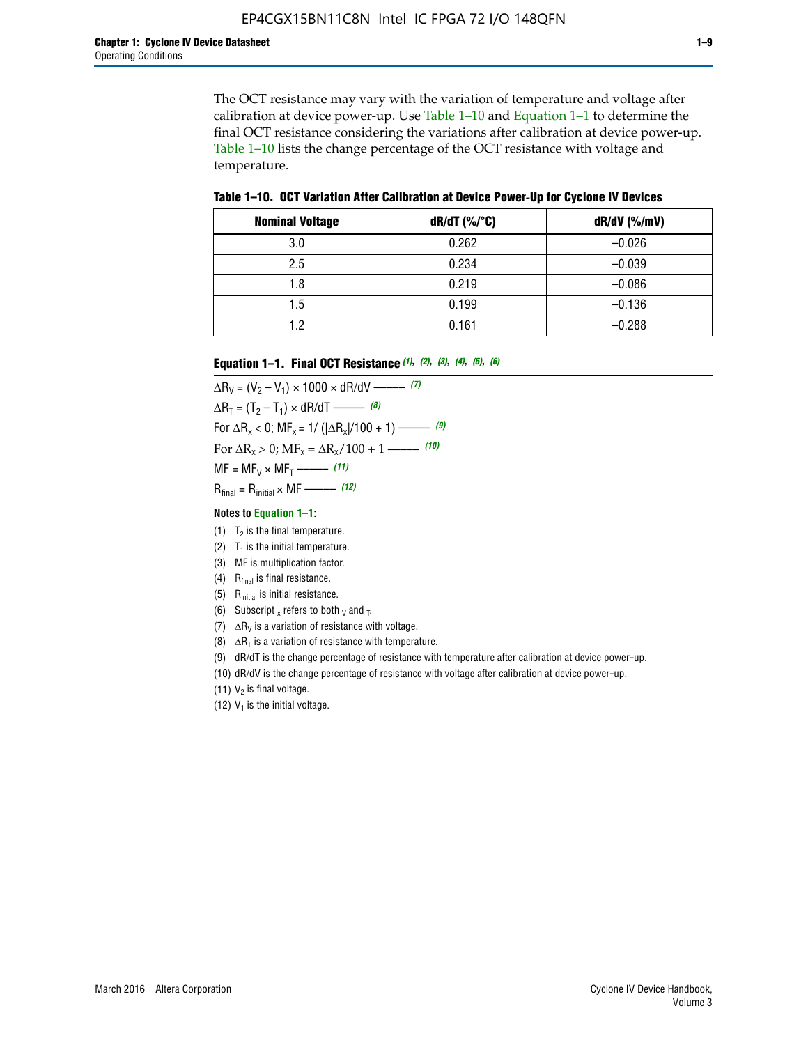The OCT resistance may vary with the variation of temperature and voltage after calibration at device power-up. Use Table 1–10 and Equation 1–1 to determine the final OCT resistance considering the variations after calibration at device power-up. Table 1–10 lists the change percentage of the OCT resistance with voltage and temperature.

**Table 1–10. OCT Variation After Calibration at Device Power-Up for Cyclone IV Devices**

| Nominal Voltage | dR/dT (%/°C) | dR/dV (%/mV) |
|---|---|---|
| 3.0 | 0.262 | –0.026 |
| 2.5 | 0.234 | –0.039 |
| 1.8 | 0.219 | –0.086 |
| 1.5 | 0.199 | –0.136 |
| 1.2 | 0.161 | –0.288 |

**Equation 1–1. Final OCT Resistance** *(1), (2), (3), (4), (5), (6)*

$$\Delta R_V = (V_2 - V_1) \times 1000 \times dR/dV \text{ ——— } (7)$$

$$\Delta R_T = (T_2 - T_1) \times dR/dT \text{ ——— } (8)$$

$$\text{For } \Delta R_x < 0;\ MF_x = 1/(|\Delta R_x|/100 + 1) \text{ ——— } (9)$$

$$\text{For } \Delta R_x > 0;\ MF_x = \Delta R_x/100 + 1 \text{ ——— } (10)$$

$$MF = MF_V \times MF_T \text{ ——— } (11)$$

$$R_{final} = R_{initial} \times MF \text{ ——— } (12)$$

**Notes to Equation 1–1:**

(1) $T_2$ is the final temperature.

(2) $T_1$ is the initial temperature.

(3) MF is multiplication factor.

(4) $R_{final}$ is final resistance.

(5) $R_{initial}$ is initial resistance.

(6) Subscript $_x$ refers to both $_V$ and $_T$.

(7) $\Delta R_V$ is a variation of resistance with voltage.

(8) $\Delta R_T$ is a variation of resistance with temperature.

(9) dR/dT is the change percentage of resistance with temperature after calibration at device power-up.

(10) dR/dV is the change percentage of resistance with voltage after calibration at device power-up.

(11) $V_2$ is final voltage.

(12) $V_1$ is the initial voltage.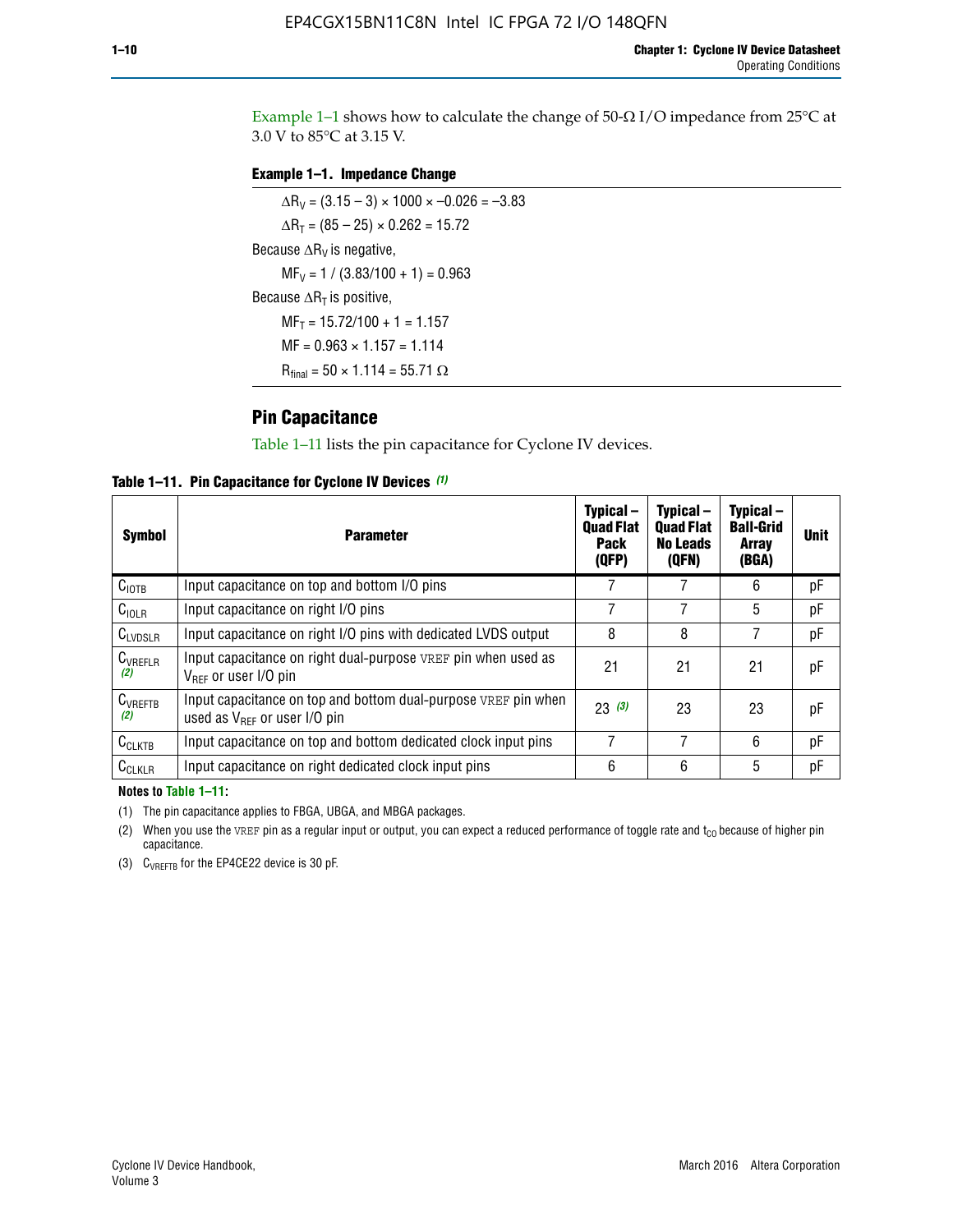Example 1–1 shows how to calculate the change of 50-Ω I/O impedance from 25°C at 3.0 V to 85°C at 3.15 V.

**Example 1–1. Impedance Change**

$\Delta R_V = (3.15 - 3) \times 1000 \times -0.026 = -3.83$

$\Delta R_T = (85 - 25) \times 0.262 = 15.72$

Because $\Delta R_V$ is negative,

$MF_V = 1 / (3.83/100 + 1) = 0.963$

Because $\Delta R_T$ is positive,

$MF_T = 15.72/100 + 1 = 1.157$

$MF = 0.963 \times 1.157 = 1.114$

$R_{final} = 50 \times 1.114 = 55.71\ \Omega$

## Pin Capacitance

Table 1–11 lists the pin capacitance for Cyclone IV devices.

**Table 1–11. Pin Capacitance for Cyclone IV Devices** *(1)*

| Symbol | Parameter | Typical – Quad Flat Pack (QFP) | Typical – Quad Flat No Leads (QFN) | Typical – Ball-Grid Array (BGA) | Unit |
|---|---|---|---|---|---|
| $C_{IOTB}$ | Input capacitance on top and bottom I/O pins | 7 | 7 | 6 | pF |
| $C_{IOLR}$ | Input capacitance on right I/O pins | 7 | 7 | 5 | pF |
| $C_{LVDSLR}$ | Input capacitance on right I/O pins with dedicated LVDS output | 8 | 8 | 7 | pF |
| $C_{VREFLR}$ *(2)* | Input capacitance on right dual-purpose VREF pin when used as $V_{REF}$ or user I/O pin | 21 | 21 | 21 | pF |
| $C_{VREFTB}$ *(2)* | Input capacitance on top and bottom dual-purpose VREF pin when used as $V_{REF}$ or user I/O pin | 23 *(3)* | 23 | 23 | pF |
| $C_{CLKTB}$ | Input capacitance on top and bottom dedicated clock input pins | 7 | 7 | 6 | pF |
| $C_{CLKLR}$ | Input capacitance on right dedicated clock input pins | 6 | 6 | 5 | pF |

**Notes to Table 1–11:**

(1) The pin capacitance applies to FBGA, UBGA, and MBGA packages.

(2) When you use the VREF pin as a regular input or output, you can expect a reduced performance of toggle rate and $t_{CO}$ because of higher pin capacitance.

(3) $C_{VREFTB}$ for the EP4CE22 device is 30 pF.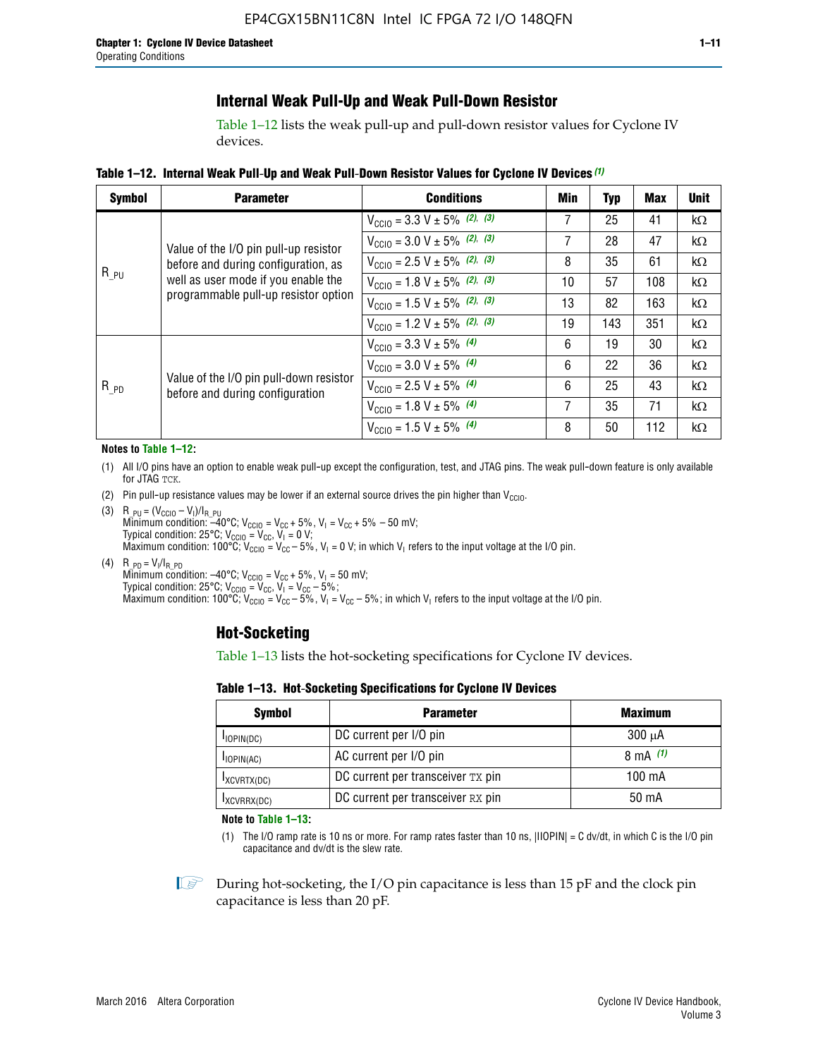## Internal Weak Pull-Up and Weak Pull-Down Resistor

Table 1–12 lists the weak pull-up and pull-down resistor values for Cyclone IV devices.

**Table 1–12. Internal Weak Pull-Up and Weak Pull-Down Resistor Values for Cyclone IV Devices (1)**

| Symbol | Parameter | Conditions | Min | Typ | Max | Unit |
|---|---|---|---|---|---|---|
| $R_{\_PU}$ | Value of the I/O pin pull-up resistor before and during configuration, as well as user mode if you enable the programmable pull-up resistor option | $V_{CCIO}$ = 3.3 V ± 5% (2), (3) | 7 | 25 | 41 | kΩ |
| | | $V_{CCIO}$ = 3.0 V ± 5% (2), (3) | 7 | 28 | 47 | kΩ |
| | | $V_{CCIO}$ = 2.5 V ± 5% (2), (3) | 8 | 35 | 61 | kΩ |
| | | $V_{CCIO}$ = 1.8 V ± 5% (2), (3) | 10 | 57 | 108 | kΩ |
| | | $V_{CCIO}$ = 1.5 V ± 5% (2), (3) | 13 | 82 | 163 | kΩ |
| | | $V_{CCIO}$ = 1.2 V ± 5% (2), (3) | 19 | 143 | 351 | kΩ |
| $R_{\_PD}$ | Value of the I/O pin pull-down resistor before and during configuration | $V_{CCIO}$ = 3.3 V ± 5% (4) | 6 | 19 | 30 | kΩ |
| | | $V_{CCIO}$ = 3.0 V ± 5% (4) | 6 | 22 | 36 | kΩ |
| | | $V_{CCIO}$ = 2.5 V ± 5% (4) | 6 | 25 | 43 | kΩ |
| | | $V_{CCIO}$ = 1.8 V ± 5% (4) | 7 | 35 | 71 | kΩ |
| | | $V_{CCIO}$ = 1.5 V ± 5% (4) | 8 | 50 | 112 | kΩ |

**Notes to Table 1–12:**

(1) All I/O pins have an option to enable weak pull-up except the configuration, test, and JTAG pins. The weak pull-down feature is only available for JTAG TCK.

(2) Pin pull-up resistance values may be lower if an external source drives the pin higher than $V_{CCIO}$.

(3) $R_{\_PU} = (V_{CCIO} - V_I)/I_{R\_PU}$
Minimum condition: –40°C; $V_{CCIO} = V_{CC} + 5\%$, $V_I = V_{CC} + 5\% - 50$ mV;
Typical condition: 25°C; $V_{CCIO} = V_{CC}$, $V_I = 0$ V;
Maximum condition: 100°C; $V_{CCIO} = V_{CC} - 5\%$, $V_I = 0$ V; in which $V_I$ refers to the input voltage at the I/O pin.

(4) $R_{\_PD} = V_I/I_{R\_PD}$
Minimum condition: –40°C; $V_{CCIO} = V_{CC} + 5\%$, $V_I = 50$ mV;
Typical condition: 25°C; $V_{CCIO} = V_{CC}$, $V_I = V_{CC} - 5\%$;
Maximum condition: 100°C; $V_{CCIO} = V_{CC} - 5\%$, $V_I = V_{CC} - 5\%$; in which $V_I$ refers to the input voltage at the I/O pin.

## Hot-Socketing

Table 1–13 lists the hot-socketing specifications for Cyclone IV devices.

**Table 1–13. Hot-Socketing Specifications for Cyclone IV Devices**

| Symbol | Parameter | Maximum |
|---|---|---|
| $I_{IOPIN(DC)}$ | DC current per I/O pin | 300 μA |
| $I_{IOPIN(AC)}$ | AC current per I/O pin | 8 mA (1) |
| $I_{XCVRTX(DC)}$ | DC current per transceiver TX pin | 100 mA |
| $I_{XCVRRX(DC)}$ | DC current per transceiver RX pin | 50 mA |

**Note to Table 1–13:**

(1) The I/O ramp rate is 10 ns or more. For ramp rates faster than 10 ns, |IIOPIN| = C dv/dt, in which C is the I/O pin capacitance and dv/dt is the slew rate.

During hot-socketing, the I/O pin capacitance is less than 15 pF and the clock pin capacitance is less than 20 pF.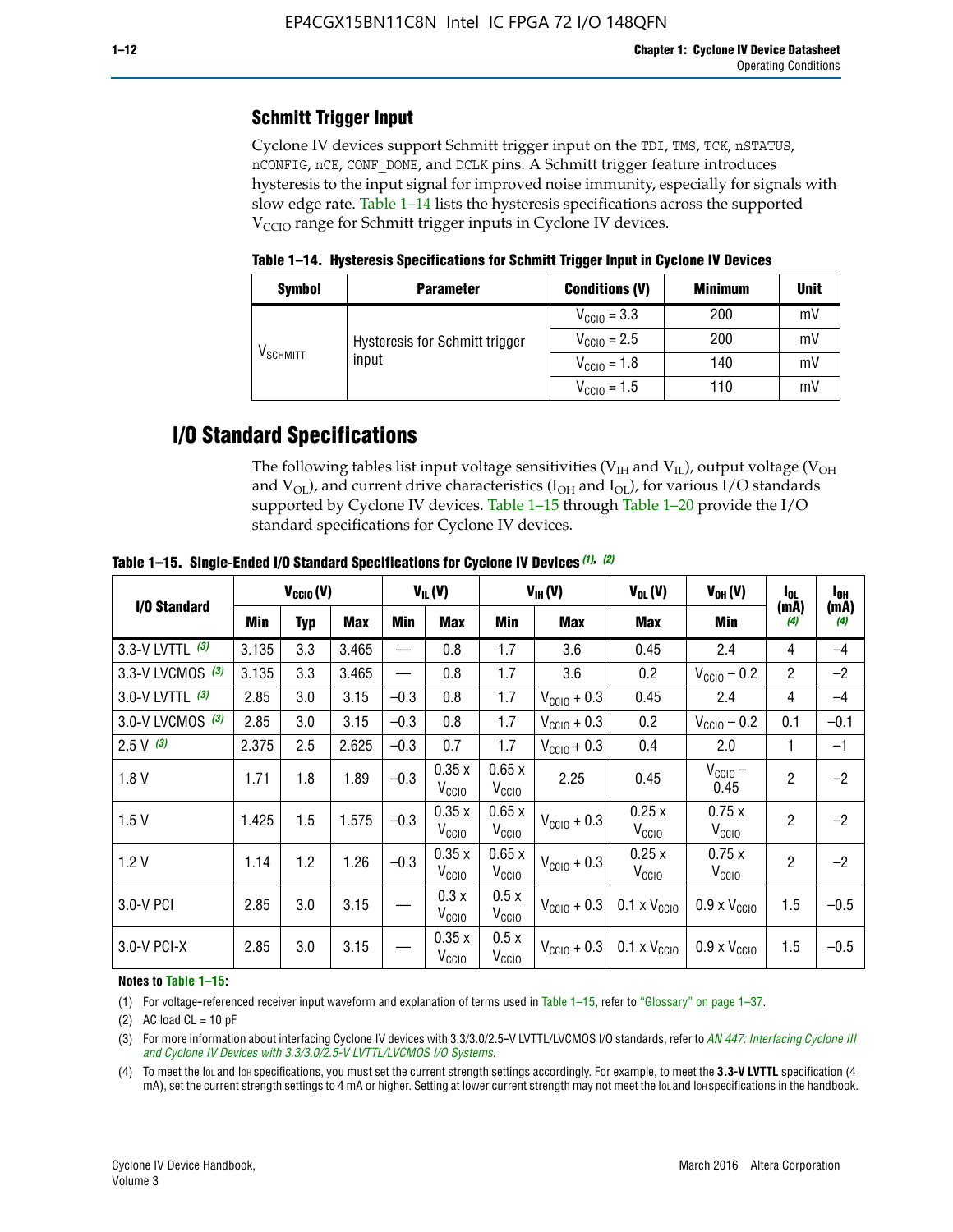## Schmitt Trigger Input

Cyclone IV devices support Schmitt trigger input on the TDI, TMS, TCK, nSTATUS, nCONFIG, nCE, CONF_DONE, and DCLK pins. A Schmitt trigger feature introduces hysteresis to the input signal for improved noise immunity, especially for signals with slow edge rate. Table 1–14 lists the hysteresis specifications across the supported $V_{CCIO}$ range for Schmitt trigger inputs in Cyclone IV devices.

**Table 1–14. Hysteresis Specifications for Schmitt Trigger Input in Cyclone IV Devices**

| Symbol | Parameter | Conditions (V) | Minimum | Unit |
|---|---|---|---|---|
| $V_{SCHMITT}$ | Hysteresis for Schmitt trigger input | $V_{CCIO}$ = 3.3 | 200 | mV |
| | | $V_{CCIO}$ = 2.5 | 200 | mV |
| | | $V_{CCIO}$ = 1.8 | 140 | mV |
| | | $V_{CCIO}$ = 1.5 | 110 | mV |

# I/O Standard Specifications

The following tables list input voltage sensitivities ($V_{IH}$ and $V_{IL}$), output voltage ($V_{OH}$ and $V_{OL}$), and current drive characteristics ($I_{OH}$ and $I_{OL}$), for various I/O standards supported by Cyclone IV devices. Table 1–15 through Table 1–20 provide the I/O standard specifications for Cyclone IV devices.

**Table 1–15. Single-Ended I/O Standard Specifications for Cyclone IV Devices (1), (2)**

| I/O Standard | $V_{CCIO}$ (V) | | | $V_{IL}$ (V) | | $V_{IH}$ (V) | | $V_{OL}$ (V) | $V_{OH}$ (V) | $I_{OL}$ (mA) (4) | $I_{OH}$ (mA) (4) |
|---|---|---|---|---|---|---|---|---|---|---|---|
| | Min | Typ | Max | Min | Max | Min | Max | Max | Min | | |
| 3.3-V LVTTL (3) | 3.135 | 3.3 | 3.465 | — | 0.8 | 1.7 | 3.6 | 0.45 | 2.4 | 4 | –4 |
| 3.3-V LVCMOS (3) | 3.135 | 3.3 | 3.465 | — | 0.8 | 1.7 | 3.6 | 0.2 | $V_{CCIO}$ – 0.2 | 2 | –2 |
| 3.0-V LVTTL (3) | 2.85 | 3.0 | 3.15 | –0.3 | 0.8 | 1.7 | $V_{CCIO}$ + 0.3 | 0.45 | 2.4 | 4 | –4 |
| 3.0-V LVCMOS (3) | 2.85 | 3.0 | 3.15 | –0.3 | 0.8 | 1.7 | $V_{CCIO}$ + 0.3 | 0.2 | $V_{CCIO}$ – 0.2 | 0.1 | –0.1 |
| 2.5 V (3) | 2.375 | 2.5 | 2.625 | –0.3 | 0.7 | 1.7 | $V_{CCIO}$ + 0.3 | 0.4 | 2.0 | 1 | –1 |
| 1.8 V | 1.71 | 1.8 | 1.89 | –0.3 | 0.35 x $V_{CCIO}$ | 0.65 x $V_{CCIO}$ | 2.25 | 0.45 | $V_{CCIO}$ – 0.45 | 2 | –2 |
| 1.5 V | 1.425 | 1.5 | 1.575 | –0.3 | 0.35 x $V_{CCIO}$ | 0.65 x $V_{CCIO}$ | $V_{CCIO}$ + 0.3 | 0.25 x $V_{CCIO}$ | 0.75 x $V_{CCIO}$ | 2 | –2 |
| 1.2 V | 1.14 | 1.2 | 1.26 | –0.3 | 0.35 x $V_{CCIO}$ | 0.65 x $V_{CCIO}$ | $V_{CCIO}$ + 0.3 | 0.25 x $V_{CCIO}$ | 0.75 x $V_{CCIO}$ | 2 | –2 |
| 3.0-V PCI | 2.85 | 3.0 | 3.15 | — | 0.3 x $V_{CCIO}$ | 0.5 x $V_{CCIO}$ | $V_{CCIO}$ + 0.3 | 0.1 x $V_{CCIO}$ | 0.9 x $V_{CCIO}$ | 1.5 | –0.5 |
| 3.0-V PCI-X | 2.85 | 3.0 | 3.15 | — | 0.35 x $V_{CCIO}$ | 0.5 x $V_{CCIO}$ | $V_{CCIO}$ + 0.3 | 0.1 x $V_{CCIO}$ | 0.9 x $V_{CCIO}$ | 1.5 | –0.5 |

**Notes to Table 1–15:**

(1) For voltage-referenced receiver input waveform and explanation of terms used in Table 1–15, refer to "Glossary" on page 1–37.

(2) AC load CL = 10 pF

(3) For more information about interfacing Cyclone IV devices with 3.3/3.0/2.5-V LVTTL/LVCMOS I/O standards, refer to *AN 447: Interfacing Cyclone III and Cyclone IV Devices with 3.3/3.0/2.5-V LVTTL/LVCMOS I/O Systems*.

(4) To meet the $I_{OL}$ and $I_{OH}$ specifications, you must set the current strength settings accordingly. For example, to meet the **3.3-V LVTTL** specification (4 mA), set the current strength settings to 4 mA or higher. Setting at lower current strength may not meet the $I_{OL}$ and $I_{OH}$ specifications in the handbook.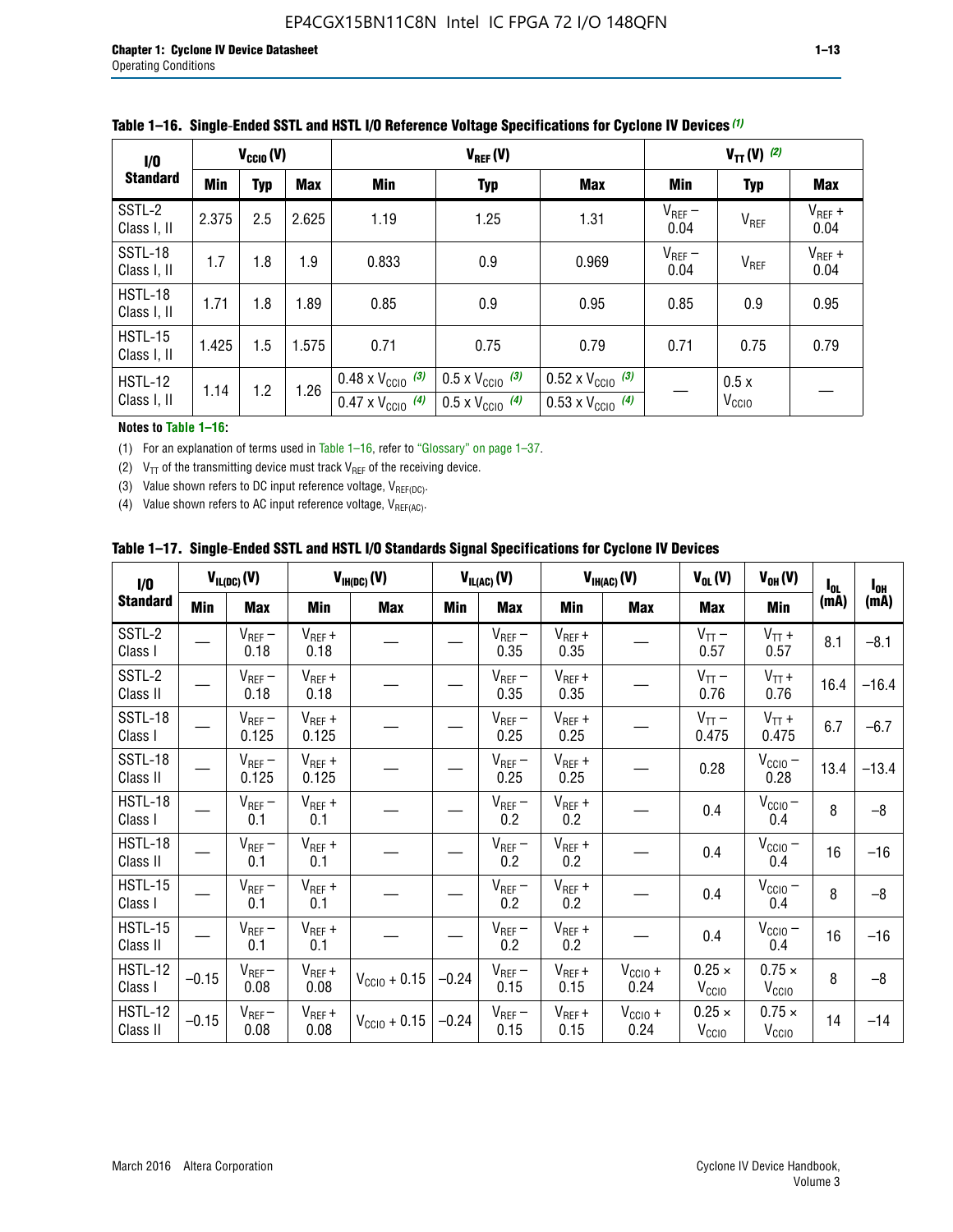**Table 1–16. Single-Ended SSTL and HSTL I/O Reference Voltage Specifications for Cyclone IV Devices (1)**

| I/O Standard | $V_{CCIO}$ (V) | | | $V_{REF}$ (V) | | | $V_{TT}$ (V) (2) | | |
|---|---|---|---|---|---|---|---|---|---|
| | Min | Typ | Max | Min | Typ | Max | Min | Typ | Max |
| SSTL-2 Class I, II | 2.375 | 2.5 | 2.625 | 1.19 | 1.25 | 1.31 | $V_{REF}$ – 0.04 | $V_{REF}$ | $V_{REF}$ + 0.04 |
| SSTL-18 Class I, II | 1.7 | 1.8 | 1.9 | 0.833 | 0.9 | 0.969 | $V_{REF}$ – 0.04 | $V_{REF}$ | $V_{REF}$ + 0.04 |
| HSTL-18 Class I, II | 1.71 | 1.8 | 1.89 | 0.85 | 0.9 | 0.95 | 0.85 | 0.9 | 0.95 |
| HSTL-15 Class I, II | 1.425 | 1.5 | 1.575 | 0.71 | 0.75 | 0.79 | 0.71 | 0.75 | 0.79 |
| HSTL-12 Class I, II | 1.14 | 1.2 | 1.26 | 0.48 x $V_{CCIO}$ (3) / 0.47 x $V_{CCIO}$ (4) | 0.5 x $V_{CCIO}$ (3) / 0.5 x $V_{CCIO}$ (4) | 0.52 x $V_{CCIO}$ (3) / 0.53 x $V_{CCIO}$ (4) | — | 0.5 x $V_{CCIO}$ | — |

**Notes to Table 1–16:**

(1) For an explanation of terms used in Table 1–16, refer to "Glossary" on page 1–37.

(2) $V_{TT}$ of the transmitting device must track $V_{REF}$ of the receiving device.

(3) Value shown refers to DC input reference voltage, $V_{REF(DC)}$.

(4) Value shown refers to AC input reference voltage, $V_{REF(AC)}$.

**Table 1–17. Single-Ended SSTL and HSTL I/O Standards Signal Specifications for Cyclone IV Devices**

| I/O Standard | $V_{IL(DC)}$ (V) | | $V_{IH(DC)}$ (V) | | $V_{IL(AC)}$ (V) | | $V_{IH(AC)}$ (V) | | $V_{OL}$ (V) | $V_{OH}$ (V) | $I_{OL}$ (mA) | $I_{OH}$ (mA) |
|---|---|---|---|---|---|---|---|---|---|---|---|---|
| | Min | Max | Min | Max | Min | Max | Min | Max | Max | Min | | |
| SSTL-2 Class I | — | $V_{REF}$ – 0.18 | $V_{REF}$ + 0.18 | — | — | $V_{REF}$ – 0.35 | $V_{REF}$ + 0.35 | — | $V_{TT}$ – 0.57 | $V_{TT}$ + 0.57 | 8.1 | –8.1 |
| SSTL-2 Class II | — | $V_{REF}$ – 0.18 | $V_{REF}$ + 0.18 | — | — | $V_{REF}$ – 0.35 | $V_{REF}$ + 0.35 | — | $V_{TT}$ – 0.76 | $V_{TT}$ + 0.76 | 16.4 | –16.4 |
| SSTL-18 Class I | — | $V_{REF}$ – 0.125 | $V_{REF}$ + 0.125 | — | — | $V_{REF}$ – 0.25 | $V_{REF}$ + 0.25 | — | $V_{TT}$ – 0.475 | $V_{TT}$ + 0.475 | 6.7 | –6.7 |
| SSTL-18 Class II | — | $V_{REF}$ – 0.125 | $V_{REF}$ + 0.125 | — | — | $V_{REF}$ – 0.25 | $V_{REF}$ + 0.25 | — | 0.28 | $V_{CCIO}$ – 0.28 | 13.4 | –13.4 |
| HSTL-18 Class I | — | $V_{REF}$ – 0.1 | $V_{REF}$ + 0.1 | — | — | $V_{REF}$ – 0.2 | $V_{REF}$ + 0.2 | — | 0.4 | $V_{CCIO}$ – 0.4 | 8 | –8 |
| HSTL-18 Class II | — | $V_{REF}$ – 0.1 | $V_{REF}$ + 0.1 | — | — | $V_{REF}$ – 0.2 | $V_{REF}$ + 0.2 | — | 0.4 | $V_{CCIO}$ – 0.4 | 16 | –16 |
| HSTL-15 Class I | — | $V_{REF}$ – 0.1 | $V_{REF}$ + 0.1 | — | — | $V_{REF}$ – 0.2 | $V_{REF}$ + 0.2 | — | 0.4 | $V_{CCIO}$ – 0.4 | 8 | –8 |
| HSTL-15 Class II | — | $V_{REF}$ – 0.1 | $V_{REF}$ + 0.1 | — | — | $V_{REF}$ – 0.2 | $V_{REF}$ + 0.2 | — | 0.4 | $V_{CCIO}$ – 0.4 | 16 | –16 |
| HSTL-12 Class I | –0.15 | $V_{REF}$ – 0.08 | $V_{REF}$ + 0.08 | $V_{CCIO}$ + 0.15 | –0.24 | $V_{REF}$ – 0.15 | $V_{REF}$ + 0.15 | $V_{CCIO}$ + 0.24 | 0.25 × $V_{CCIO}$ | 0.75 × $V_{CCIO}$ | 8 | –8 |
| HSTL-12 Class II | –0.15 | $V_{REF}$ – 0.08 | $V_{REF}$ + 0.08 | $V_{CCIO}$ + 0.15 | –0.24 | $V_{REF}$ – 0.15 | $V_{REF}$ + 0.15 | $V_{CCIO}$ + 0.24 | 0.25 × $V_{CCIO}$ | 0.75 × $V_{CCIO}$ | 14 | –14 |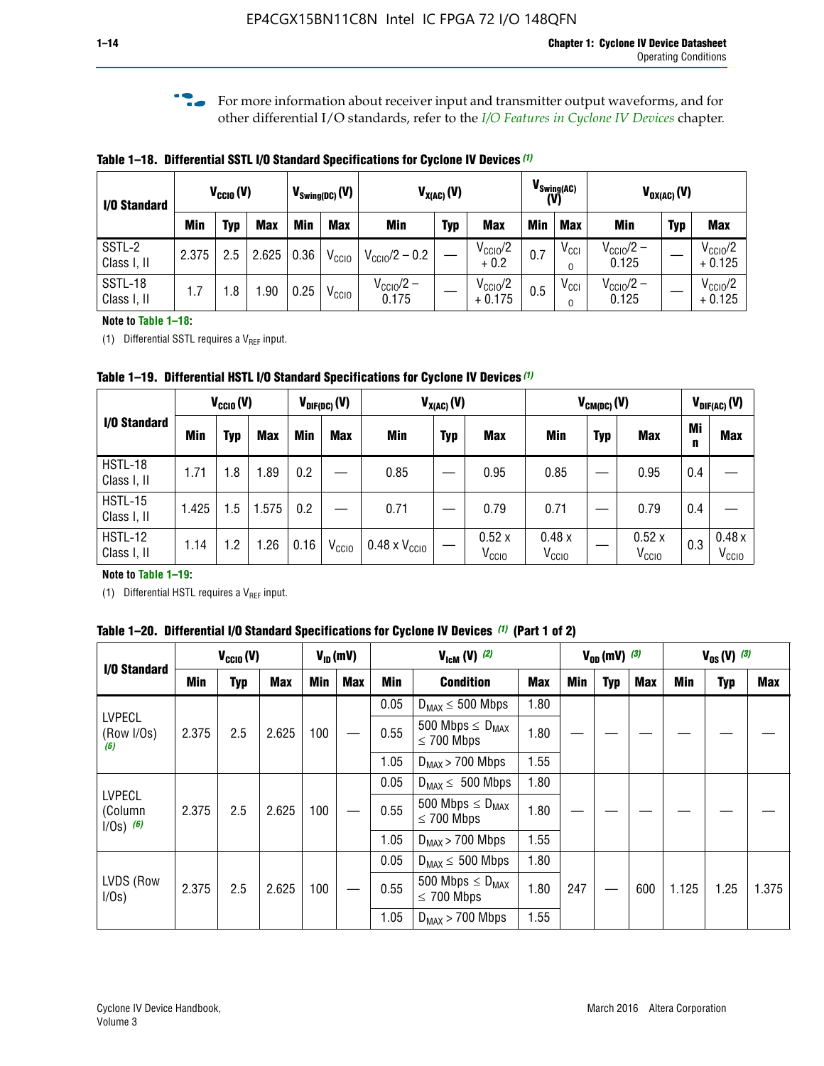For more information about receiver input and transmitter output waveforms, and for other differential I/O standards, refer to the *I/O Features in Cyclone IV Devices* chapter.

**Table 1–18. Differential SSTL I/O Standard Specifications for Cyclone IV Devices (1)**

| I/O Standard | $V_{CCIO}$ (V) | | | $V_{Swing(DC)}$ (V) | | $V_{X(AC)}$ (V) | | | $V_{Swing(AC)}$ (V) | | $V_{OX(AC)}$ (V) | | |
|---|---|---|---|---|---|---|---|---|---|---|---|---|---|
| | Min | Typ | Max | Min | Max | Min | Typ | Max | Min | Max | Min | Typ | Max |
| SSTL-2 Class I, II | 2.375 | 2.5 | 2.625 | 0.36 | $V_{CCIO}$ | $V_{CCIO}/2 - 0.2$ | — | $V_{CCIO}/2 + 0.2$ | 0.7 | $V_{CCIO}$ | $V_{CCIO}/2 - 0.125$ | — | $V_{CCIO}/2 + 0.125$ |
| SSTL-18 Class I, II | 1.7 | 1.8 | 1.90 | 0.25 | $V_{CCIO}$ | $V_{CCIO}/2 - 0.175$ | — | $V_{CCIO}/2 + 0.175$ | 0.5 | $V_{CCIO}$ | $V_{CCIO}/2 - 0.125$ | — | $V_{CCIO}/2 + 0.125$ |

**Note to Table 1–18:**

(1) Differential SSTL requires a $V_{REF}$ input.

**Table 1–19. Differential HSTL I/O Standard Specifications for Cyclone IV Devices (1)**

| I/O Standard | $V_{CCIO}$ (V) | | | $V_{DIF(DC)}$ (V) | | $V_{X(AC)}$ (V) | | | $V_{CM(DC)}$ (V) | | | $V_{DIF(AC)}$ (V) | |
|---|---|---|---|---|---|---|---|---|---|---|---|---|---|
| | Min | Typ | Max | Min | Max | Min | Typ | Max | Min | Typ | Max | Min | Max |
| HSTL-18 Class I, II | 1.71 | 1.8 | 1.89 | 0.2 | — | 0.85 | — | 0.95 | 0.85 | — | 0.95 | 0.4 | — |
| HSTL-15 Class I, II | 1.425 | 1.5 | 1.575 | 0.2 | — | 0.71 | — | 0.79 | 0.71 | — | 0.79 | 0.4 | — |
| HSTL-12 Class I, II | 1.14 | 1.2 | 1.26 | 0.16 | $V_{CCIO}$ | 0.48 x $V_{CCIO}$ | — | 0.52 x $V_{CCIO}$ | 0.48 x $V_{CCIO}$ | — | 0.52 x $V_{CCIO}$ | 0.3 | 0.48 x $V_{CCIO}$ |

**Note to Table 1–19:**

(1) Differential HSTL requires a $V_{REF}$ input.

**Table 1–20. Differential I/O Standard Specifications for Cyclone IV Devices (1) (Part 1 of 2)**

| I/O Standard | $V_{CCIO}$ (V) | | | $V_{ID}$ (mV) | | $V_{IcM}$ (V) (2) | | | $V_{OD}$ (mV) (3) | | | $V_{OS}$ (V) (3) | | |
|---|---|---|---|---|---|---|---|---|---|---|---|---|---|---|
| | Min | Typ | Max | Min | Max | Min | Condition | Max | Min | Typ | Max | Min | Typ | Max |
| LVPECL (Row I/Os) (6) | 2.375 | 2.5 | 2.625 | 100 | — | 0.05 | $D_{MAX} \leq 500$ Mbps | 1.80 | — | — | — | — | — | — |
| | | | | | | 0.55 | 500 Mbps $\leq D_{MAX} \leq 700$ Mbps | 1.80 | | | | | | |
| | | | | | | 1.05 | $D_{MAX} > 700$ Mbps | 1.55 | | | | | | |
| LVPECL (Column I/Os) (6) | 2.375 | 2.5 | 2.625 | 100 | — | 0.05 | $D_{MAX} \leq 500$ Mbps | 1.80 | — | — | — | — | — | — |
| | | | | | | 0.55 | 500 Mbps $\leq D_{MAX} \leq 700$ Mbps | 1.80 | | | | | | |
| | | | | | | 1.05 | $D_{MAX} > 700$ Mbps | 1.55 | | | | | | |
| LVDS (Row I/Os) | 2.375 | 2.5 | 2.625 | 100 | — | 0.05 | $D_{MAX} \leq 500$ Mbps | 1.80 | 247 | — | 600 | 1.125 | 1.25 | 1.375 |
| | | | | | | 0.55 | 500 Mbps $\leq D_{MAX} \leq 700$ Mbps | 1.80 | | | | | | |
| | | | | | | 1.05 | $D_{MAX} > 700$ Mbps | 1.55 | | | | | | |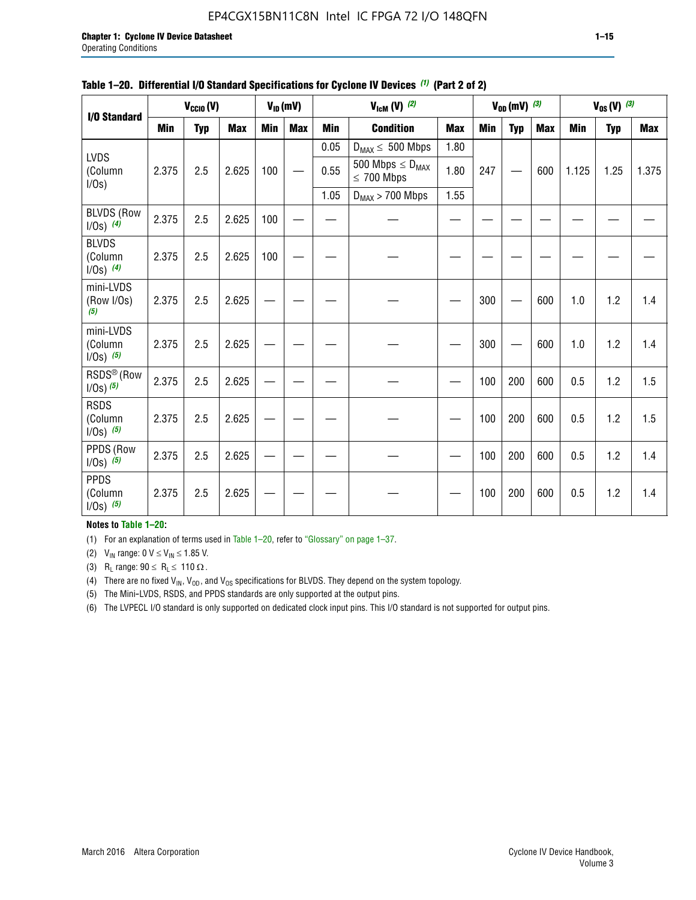**Table 1–20. Differential I/O Standard Specifications for Cyclone IV Devices (1) (Part 2 of 2)**

| I/O Standard | $V_{CCIO}$ (V) | | | $V_{ID}$ (mV) | | $V_{IcM}$ (V) (2) | | | $V_{OD}$ (mV) (3) | | | $V_{OS}$ (V) (3) | | |
|---|---|---|---|---|---|---|---|---|---|---|---|---|---|---|
| | Min | Typ | Max | Min | Max | Min | Condition | Max | Min | Typ | Max | Min | Typ | Max |
| LVDS (Column I/Os) | 2.375 | 2.5 | 2.625 | 100 | — | 0.05 | $D_{MAX} \leq$ 500 Mbps | 1.80 | 247 | — | 600 | 1.125 | 1.25 | 1.375 |
| | | | | | | 0.55 | 500 Mbps $\leq D_{MAX} \leq$ 700 Mbps | 1.80 | | | | | | |
| | | | | | | 1.05 | $D_{MAX} >$ 700 Mbps | 1.55 | | | | | | |
| BLVDS (Row I/Os) (4) | 2.375 | 2.5 | 2.625 | 100 | — | — | — | — | — | — | — | — | — | — |
| BLVDS (Column I/Os) (4) | 2.375 | 2.5 | 2.625 | 100 | — | — | — | — | — | — | — | — | — | — |
| mini-LVDS (Row I/Os) (5) | 2.375 | 2.5 | 2.625 | — | — | — | — | — | 300 | — | 600 | 1.0 | 1.2 | 1.4 |
| mini-LVDS (Column I/Os) (5) | 2.375 | 2.5 | 2.625 | — | — | — | — | — | 300 | — | 600 | 1.0 | 1.2 | 1.4 |
| RSDS® (Row I/Os) (5) | 2.375 | 2.5 | 2.625 | — | — | — | — | — | 100 | 200 | 600 | 0.5 | 1.2 | 1.5 |
| RSDS (Column I/Os) (5) | 2.375 | 2.5 | 2.625 | — | — | — | — | — | 100 | 200 | 600 | 0.5 | 1.2 | 1.5 |
| PPDS (Row I/Os) (5) | 2.375 | 2.5 | 2.625 | — | — | — | — | — | 100 | 200 | 600 | 0.5 | 1.2 | 1.4 |
| PPDS (Column I/Os) (5) | 2.375 | 2.5 | 2.625 | — | — | — | — | — | 100 | 200 | 600 | 0.5 | 1.2 | 1.4 |

**Notes to Table 1–20:**

(1) For an explanation of terms used in Table 1–20, refer to "Glossary" on page 1–37.

(2) $V_{IN}$ range: 0 V $\leq V_{IN} \leq$ 1.85 V.

(3) $R_L$ range: 90 $\leq R_L \leq$ 110 Ω.

(4) There are no fixed $V_{IN}$, $V_{OD}$, and $V_{OS}$ specifications for BLVDS. They depend on the system topology.

(5) The Mini-LVDS, RSDS, and PPDS standards are only supported at the output pins.

(6) The LVPECL I/O standard is only supported on dedicated clock input pins. This I/O standard is not supported for output pins.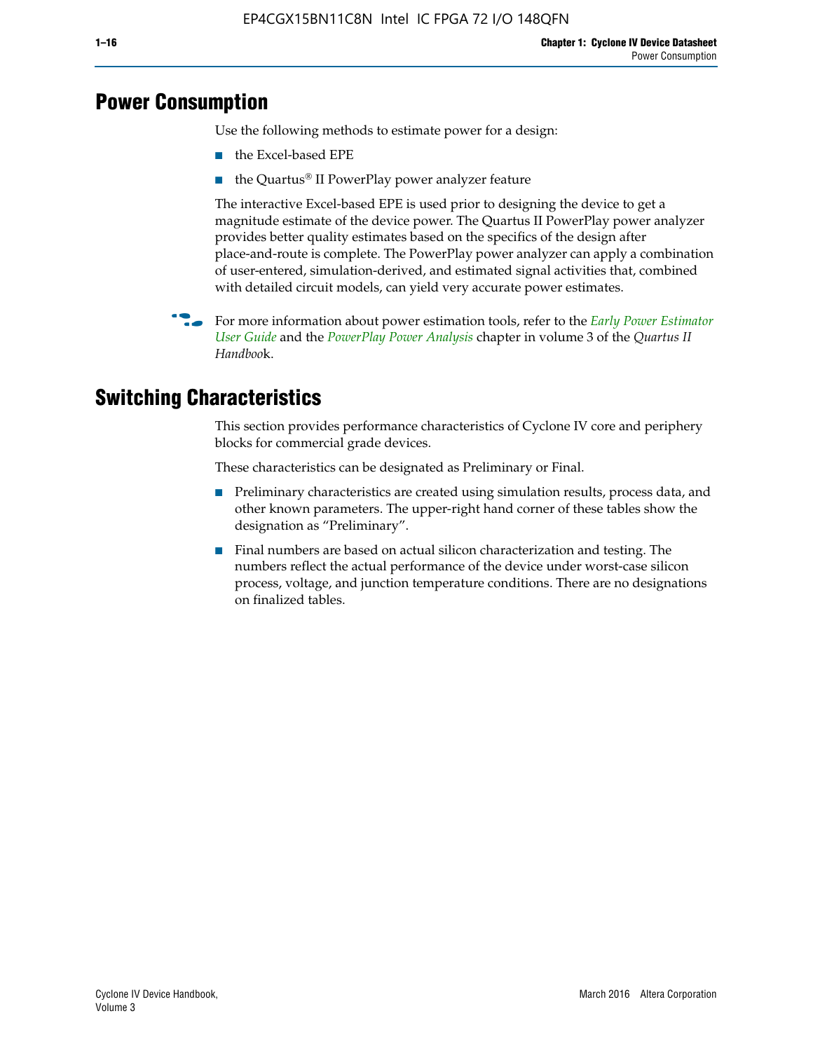# Power Consumption

Use the following methods to estimate power for a design:

- the Excel-based EPE
- the Quartus® II PowerPlay power analyzer feature

The interactive Excel-based EPE is used prior to designing the device to get a magnitude estimate of the device power. The Quartus II PowerPlay power analyzer provides better quality estimates based on the specifics of the design after place-and-route is complete. The PowerPlay power analyzer can apply a combination of user-entered, simulation-derived, and estimated signal activities that, combined with detailed circuit models, can yield very accurate power estimates.

For more information about power estimation tools, refer to the *Early Power Estimator User Guide* and the *PowerPlay Power Analysis* chapter in volume 3 of the *Quartus II Handbook*.

# Switching Characteristics

This section provides performance characteristics of Cyclone IV core and periphery blocks for commercial grade devices.

These characteristics can be designated as Preliminary or Final.

- Preliminary characteristics are created using simulation results, process data, and other known parameters. The upper-right hand corner of these tables show the designation as "Preliminary".
- Final numbers are based on actual silicon characterization and testing. The numbers reflect the actual performance of the device under worst-case silicon process, voltage, and junction temperature conditions. There are no designations on finalized tables.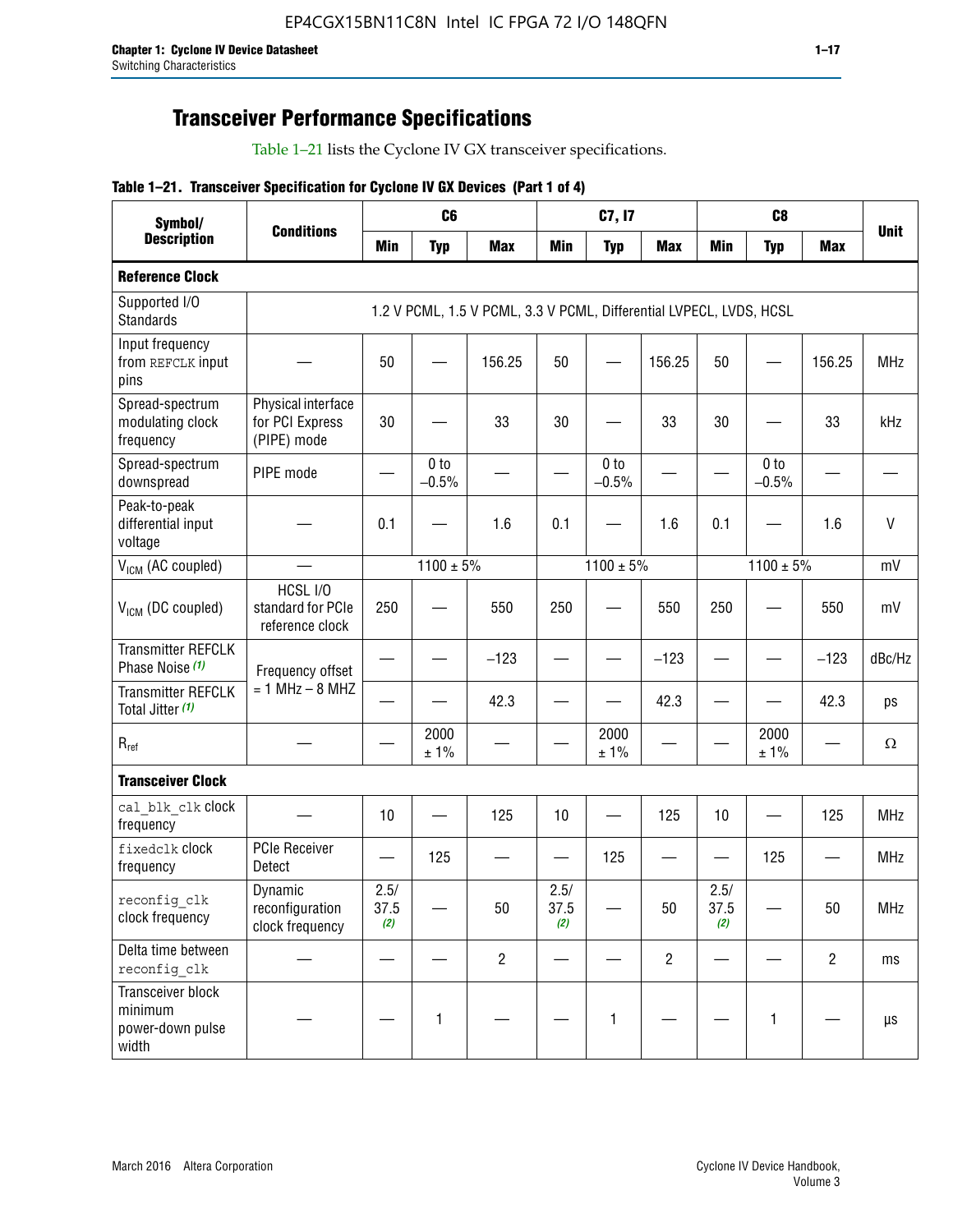## Transceiver Performance Specifications

Table 1–21 lists the Cyclone IV GX transceiver specifications.

**Table 1–21. Transceiver Specification for Cyclone IV GX Devices (Part 1 of 4)**

| Symbol/ Description | Conditions | C6 | | | C7, I7 | | | C8 | | | Unit |
|---|---|---|---|---|---|---|---|---|---|---|---|
| | | Min | Typ | Max | Min | Typ | Max | Min | Typ | Max | |
| **Reference Clock** | | | | | | | | | | | |
| Supported I/O Standards | 1.2 V PCML, 1.5 V PCML, 3.3 V PCML, Differential LVPECL, LVDS, HCSL | | | | | | | | | | |
| Input frequency from REFCLK input pins | — | 50 | — | 156.25 | 50 | — | 156.25 | 50 | — | 156.25 | MHz |
| Spread-spectrum modulating clock frequency | Physical interface for PCI Express (PIPE) mode | 30 | — | 33 | 30 | — | 33 | 30 | — | 33 | kHz |
| Spread-spectrum downspread | PIPE mode | — | 0 to −0.5% | — | — | 0 to −0.5% | — | — | 0 to −0.5% | — | — |
| Peak-to-peak differential input voltage | — | 0.1 | — | 1.6 | 0.1 | — | 1.6 | 0.1 | — | 1.6 | V |
| $V_{ICM}$ (AC coupled) | — | 1100 ± 5% | | | 1100 ± 5% | | | 1100 ± 5% | | | mV |
| $V_{ICM}$ (DC coupled) | HCSL I/O standard for PCIe reference clock | 250 | — | 550 | 250 | — | 550 | 250 | — | 550 | mV |
| Transmitter REFCLK Phase Noise (1) | Frequency offset = 1 MHz – 8 MHZ | — | — | −123 | — | — | −123 | — | — | −123 | dBc/Hz |
| Transmitter REFCLK Total Jitter (1) | | — | — | 42.3 | — | — | 42.3 | — | — | 42.3 | ps |
| $R_{ref}$ | — | — | 2000 ± 1% | — | — | 2000 ± 1% | — | — | 2000 ± 1% | — | Ω |
| **Transceiver Clock** | | | | | | | | | | | |
| cal_blk_clk clock frequency | — | 10 | — | 125 | 10 | — | 125 | 10 | — | 125 | MHz |
| fixedclk clock frequency | PCIe Receiver Detect | — | 125 | — | — | 125 | — | — | 125 | — | MHz |
| reconfig_clk clock frequency | Dynamic reconfiguration clock frequency | 2.5/ 37.5 (2) | — | 50 | 2.5/ 37.5 (2) | — | 50 | 2.5/ 37.5 (2) | — | 50 | MHz |
| Delta time between reconfig_clk | — | — | — | 2 | — | — | 2 | — | — | 2 | ms |
| Transceiver block minimum power-down pulse width | — | — | 1 | — | — | 1 | — | — | 1 | — | µs |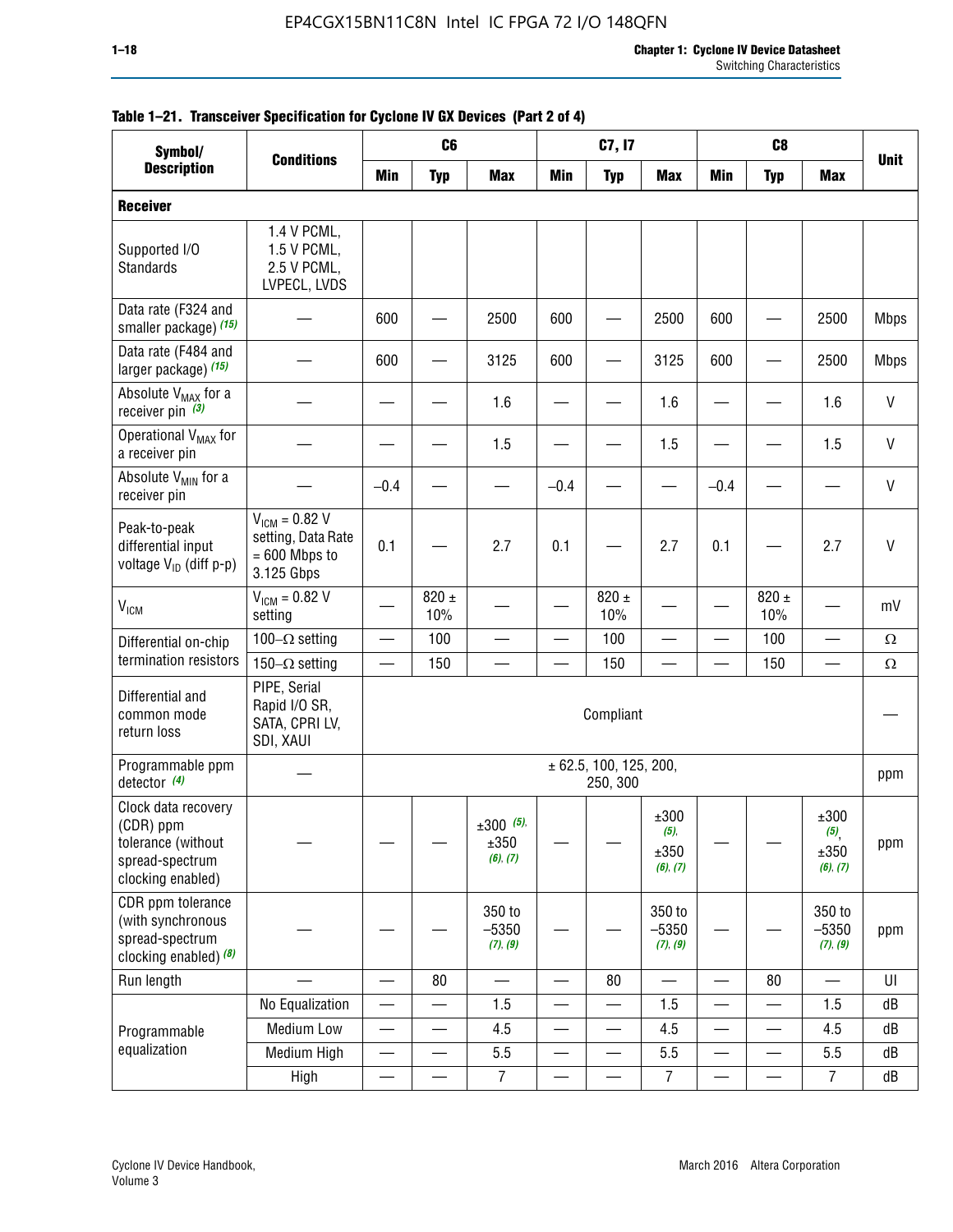**Table 1–21. Transceiver Specification for Cyclone IV GX Devices (Part 2 of 4)**

| Symbol/ Description | Conditions | C6 | | | C7, I7 | | | C8 | | | Unit |
|---|---|---|---|---|---|---|---|---|---|---|---|
| | | Min | Typ | Max | Min | Typ | Max | Min | Typ | Max | |
| **Receiver** | | | | | | | | | | | |
| Supported I/O Standards | 1.4 V PCML, 1.5 V PCML, 2.5 V PCML, LVPECL, LVDS | | | | | | | | | | |
| Data rate (F324 and smaller package) *(15)* | — | 600 | — | 2500 | 600 | — | 2500 | 600 | — | 2500 | Mbps |
| Data rate (F484 and larger package) *(15)* | — | 600 | — | 3125 | 600 | — | 3125 | 600 | — | 2500 | Mbps |
| Absolute $V_{MAX}$ for a receiver pin *(3)* | — | — | — | 1.6 | — | — | 1.6 | — | — | 1.6 | V |
| Operational $V_{MAX}$ for a receiver pin | — | — | — | 1.5 | — | — | 1.5 | — | — | 1.5 | V |
| Absolute $V_{MIN}$ for a receiver pin | — | –0.4 | — | — | –0.4 | — | — | –0.4 | — | — | V |
| Peak-to-peak differential input voltage $V_{ID}$ (diff p-p) | $V_{ICM}$ = 0.82 V setting, Data Rate = 600 Mbps to 3.125 Gbps | 0.1 | — | 2.7 | 0.1 | — | 2.7 | 0.1 | — | 2.7 | V |
| $V_{ICM}$ | $V_{ICM}$ = 0.82 V setting | — | 820 ± 10% | — | — | 820 ± 10% | — | — | 820 ± 10% | — | mV |
| Differential on-chip termination resistors | 100–Ω setting | — | 100 | — | — | 100 | — | — | 100 | — | Ω |
| | 150–Ω setting | — | 150 | — | — | 150 | — | — | 150 | — | Ω |
| Differential and common mode return loss | PIPE, Serial Rapid I/O SR, SATA, CPRI LV, SDI, XAUI | Compliant | | | | | | | | | — |
| Programmable ppm detector *(4)* | — | ± 62.5, 100, 125, 200, 250, 300 | | | | | | | | | ppm |
| Clock data recovery (CDR) ppm tolerance (without spread-spectrum clocking enabled) | — | — | — | ±300 *(5)*, ±350 *(6)*, *(7)* | — | — | ±300 *(5)*, ±350 *(6)*, *(7)* | — | — | ±300 *(5)*, ±350 *(6)*, *(7)* | ppm |
| CDR ppm tolerance (with synchronous spread-spectrum clocking enabled) *(8)* | — | — | — | 350 to –5350 *(7)*, *(9)* | — | — | 350 to –5350 *(7)*, *(9)* | — | — | 350 to –5350 *(7)*, *(9)* | ppm |
| Run length | — | — | 80 | — | — | 80 | — | — | 80 | — | UI |
| Programmable equalization | No Equalization | — | — | 1.5 | — | — | 1.5 | — | — | 1.5 | dB |
| | Medium Low | — | — | 4.5 | — | — | 4.5 | — | — | 4.5 | dB |
| | Medium High | — | — | 5.5 | — | — | 5.5 | — | — | 5.5 | dB |
| | High | — | — | 7 | — | — | 7 | — | — | 7 | dB |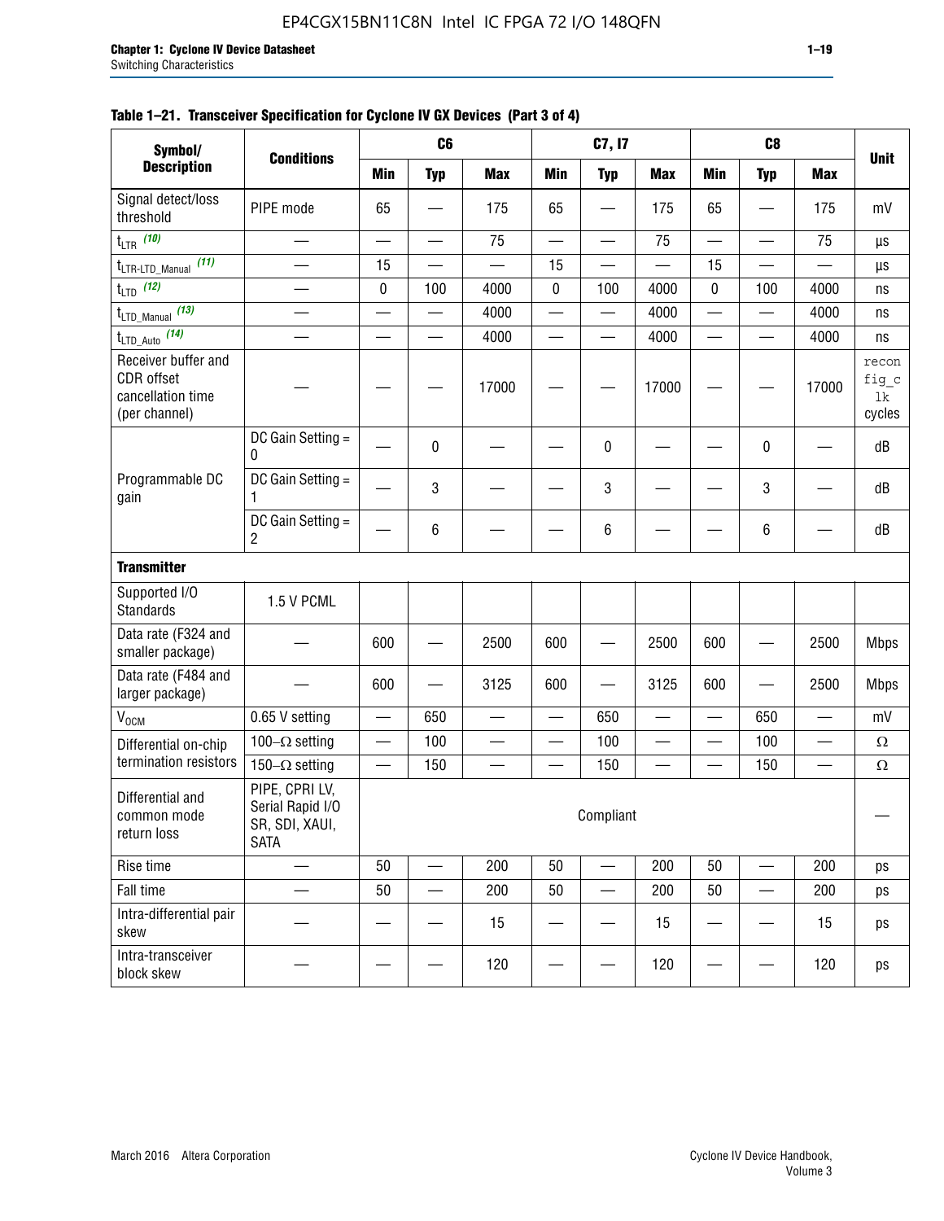**Table 1–21. Transceiver Specification for Cyclone IV GX Devices (Part 3 of 4)**

| Symbol/ Description | Conditions | C6 | | | C7, I7 | | | C8 | | | Unit |
|---|---|---|---|---|---|---|---|---|---|---|---|
| | | Min | Typ | Max | Min | Typ | Max | Min | Typ | Max | |
| Signal detect/loss threshold | PIPE mode | 65 | — | 175 | 65 | — | 175 | 65 | — | 175 | mV |
| $t_{LTR}$ (10) | — | — | — | 75 | — | — | 75 | — | — | 75 | µs |
| $t_{LTR\text{-}LTD\_Manual}$ (11) | — | 15 | — | — | 15 | — | — | 15 | — | — | µs |
| $t_{LTD}$ (12) | — | 0 | 100 | 4000 | 0 | 100 | 4000 | 0 | 100 | 4000 | ns |
| $t_{LTD\_Manual}$ (13) | — | — | — | 4000 | — | — | 4000 | — | — | 4000 | ns |
| $t_{LTD\_Auto}$ (14) | — | — | — | 4000 | — | — | 4000 | — | — | 4000 | ns |
| Receiver buffer and CDR offset cancellation time (per channel) | — | — | — | 17000 | — | — | 17000 | — | — | 17000 | reconfig_clk cycles |
| Programmable DC gain | DC Gain Setting = 0 | — | 0 | — | — | 0 | — | — | 0 | — | dB |
| | DC Gain Setting = 1 | — | 3 | — | — | 3 | — | — | 3 | — | dB |
| | DC Gain Setting = 2 | — | 6 | — | — | 6 | — | — | 6 | — | dB |
| **Transmitter** | | | | | | | | | | | |
| Supported I/O Standards | 1.5 V PCML | | | | | | | | | | |
| Data rate (F324 and smaller package) | — | 600 | — | 2500 | 600 | — | 2500 | 600 | — | 2500 | Mbps |
| Data rate (F484 and larger package) | — | 600 | — | 3125 | 600 | — | 3125 | 600 | — | 2500 | Mbps |
| $V_{OCM}$ | 0.65 V setting | — | 650 | — | — | 650 | — | — | 650 | — | mV |
| Differential on-chip termination resistors | 100–Ω setting | — | 100 | — | — | 100 | — | — | 100 | — | Ω |
| | 150–Ω setting | — | 150 | — | — | 150 | — | — | 150 | — | Ω |
| Differential and common mode return loss | PIPE, CPRI LV, Serial Rapid I/O SR, SDI, XAUI, SATA | Compliant | | | | | | | | | — |
| Rise time | — | 50 | — | 200 | 50 | — | 200 | 50 | — | 200 | ps |
| Fall time | — | 50 | — | 200 | 50 | — | 200 | 50 | — | 200 | ps |
| Intra-differential pair skew | — | — | — | 15 | — | — | 15 | — | — | 15 | ps |
| Intra-transceiver block skew | — | — | — | 120 | — | — | 120 | — | — | 120 | ps |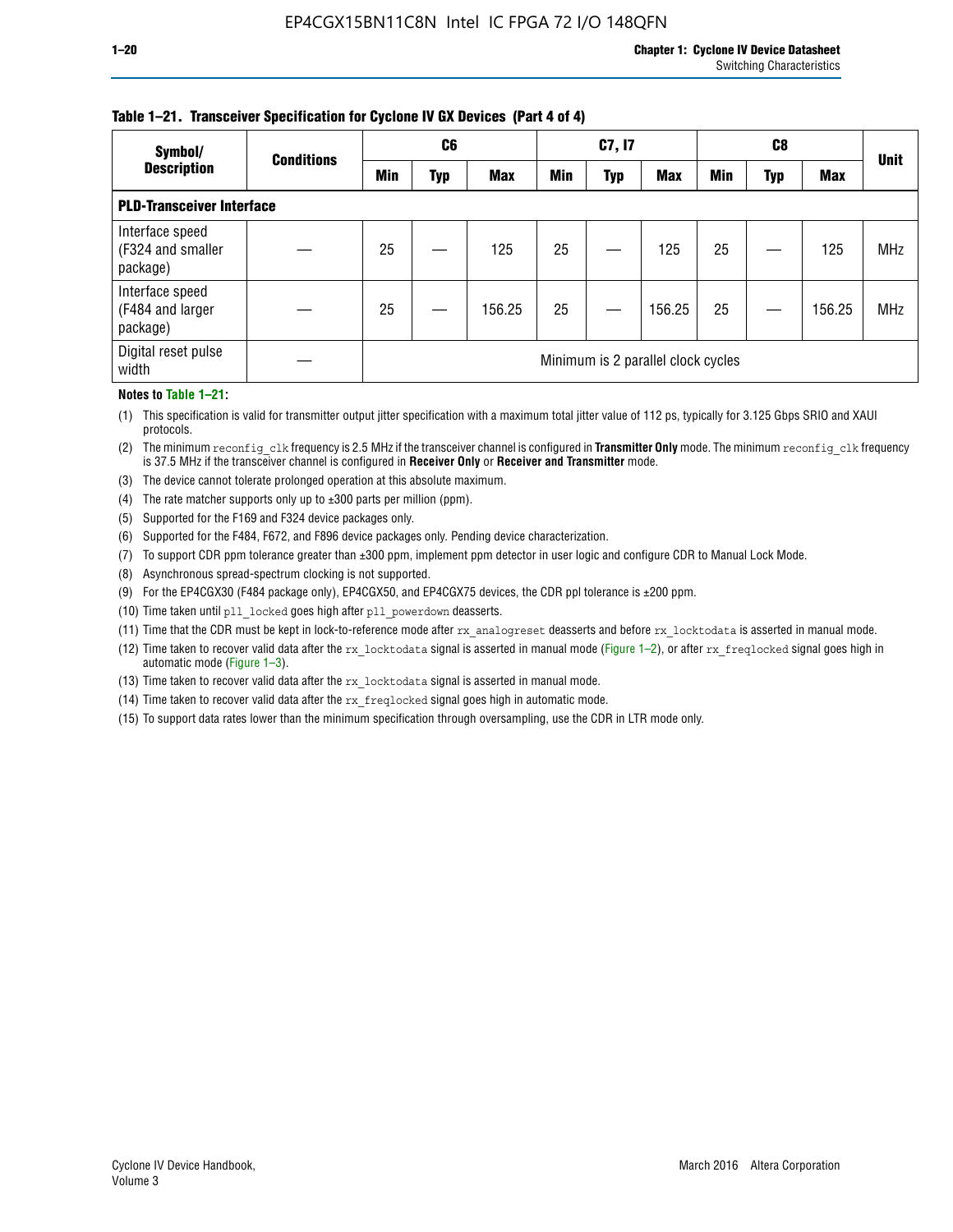**Table 1–21. Transceiver Specification for Cyclone IV GX Devices (Part 4 of 4)**

| Symbol/ Description | Conditions | C6 | | | C7, I7 | | | C8 | | | Unit |
|---|---|---|---|---|---|---|---|---|---|---|---|
| | | Min | Typ | Max | Min | Typ | Max | Min | Typ | Max | |
| **PLD-Transceiver Interface** | | | | | | | | | | | |
| Interface speed (F324 and smaller package) | — | 25 | — | 125 | 25 | — | 125 | 25 | — | 125 | MHz |
| Interface speed (F484 and larger package) | — | 25 | — | 156.25 | 25 | — | 156.25 | 25 | — | 156.25 | MHz |
| Digital reset pulse width | — | Minimum is 2 parallel clock cycles | | | | | | | | | |

**Notes to Table 1–21:**

(1) This specification is valid for transmitter output jitter specification with a maximum total jitter value of 112 ps, typically for 3.125 Gbps SRIO and XAUI protocols.

(2) The minimum `reconfig_clk` frequency is 2.5 MHz if the transceiver channel is configured in **Transmitter Only** mode. The minimum `reconfig_clk` frequency is 37.5 MHz if the transceiver channel is configured in **Receiver Only** or **Receiver and Transmitter** mode.

(3) The device cannot tolerate prolonged operation at this absolute maximum.

(4) The rate matcher supports only up to ±300 parts per million (ppm).

(5) Supported for the F169 and F324 device packages only.

(6) Supported for the F484, F672, and F896 device packages only. Pending device characterization.

(7) To support CDR ppm tolerance greater than ±300 ppm, implement ppm detector in user logic and configure CDR to Manual Lock Mode.

(8) Asynchronous spread-spectrum clocking is not supported.

(9) For the EP4CGX30 (F484 package only), EP4CGX50, and EP4CGX75 devices, the CDR ppl tolerance is ±200 ppm.

(10) Time taken until `pll_locked` goes high after `pll_powerdown` deasserts.

(11) Time that the CDR must be kept in lock-to-reference mode after `rx_analogreset` deasserts and before `rx_locktodata` is asserted in manual mode.

(12) Time taken to recover valid data after the `rx_locktodata` signal is asserted in manual mode (Figure 1–2), or after `rx_freqlocked` signal goes high in automatic mode (Figure 1–3).

(13) Time taken to recover valid data after the `rx_locktodata` signal is asserted in manual mode.

(14) Time taken to recover valid data after the `rx_freqlocked` signal goes high in automatic mode.

(15) To support data rates lower than the minimum specification through oversampling, use the CDR in LTR mode only.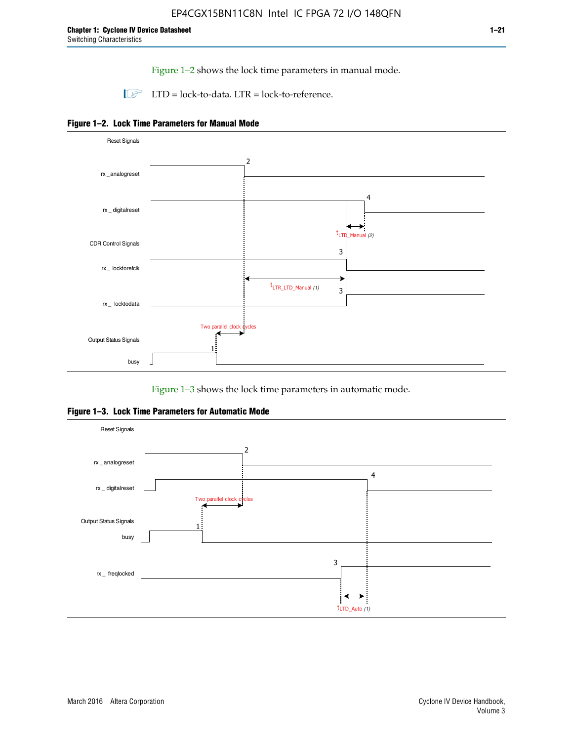Figure 1–2 shows the lock time parameters in manual mode.

LTD = lock-to-data. LTR = lock-to-reference.

**Figure 1–2. Lock Time Parameters for Manual Mode**

Reset Signals

rx_analogreset

rx_digitalreset

$t_{LTD\_Manual}$ (2)

CDR Control Signals

rx_locktorefclk

$t_{LTR\_LTD\_Manual}$ (1)

rx_locktodata

Two parallel clock cycles

Output Status Signals

busy

Figure 1–3 shows the lock time parameters in automatic mode.

**Figure 1–3. Lock Time Parameters for Automatic Mode**

Reset Signals

rx_analogreset

rx_digitalreset

Two parallel clock cycles

Output Status Signals

busy

rx_freqlocked

$t_{LTD\_Auto}$ (1)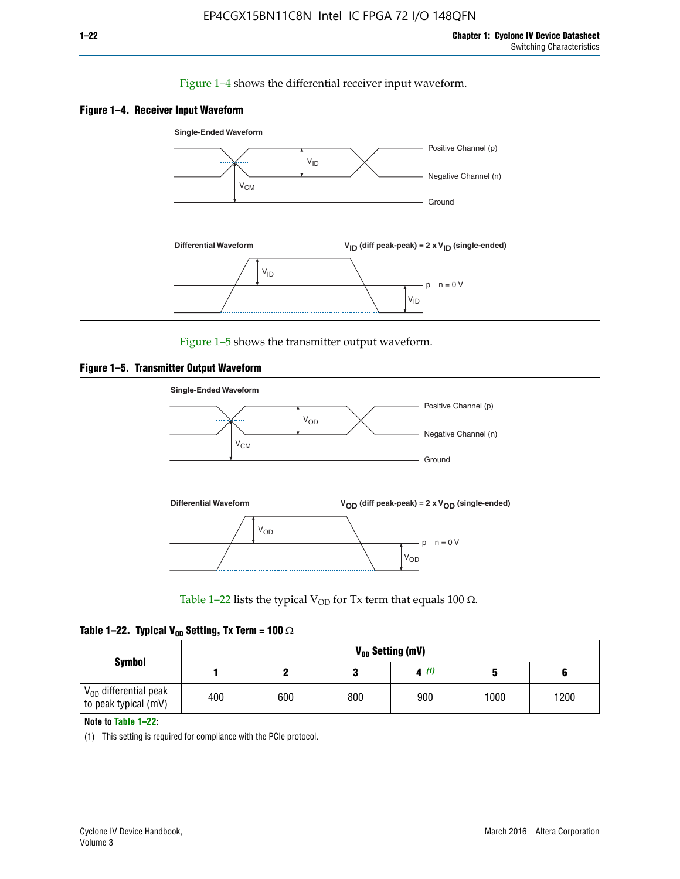Figure 1–4 shows the differential receiver input waveform.

**Figure 1–4. Receiver Input Waveform**

Single-Ended Waveform

Positive Channel (p)

Negative Channel (n)

Ground

$V_{ID}$

$V_{CM}$

Differential Waveform

$V_{ID}$ (diff peak-peak) = 2 x $V_{ID}$ (single-ended)

$V_{ID}$

p − n = 0 V

$V_{ID}$

Figure 1–5 shows the transmitter output waveform.

**Figure 1–5. Transmitter Output Waveform**

Single-Ended Waveform

Positive Channel (p)

Negative Channel (n)

Ground

$V_{OD}$

$V_{CM}$

Differential Waveform

$V_{OD}$ (diff peak-peak) = 2 x $V_{OD}$ (single-ended)

$V_{OD}$

p − n = 0 V

$V_{OD}$

Table 1–22 lists the typical $V_{OD}$ for Tx term that equals 100 Ω.

**Table 1–22. Typical $V_{OD}$ Setting, Tx Term = 100 Ω**

| Symbol | $V_{OD}$ Setting (mV) | | | | | |
|---|---|---|---|---|---|---|
| | 1 | 2 | 3 | 4 (1) | 5 | 6 |
| $V_{OD}$ differential peak to peak typical (mV) | 400 | 600 | 800 | 900 | 1000 | 1200 |

**Note to Table 1–22:**

(1) This setting is required for compliance with the PCIe protocol.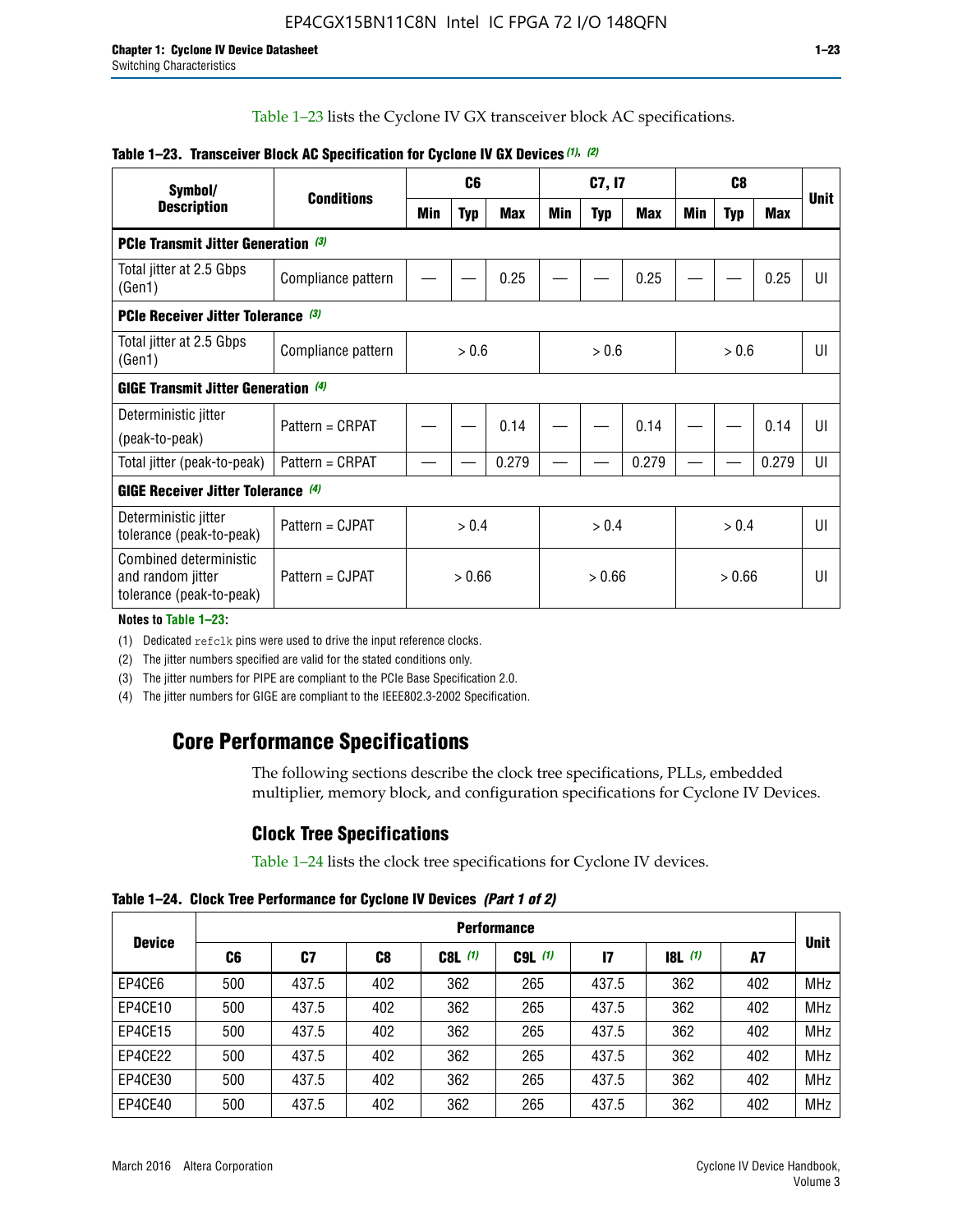Table 1–23 lists the Cyclone IV GX transceiver block AC specifications.

**Table 1–23. Transceiver Block AC Specification for Cyclone IV GX Devices (1), (2)**

| Symbol/ Description | Conditions | C6 | | | C7, I7 | | | C8 | | | Unit |
|---|---|---|---|---|---|---|---|---|---|---|---|
| | | Min | Typ | Max | Min | Typ | Max | Min | Typ | Max | |
| **PCIe Transmit Jitter Generation (3)** | | | | | | | | | | | |
| Total jitter at 2.5 Gbps (Gen1) | Compliance pattern | — | — | 0.25 | — | — | 0.25 | — | — | 0.25 | UI |
| **PCIe Receiver Jitter Tolerance (3)** | | | | | | | | | | | |
| Total jitter at 2.5 Gbps (Gen1) | Compliance pattern | > 0.6 | | | > 0.6 | | | > 0.6 | | | UI |
| **GIGE Transmit Jitter Generation (4)** | | | | | | | | | | | |
| Deterministic jitter (peak-to-peak) | Pattern = CRPAT | — | — | 0.14 | — | — | 0.14 | — | — | 0.14 | UI |
| Total jitter (peak-to-peak) | Pattern = CRPAT | — | — | 0.279 | — | — | 0.279 | — | — | 0.279 | UI |
| **GIGE Receiver Jitter Tolerance (4)** | | | | | | | | | | | |
| Deterministic jitter tolerance (peak-to-peak) | Pattern = CJPAT | > 0.4 | | | > 0.4 | | | > 0.4 | | | UI |
| Combined deterministic and random jitter tolerance (peak-to-peak) | Pattern = CJPAT | > 0.66 | | | > 0.66 | | | > 0.66 | | | UI |

**Notes to Table 1–23:**

(1) Dedicated refclk pins were used to drive the input reference clocks.

(2) The jitter numbers specified are valid for the stated conditions only.

(3) The jitter numbers for PIPE are compliant to the PCIe Base Specification 2.0.

(4) The jitter numbers for GIGE are compliant to the IEEE802.3-2002 Specification.

## Core Performance Specifications

The following sections describe the clock tree specifications, PLLs, embedded multiplier, memory block, and configuration specifications for Cyclone IV Devices.

### Clock Tree Specifications

Table 1–24 lists the clock tree specifications for Cyclone IV devices.

**Table 1–24. Clock Tree Performance for Cyclone IV Devices (Part 1 of 2)**

| Device | Performance | | | | | | | | Unit |
|---|---|---|---|---|---|---|---|---|---|
| | C6 | C7 | C8 | C8L (1) | C9L (1) | I7 | I8L (1) | A7 | |
| EP4CE6 | 500 | 437.5 | 402 | 362 | 265 | 437.5 | 362 | 402 | MHz |
| EP4CE10 | 500 | 437.5 | 402 | 362 | 265 | 437.5 | 362 | 402 | MHz |
| EP4CE15 | 500 | 437.5 | 402 | 362 | 265 | 437.5 | 362 | 402 | MHz |
| EP4CE22 | 500 | 437.5 | 402 | 362 | 265 | 437.5 | 362 | 402 | MHz |
| EP4CE30 | 500 | 437.5 | 402 | 362 | 265 | 437.5 | 362 | 402 | MHz |
| EP4CE40 | 500 | 437.5 | 402 | 362 | 265 | 437.5 | 362 | 402 | MHz |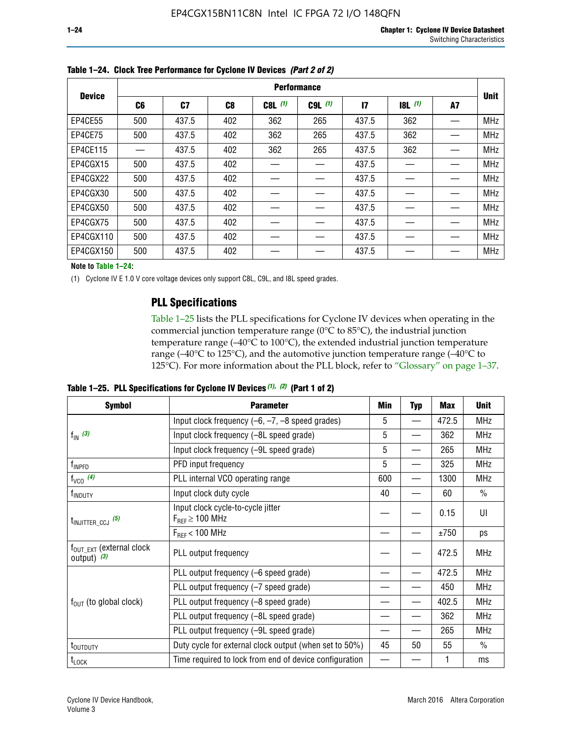**Table 1–24. Clock Tree Performance for Cyclone IV Devices** *(Part 2 of 2)*

| Device | Performance | | | | | | | | Unit |
|---|---|---|---|---|---|---|---|---|---|
| | C6 | C7 | C8 | C8L (1) | C9L (1) | I7 | I8L (1) | A7 | |
| EP4CE55 | 500 | 437.5 | 402 | 362 | 265 | 437.5 | 362 | — | MHz |
| EP4CE75 | 500 | 437.5 | 402 | 362 | 265 | 437.5 | 362 | — | MHz |
| EP4CE115 | — | 437.5 | 402 | 362 | 265 | 437.5 | 362 | — | MHz |
| EP4CGX15 | 500 | 437.5 | 402 | — | — | 437.5 | — | — | MHz |
| EP4CGX22 | 500 | 437.5 | 402 | — | — | 437.5 | — | — | MHz |
| EP4CGX30 | 500 | 437.5 | 402 | — | — | 437.5 | — | — | MHz |
| EP4CGX50 | 500 | 437.5 | 402 | — | — | 437.5 | — | — | MHz |
| EP4CGX75 | 500 | 437.5 | 402 | — | — | 437.5 | — | — | MHz |
| EP4CGX110 | 500 | 437.5 | 402 | — | — | 437.5 | — | — | MHz |
| EP4CGX150 | 500 | 437.5 | 402 | — | — | 437.5 | — | — | MHz |

**Note to Table 1–24:**

(1) Cyclone IV E 1.0 V core voltage devices only support C8L, C9L, and I8L speed grades.

## PLL Specifications

Table 1–25 lists the PLL specifications for Cyclone IV devices when operating in the commercial junction temperature range (0°C to 85°C), the industrial junction temperature range (–40°C to 100°C), the extended industrial junction temperature range (–40°C to 125°C), and the automotive junction temperature range (–40°C to 125°C). For more information about the PLL block, refer to "Glossary" on page 1–37.

**Table 1–25. PLL Specifications for Cyclone IV Devices** *(1), (2)* **(Part 1 of 2)**

| Symbol | Parameter | Min | Typ | Max | Unit |
|---|---|---|---|---|---|
| $f_{IN}$ (3) | Input clock frequency (–6, –7, –8 speed grades) | 5 | — | 472.5 | MHz |
| | Input clock frequency (–8L speed grade) | 5 | — | 362 | MHz |
| | Input clock frequency (–9L speed grade) | 5 | — | 265 | MHz |
| $f_{INPFD}$ | PFD input frequency | 5 | — | 325 | MHz |
| $f_{VCO}$ (4) | PLL internal VCO operating range | 600 | — | 1300 | MHz |
| $f_{INDUTY}$ | Input clock duty cycle | 40 | — | 60 | % |
| $t_{INJITTER\_CCJ}$ (5) | Input clock cycle-to-cycle jitter $F_{REF} \geq 100$ MHz | — | — | 0.15 | UI |
| | $F_{REF} < 100$ MHz | — | — | ±750 | ps |
| $f_{OUT\_EXT}$ (external clock output) (3) | PLL output frequency | — | — | 472.5 | MHz |
| $f_{OUT}$ (to global clock) | PLL output frequency (–6 speed grade) | — | — | 472.5 | MHz |
| | PLL output frequency (–7 speed grade) | — | — | 450 | MHz |
| | PLL output frequency (–8 speed grade) | — | — | 402.5 | MHz |
| | PLL output frequency (–8L speed grade) | — | — | 362 | MHz |
| | PLL output frequency (–9L speed grade) | — | — | 265 | MHz |
| $t_{OUTDUTY}$ | Duty cycle for external clock output (when set to 50%) | 45 | 50 | 55 | % |
| $t_{LOCK}$ | Time required to lock from end of device configuration | — | — | 1 | ms |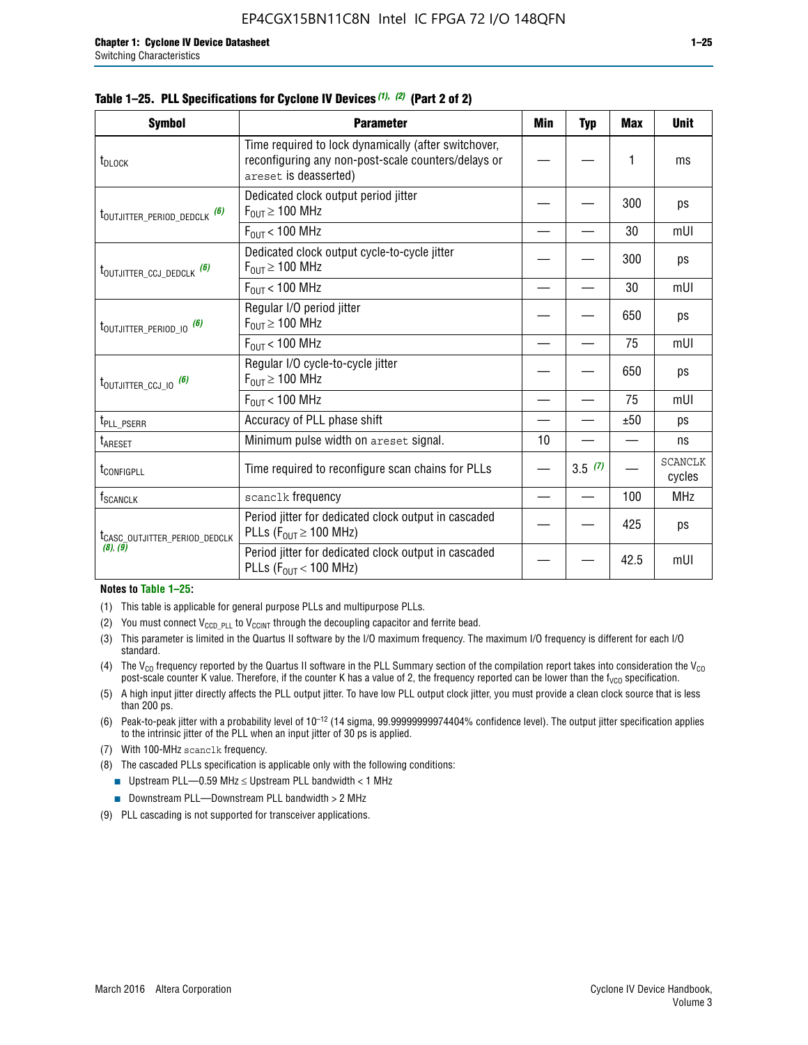**Table 1–25. PLL Specifications for Cyclone IV Devices (1), (2) (Part 2 of 2)**

| Symbol | Parameter | Min | Typ | Max | Unit |
|---|---|---|---|---|---|
| $t_{DLOCK}$ | Time required to lock dynamically (after switchover, reconfiguring any non-post-scale counters/delays or areset is deasserted) | — | — | 1 | ms |
| $t_{OUTJITTER\_PERIOD\_DEDCLK}$ (6) | Dedicated clock output period jitter $F_{OUT} \geq 100$ MHz | — | — | 300 | ps |
| | $F_{OUT} < 100$ MHz | — | — | 30 | mUI |
| $t_{OUTJITTER\_CCJ\_DEDCLK}$ (6) | Dedicated clock output cycle-to-cycle jitter $F_{OUT} \geq 100$ MHz | — | — | 300 | ps |
| | $F_{OUT} < 100$ MHz | — | — | 30 | mUI |
| $t_{OUTJITTER\_PERIOD\_IO}$ (6) | Regular I/O period jitter $F_{OUT} \geq 100$ MHz | — | — | 650 | ps |
| | $F_{OUT} < 100$ MHz | — | — | 75 | mUI |
| $t_{OUTJITTER\_CCJ\_IO}$ (6) | Regular I/O cycle-to-cycle jitter $F_{OUT} \geq 100$ MHz | — | — | 650 | ps |
| | $F_{OUT} < 100$ MHz | — | — | 75 | mUI |
| $t_{PLL\_PSERR}$ | Accuracy of PLL phase shift | — | — | ±50 | ps |
| $t_{ARESET}$ | Minimum pulse width on areset signal. | 10 | — | — | ns |
| $t_{CONFIGPLL}$ | Time required to reconfigure scan chains for PLLs | — | 3.5 (7) | — | SCANCLK cycles |
| $f_{SCANCLK}$ | scanclk frequency | — | — | 100 | MHz |
| $t_{CASC\_OUTJITTER\_PERIOD\_DEDCLK}$ (8), (9) | Period jitter for dedicated clock output in cascaded PLLs ($F_{OUT} \geq 100$ MHz) | — | — | 425 | ps |
| | Period jitter for dedicated clock output in cascaded PLLs ($F_{OUT} < 100$ MHz) | — | — | 42.5 | mUI |

**Notes to Table 1–25:**

(1) This table is applicable for general purpose PLLs and multipurpose PLLs.

(2) You must connect $V_{CCD\_PLL}$ to $V_{CCINT}$ through the decoupling capacitor and ferrite bead.

(3) This parameter is limited in the Quartus II software by the I/O maximum frequency. The maximum I/O frequency is different for each I/O standard.

(4) The $V_{CO}$ frequency reported by the Quartus II software in the PLL Summary section of the compilation report takes into consideration the $V_{CO}$ post-scale counter K value. Therefore, if the counter K has a value of 2, the frequency reported can be lower than the $f_{VCO}$ specification.

(5) A high input jitter directly affects the PLL output jitter. To have low PLL output clock jitter, you must provide a clean clock source that is less than 200 ps.

(6) Peak-to-peak jitter with a probability level of $10^{-12}$ (14 sigma, 99.99999999974404% confidence level). The output jitter specification applies to the intrinsic jitter of the PLL when an input jitter of 30 ps is applied.

(7) With 100-MHz scanclk frequency.

(8) The cascaded PLLs specification is applicable only with the following conditions:

- Upstream PLL—0.59 MHz ≤ Upstream PLL bandwidth < 1 MHz
- Downstream PLL—Downstream PLL bandwidth > 2 MHz

(9) PLL cascading is not supported for transceiver applications.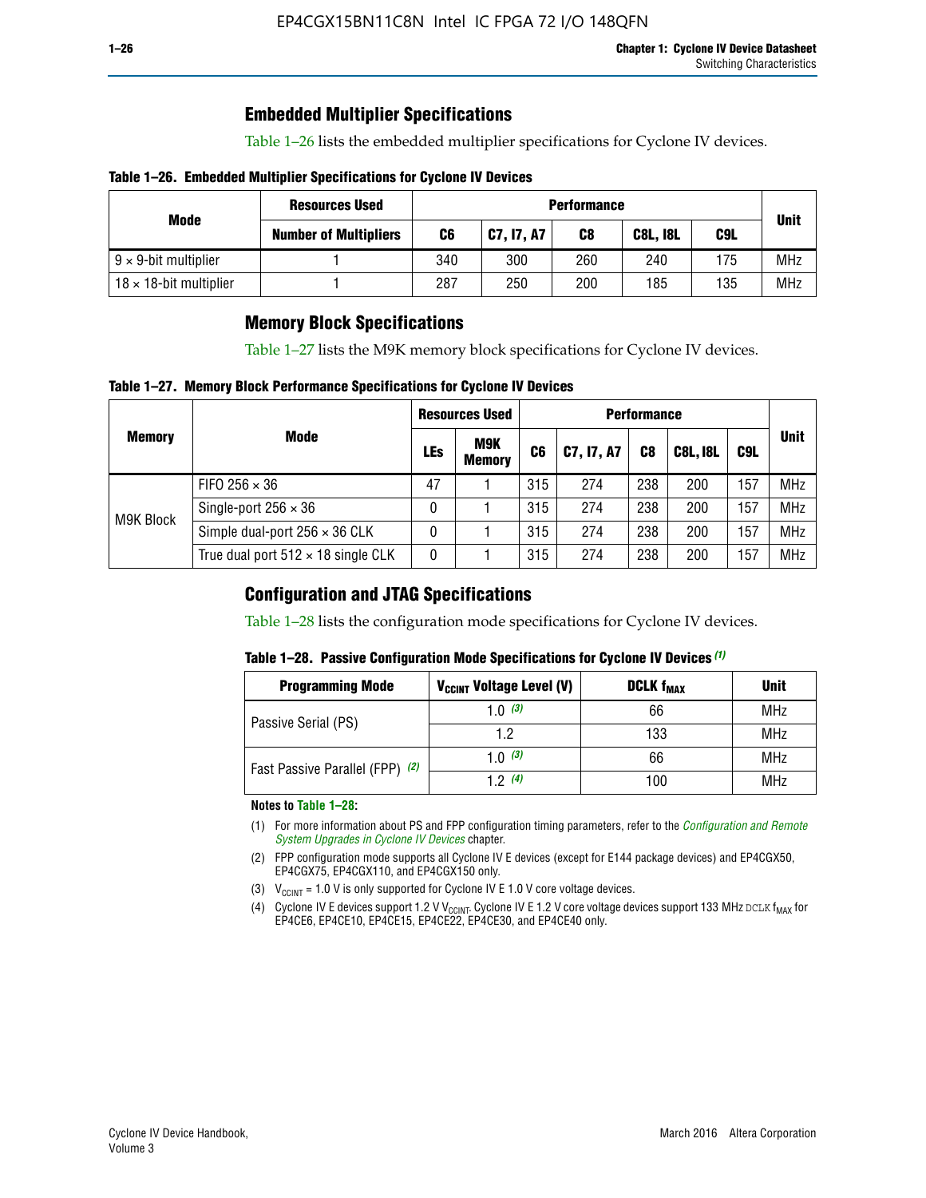## Embedded Multiplier Specifications

Table 1–26 lists the embedded multiplier specifications for Cyclone IV devices.

**Table 1–26. Embedded Multiplier Specifications for Cyclone IV Devices**

| Mode | Resources Used | Performance | | | | | Unit |
|---|---|---|---|---|---|---|---|
| | Number of Multipliers | C6 | C7, I7, A7 | C8 | C8L, I8L | C9L | |
| 9 × 9-bit multiplier | 1 | 340 | 300 | 260 | 240 | 175 | MHz |
| 18 × 18-bit multiplier | 1 | 287 | 250 | 200 | 185 | 135 | MHz |

## Memory Block Specifications

Table 1–27 lists the M9K memory block specifications for Cyclone IV devices.

**Table 1–27. Memory Block Performance Specifications for Cyclone IV Devices**

| Memory | Mode | Resources Used | | Performance | | | | | Unit |
|---|---|---|---|---|---|---|---|---|---|
| | | LEs | M9K Memory | C6 | C7, I7, A7 | C8 | C8L, I8L | C9L | |
| M9K Block | FIFO 256 × 36 | 47 | 1 | 315 | 274 | 238 | 200 | 157 | MHz |
| | Single-port 256 × 36 | 0 | 1 | 315 | 274 | 238 | 200 | 157 | MHz |
| | Simple dual-port 256 × 36 CLK | 0 | 1 | 315 | 274 | 238 | 200 | 157 | MHz |
| | True dual port 512 × 18 single CLK | 0 | 1 | 315 | 274 | 238 | 200 | 157 | MHz |

## Configuration and JTAG Specifications

Table 1–28 lists the configuration mode specifications for Cyclone IV devices.

**Table 1–28. Passive Configuration Mode Specifications for Cyclone IV Devices** *(1)*

| Programming Mode | $V_{CCINT}$ Voltage Level (V) | DCLK $f_{MAX}$ | Unit |
|---|---|---|---|
| Passive Serial (PS) | 1.0 *(3)* | 66 | MHz |
| | 1.2 | 133 | MHz |
| Fast Passive Parallel (FPP) *(2)* | 1.0 *(3)* | 66 | MHz |
| | 1.2 *(4)* | 100 | MHz |

**Notes to Table 1–28:**

(1) For more information about PS and FPP configuration timing parameters, refer to the *Configuration and Remote System Upgrades in Cyclone IV Devices* chapter.

(2) FPP configuration mode supports all Cyclone IV E devices (except for E144 package devices) and EP4CGX50, EP4CGX75, EP4CGX110, and EP4CGX150 only.

(3) $V_{CCINT}$ = 1.0 V is only supported for Cyclone IV E 1.0 V core voltage devices.

(4) Cyclone IV E devices support 1.2 V $V_{CCINT}$. Cyclone IV E 1.2 V core voltage devices support 133 MHz DCLK $f_{MAX}$ for EP4CE6, EP4CE10, EP4CE15, EP4CE22, EP4CE30, and EP4CE40 only.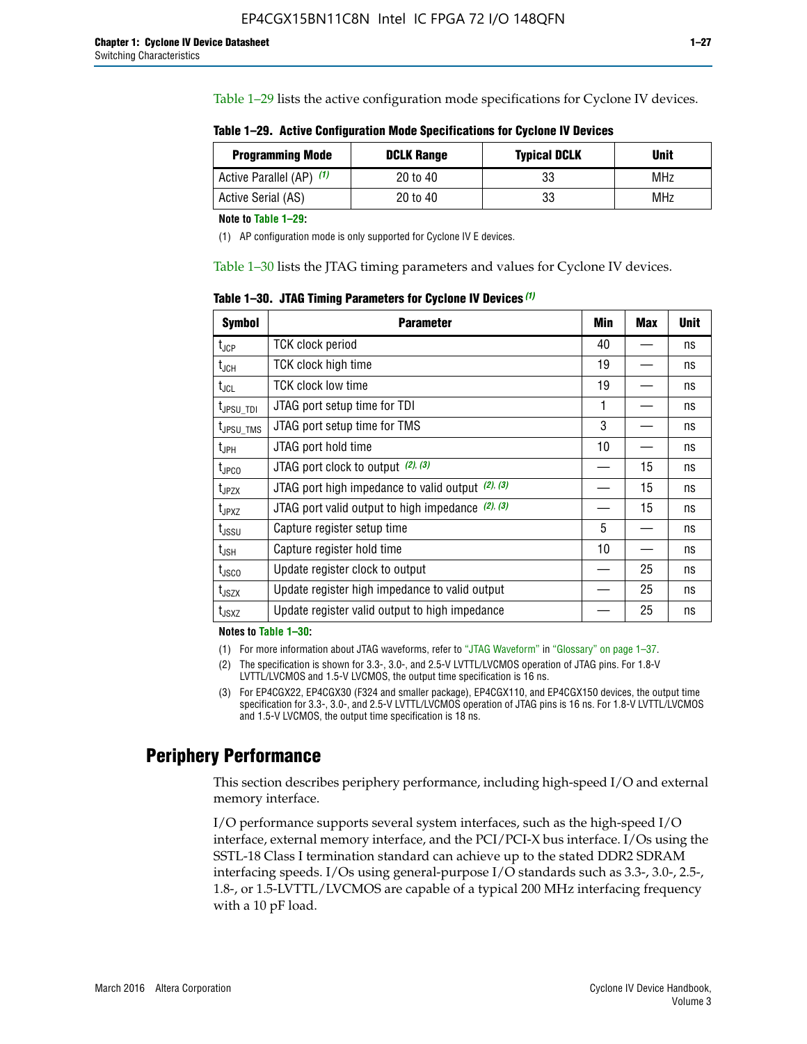Table 1–29 lists the active configuration mode specifications for Cyclone IV devices.

**Table 1–29. Active Configuration Mode Specifications for Cyclone IV Devices**

| Programming Mode | DCLK Range | Typical DCLK | Unit |
|---|---|---|---|
| Active Parallel (AP) (1) | 20 to 40 | 33 | MHz |
| Active Serial (AS) | 20 to 40 | 33 | MHz |

**Note to Table 1–29:**

(1) AP configuration mode is only supported for Cyclone IV E devices.

Table 1–30 lists the JTAG timing parameters and values for Cyclone IV devices.

**Table 1–30. JTAG Timing Parameters for Cyclone IV Devices (1)**

| Symbol | Parameter | Min | Max | Unit |
|---|---|---|---|---|
| $t_{JCP}$ | TCK clock period | 40 | — | ns |
| $t_{JCH}$ | TCK clock high time | 19 | — | ns |
| $t_{JCL}$ | TCK clock low time | 19 | — | ns |
| $t_{JPSU\_TDI}$ | JTAG port setup time for TDI | 1 | — | ns |
| $t_{JPSU\_TMS}$ | JTAG port setup time for TMS | 3 | — | ns |
| $t_{JPH}$ | JTAG port hold time | 10 | — | ns |
| $t_{JPCO}$ | JTAG port clock to output (2), (3) | — | 15 | ns |
| $t_{JPZX}$ | JTAG port high impedance to valid output (2), (3) | — | 15 | ns |
| $t_{JPXZ}$ | JTAG port valid output to high impedance (2), (3) | — | 15 | ns |
| $t_{JSSU}$ | Capture register setup time | 5 | — | ns |
| $t_{JSH}$ | Capture register hold time | 10 | — | ns |
| $t_{JSCO}$ | Update register clock to output | — | 25 | ns |
| $t_{JSZX}$ | Update register high impedance to valid output | — | 25 | ns |
| $t_{JSXZ}$ | Update register valid output to high impedance | — | 25 | ns |

**Notes to Table 1–30:**

(1) For more information about JTAG waveforms, refer to "JTAG Waveform" in "Glossary" on page 1–37.

(2) The specification is shown for 3.3-, 3.0-, and 2.5-V LVTTL/LVCMOS operation of JTAG pins. For 1.8-V LVTTL/LVCMOS and 1.5-V LVCMOS, the output time specification is 16 ns.

(3) For EP4CGX22, EP4CGX30 (F324 and smaller package), EP4CGX110, and EP4CGX150 devices, the output time specification for 3.3-, 3.0-, and 2.5-V LVTTL/LVCMOS operation of JTAG pins is 16 ns. For 1.8-V LVTTL/LVCMOS and 1.5-V LVCMOS, the output time specification is 18 ns.

## Periphery Performance

This section describes periphery performance, including high-speed I/O and external memory interface.

I/O performance supports several system interfaces, such as the high-speed I/O interface, external memory interface, and the PCI/PCI-X bus interface. I/Os using the SSTL-18 Class I termination standard can achieve up to the stated DDR2 SDRAM interfacing speeds. I/Os using general-purpose I/O standards such as 3.3-, 3.0-, 2.5-, 1.8-, or 1.5-LVTTL/LVCMOS are capable of a typical 200 MHz interfacing frequency with a 10 pF load.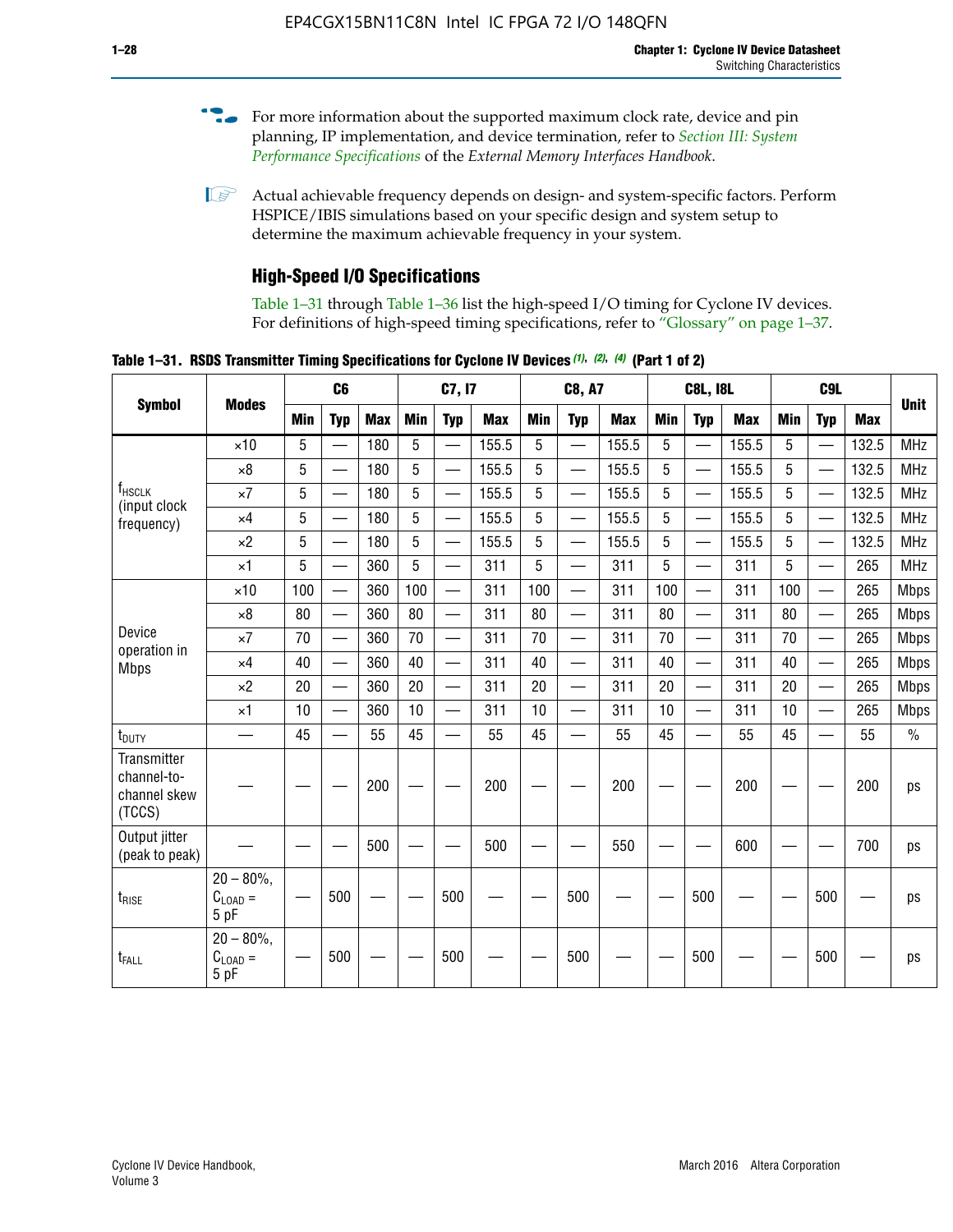For more information about the supported maximum clock rate, device and pin planning, IP implementation, and device termination, refer to *Section III: System Performance Specifications* of the *External Memory Interfaces Handbook*.

Actual achievable frequency depends on design- and system-specific factors. Perform HSPICE/IBIS simulations based on your specific design and system setup to determine the maximum achievable frequency in your system.

## High-Speed I/O Specifications

Table 1–31 through Table 1–36 list the high-speed I/O timing for Cyclone IV devices. For definitions of high-speed timing specifications, refer to "Glossary" on page 1–37.

**Table 1–31. RSDS Transmitter Timing Specifications for Cyclone IV Devices (1), (2), (4) (Part 1 of 2)**

| Symbol | Modes | C6 | | | C7, I7 | | | C8, A7 | | | C8L, I8L | | | C9L | | | Unit |
|---|---|---|---|---|---|---|---|---|---|---|---|---|---|---|---|---|---|
| | | Min | Typ | Max | Min | Typ | Max | Min | Typ | Max | Min | Typ | Max | Min | Typ | Max | |
| $f_{HSCLK}$ (input clock frequency) | ×10 | 5 | — | 180 | 5 | — | 155.5 | 5 | — | 155.5 | 5 | — | 155.5 | 5 | — | 132.5 | MHz |
| | ×8 | 5 | — | 180 | 5 | — | 155.5 | 5 | — | 155.5 | 5 | — | 155.5 | 5 | — | 132.5 | MHz |
| | ×7 | 5 | — | 180 | 5 | — | 155.5 | 5 | — | 155.5 | 5 | — | 155.5 | 5 | — | 132.5 | MHz |
| | ×4 | 5 | — | 180 | 5 | — | 155.5 | 5 | — | 155.5 | 5 | — | 155.5 | 5 | — | 132.5 | MHz |
| | ×2 | 5 | — | 180 | 5 | — | 155.5 | 5 | — | 155.5 | 5 | — | 155.5 | 5 | — | 132.5 | MHz |
| | ×1 | 5 | — | 360 | 5 | — | 311 | 5 | — | 311 | 5 | — | 311 | 5 | — | 265 | MHz |
| Device operation in Mbps | ×10 | 100 | — | 360 | 100 | — | 311 | 100 | — | 311 | 100 | — | 311 | 100 | — | 265 | Mbps |
| | ×8 | 80 | — | 360 | 80 | — | 311 | 80 | — | 311 | 80 | — | 311 | 80 | — | 265 | Mbps |
| | ×7 | 70 | — | 360 | 70 | — | 311 | 70 | — | 311 | 70 | — | 311 | 70 | — | 265 | Mbps |
| | ×4 | 40 | — | 360 | 40 | — | 311 | 40 | — | 311 | 40 | — | 311 | 40 | — | 265 | Mbps |
| | ×2 | 20 | — | 360 | 20 | — | 311 | 20 | — | 311 | 20 | — | 311 | 20 | — | 265 | Mbps |
| | ×1 | 10 | — | 360 | 10 | — | 311 | 10 | — | 311 | 10 | — | 311 | 10 | — | 265 | Mbps |
| $t_{DUTY}$ | — | 45 | — | 55 | 45 | — | 55 | 45 | — | 55 | 45 | — | 55 | 45 | — | 55 | % |
| Transmitter channel-to-channel skew (TCCS) | — | — | — | 200 | — | — | 200 | — | — | 200 | — | — | 200 | — | — | 200 | ps |
| Output jitter (peak to peak) | — | — | — | 500 | — | — | 500 | — | — | 550 | — | — | 600 | — | — | 700 | ps |
| $t_{RISE}$ | 20 – 80%, $C_{LOAD}$ = 5 pF | — | 500 | — | — | 500 | — | — | 500 | — | — | 500 | — | — | 500 | — | ps |
| $t_{FALL}$ | 20 – 80%, $C_{LOAD}$ = 5 pF | — | 500 | — | — | 500 | — | — | 500 | — | — | 500 | — | — | 500 | — | ps |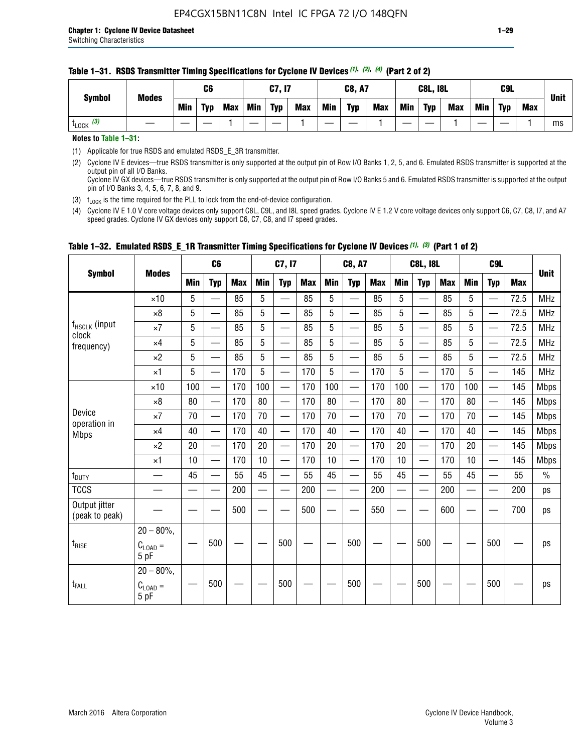**Table 1–31. RSDS Transmitter Timing Specifications for Cyclone IV Devices (1), (2), (4) (Part 2 of 2)**

| Symbol | Modes | C6 | | | C7, I7 | | | C8, A7 | | | C8L, I8L | | | C9L | | | Unit |
|---|---|---|---|---|---|---|---|---|---|---|---|---|---|---|---|---|---|
| | | Min | Typ | Max | Min | Typ | Max | Min | Typ | Max | Min | Typ | Max | Min | Typ | Max | |
| $t_{LOCK}$ (3) | — | — | — | 1 | — | — | 1 | — | — | 1 | — | — | 1 | — | — | 1 | ms |

**Notes to Table 1–31:**

(1) Applicable for true RSDS and emulated RSDS_E_3R transmitter.

(2) Cyclone IV E devices—true RSDS transmitter is only supported at the output pin of Row I/O Banks 1, 2, 5, and 6. Emulated RSDS transmitter is supported at the output pin of all I/O Banks.
Cyclone IV GX devices—true RSDS transmitter is only supported at the output pin of Row I/O Banks 5 and 6. Emulated RSDS transmitter is supported at the output pin of I/O Banks 3, 4, 5, 6, 7, 8, and 9.

(3) $t_{LOCK}$ is the time required for the PLL to lock from the end-of-device configuration.

(4) Cyclone IV E 1.0 V core voltage devices only support C8L, C9L, and I8L speed grades. Cyclone IV E 1.2 V core voltage devices only support C6, C7, C8, I7, and A7 speed grades. Cyclone IV GX devices only support C6, C7, C8, and I7 speed grades.

**Table 1–32. Emulated RSDS_E_1R Transmitter Timing Specifications for Cyclone IV Devices (1), (3) (Part 1 of 2)**

| Symbol | Modes | C6 | | | C7, I7 | | | C8, A7 | | | C8L, I8L | | | C9L | | | Unit |
|---|---|---|---|---|---|---|---|---|---|---|---|---|---|---|---|---|---|
| | | Min | Typ | Max | Min | Typ | Max | Min | Typ | Max | Min | Typ | Max | Min | Typ | Max | |
| $f_{HSCLK}$ (input clock frequency) | ×10 | 5 | — | 85 | 5 | — | 85 | 5 | — | 85 | 5 | — | 85 | 5 | — | 72.5 | MHz |
| | ×8 | 5 | — | 85 | 5 | — | 85 | 5 | — | 85 | 5 | — | 85 | 5 | — | 72.5 | MHz |
| | ×7 | 5 | — | 85 | 5 | — | 85 | 5 | — | 85 | 5 | — | 85 | 5 | — | 72.5 | MHz |
| | ×4 | 5 | — | 85 | 5 | — | 85 | 5 | — | 85 | 5 | — | 85 | 5 | — | 72.5 | MHz |
| | ×2 | 5 | — | 85 | 5 | — | 85 | 5 | — | 85 | 5 | — | 85 | 5 | — | 72.5 | MHz |
| | ×1 | 5 | — | 170 | 5 | — | 170 | 5 | — | 170 | 5 | — | 170 | 5 | — | 145 | MHz |
| Device operation in Mbps | ×10 | 100 | — | 170 | 100 | — | 170 | 100 | — | 170 | 100 | — | 170 | 100 | — | 145 | Mbps |
| | ×8 | 80 | — | 170 | 80 | — | 170 | 80 | — | 170 | 80 | — | 170 | 80 | — | 145 | Mbps |
| | ×7 | 70 | — | 170 | 70 | — | 170 | 70 | — | 170 | 70 | — | 170 | 70 | — | 145 | Mbps |
| | ×4 | 40 | — | 170 | 40 | — | 170 | 40 | — | 170 | 40 | — | 170 | 40 | — | 145 | Mbps |
| | ×2 | 20 | — | 170 | 20 | — | 170 | 20 | — | 170 | 20 | — | 170 | 20 | — | 145 | Mbps |
| | ×1 | 10 | — | 170 | 10 | — | 170 | 10 | — | 170 | 10 | — | 170 | 10 | — | 145 | Mbps |
| $t_{DUTY}$ | — | 45 | — | 55 | 45 | — | 55 | 45 | — | 55 | 45 | — | 55 | 45 | — | 55 | % |
| TCCS | — | — | — | 200 | — | — | 200 | — | — | 200 | — | — | 200 | — | — | 200 | ps |
| Output jitter (peak to peak) | — | — | — | 500 | — | — | 500 | — | — | 550 | — | — | 600 | — | — | 700 | ps |
| $t_{RISE}$ | 20 – 80%, $C_{LOAD}$ = 5 pF | — | 500 | — | — | 500 | — | — | 500 | — | — | 500 | — | — | 500 | — | ps |
| $t_{FALL}$ | 20 – 80%, $C_{LOAD}$ = 5 pF | — | 500 | — | — | 500 | — | — | 500 | — | — | 500 | — | — | 500 | — | ps |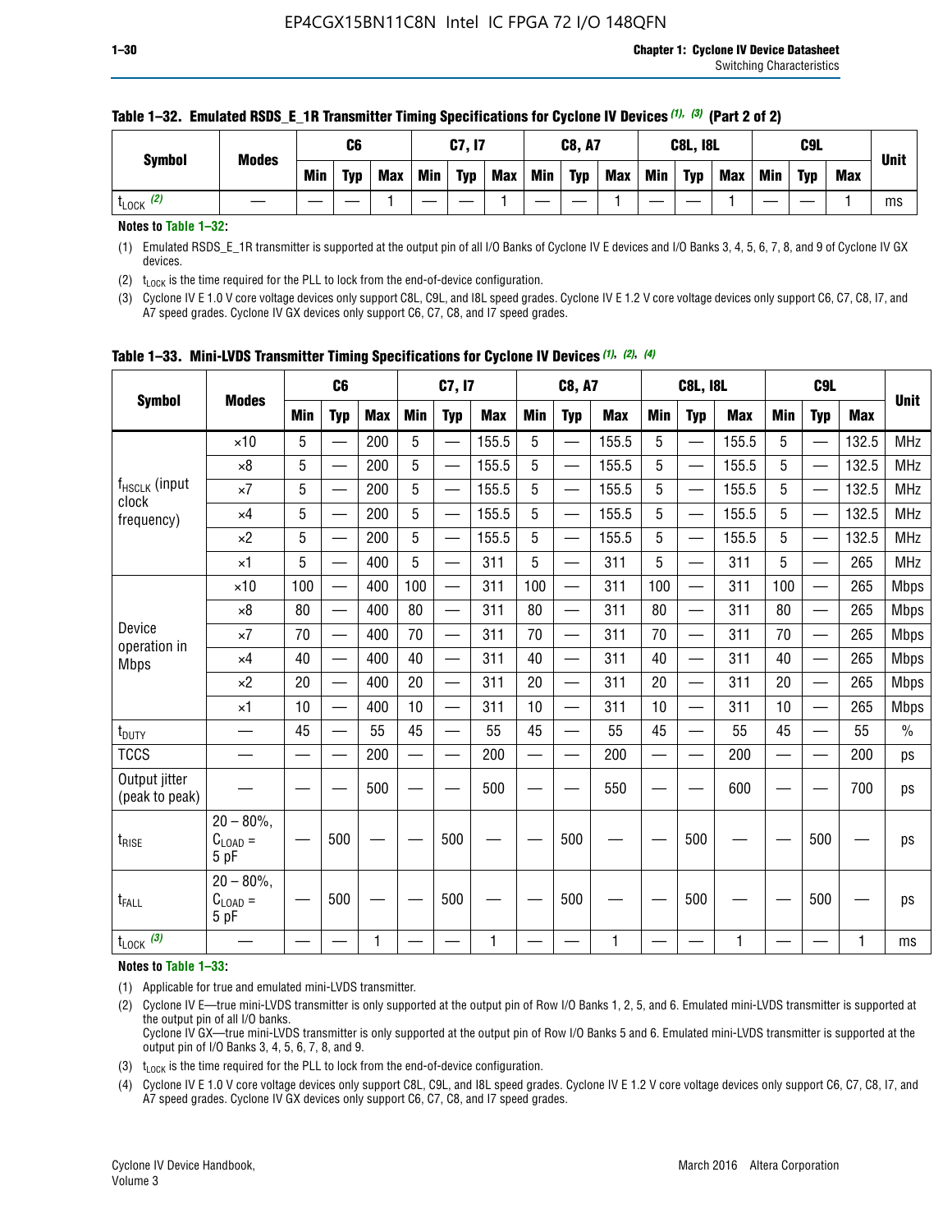**Table 1–32. Emulated RSDS_E_1R Transmitter Timing Specifications for Cyclone IV Devices (1), (3) (Part 2 of 2)**

| Symbol | Modes | C6 | | | C7, I7 | | | C8, A7 | | | C8L, I8L | | | C9L | | | Unit |
|---|---|---|---|---|---|---|---|---|---|---|---|---|---|---|---|---|---|
| | | Min | Typ | Max | Min | Typ | Max | Min | Typ | Max | Min | Typ | Max | Min | Typ | Max | |
| $t_{LOCK}$ (2) | — | — | — | 1 | — | — | 1 | — | — | 1 | — | — | 1 | — | — | 1 | ms |

**Notes to Table 1–32:**

(1) Emulated RSDS_E_1R transmitter is supported at the output pin of all I/O Banks of Cyclone IV E devices and I/O Banks 3, 4, 5, 6, 7, 8, and 9 of Cyclone IV GX devices.

(2) $t_{LOCK}$ is the time required for the PLL to lock from the end-of-device configuration.

(3) Cyclone IV E 1.0 V core voltage devices only support C8L, C9L, and I8L speed grades. Cyclone IV E 1.2 V core voltage devices only support C6, C7, C8, I7, and A7 speed grades. Cyclone IV GX devices only support C6, C7, C8, and I7 speed grades.

**Table 1–33. Mini-LVDS Transmitter Timing Specifications for Cyclone IV Devices (1), (2), (4)**

| Symbol | Modes | C6 | | | C7, I7 | | | C8, A7 | | | C8L, I8L | | | C9L | | | Unit |
|---|---|---|---|---|---|---|---|---|---|---|---|---|---|---|---|---|---|
| | | Min | Typ | Max | Min | Typ | Max | Min | Typ | Max | Min | Typ | Max | Min | Typ | Max | |
| $f_{HSCLK}$ (input clock frequency) | ×10 | 5 | — | 200 | 5 | — | 155.5 | 5 | — | 155.5 | 5 | — | 155.5 | 5 | — | 132.5 | MHz |
| | ×8 | 5 | — | 200 | 5 | — | 155.5 | 5 | — | 155.5 | 5 | — | 155.5 | 5 | — | 132.5 | MHz |
| | ×7 | 5 | — | 200 | 5 | — | 155.5 | 5 | — | 155.5 | 5 | — | 155.5 | 5 | — | 132.5 | MHz |
| | ×4 | 5 | — | 200 | 5 | — | 155.5 | 5 | — | 155.5 | 5 | — | 155.5 | 5 | — | 132.5 | MHz |
| | ×2 | 5 | — | 200 | 5 | — | 155.5 | 5 | — | 155.5 | 5 | — | 155.5 | 5 | — | 132.5 | MHz |
| | ×1 | 5 | — | 400 | 5 | — | 311 | 5 | — | 311 | 5 | — | 311 | 5 | — | 265 | MHz |
| Device operation in Mbps | ×10 | 100 | — | 400 | 100 | — | 311 | 100 | — | 311 | 100 | — | 311 | 100 | — | 265 | Mbps |
| | ×8 | 80 | — | 400 | 80 | — | 311 | 80 | — | 311 | 80 | — | 311 | 80 | — | 265 | Mbps |
| | ×7 | 70 | — | 400 | 70 | — | 311 | 70 | — | 311 | 70 | — | 311 | 70 | — | 265 | Mbps |
| | ×4 | 40 | — | 400 | 40 | — | 311 | 40 | — | 311 | 40 | — | 311 | 40 | — | 265 | Mbps |
| | ×2 | 20 | — | 400 | 20 | — | 311 | 20 | — | 311 | 20 | — | 311 | 20 | — | 265 | Mbps |
| | ×1 | 10 | — | 400 | 10 | — | 311 | 10 | — | 311 | 10 | — | 311 | 10 | — | 265 | Mbps |
| $t_{DUTY}$ | — | 45 | — | 55 | 45 | — | 55 | 45 | — | 55 | 45 | — | 55 | 45 | — | 55 | % |
| TCCS | — | — | — | 200 | — | — | 200 | — | — | 200 | — | — | 200 | — | — | 200 | ps |
| Output jitter (peak to peak) | — | — | — | 500 | — | — | 500 | — | — | 550 | — | — | 600 | — | — | 700 | ps |
| $t_{RISE}$ | 20 – 80%, $C_{LOAD}$ = 5 pF | — | 500 | — | — | 500 | — | — | 500 | — | — | 500 | — | — | 500 | — | ps |
| $t_{FALL}$ | 20 – 80%, $C_{LOAD}$ = 5 pF | — | 500 | — | — | 500 | — | — | 500 | — | — | 500 | — | — | 500 | — | ps |
| $t_{LOCK}$ (3) | — | — | — | 1 | — | — | 1 | — | — | 1 | — | — | 1 | — | — | 1 | ms |

**Notes to Table 1–33:**

(1) Applicable for true and emulated mini-LVDS transmitter.

(2) Cyclone IV E—true mini-LVDS transmitter is only supported at the output pin of Row I/O Banks 1, 2, 5, and 6. Emulated mini-LVDS transmitter is supported at the output pin of all I/O Banks.
Cyclone IV GX—true mini-LVDS transmitter is only supported at the output pin of Row I/O Banks 5 and 6. Emulated mini-LVDS transmitter is supported at the output pin of I/O Banks 3, 4, 5, 6, 7, 8, and 9.

(3) $t_{LOCK}$ is the time required for the PLL to lock from the end-of-device configuration.

(4) Cyclone IV E 1.0 V core voltage devices only support C8L, C9L, and I8L speed grades. Cyclone IV E 1.2 V core voltage devices only support C6, C7, C8, I7, and A7 speed grades. Cyclone IV GX devices only support C6, C7, C8, and I7 speed grades.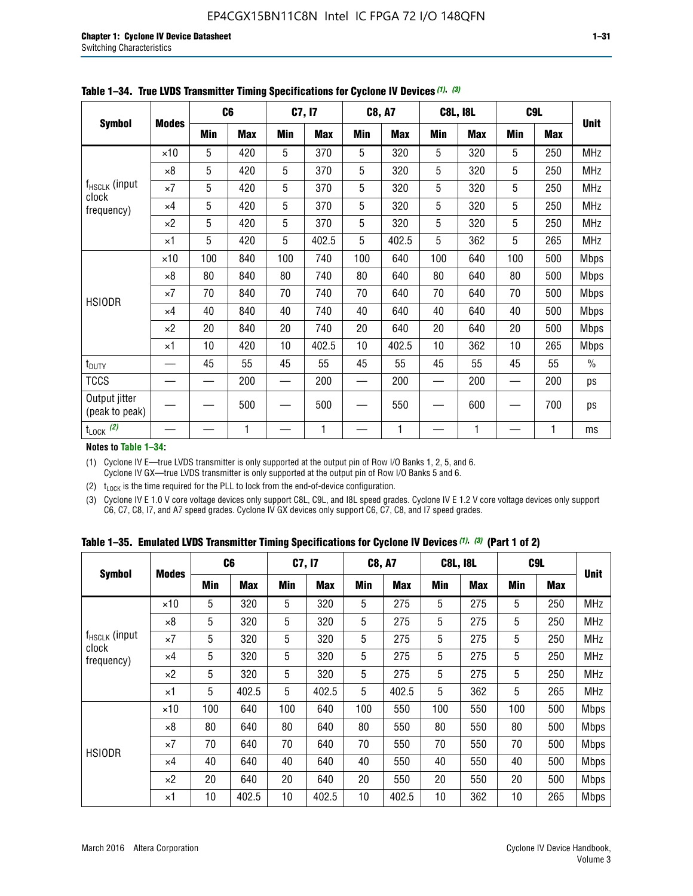**Table 1–34. True LVDS Transmitter Timing Specifications for Cyclone IV Devices (1), (3)**

| Symbol | Modes | C6 | | C7, I7 | | C8, A7 | | C8L, I8L | | C9L | | Unit |
|---|---|---|---|---|---|---|---|---|---|---|---|---|
| | | Min | Max | Min | Max | Min | Max | Min | Max | Min | Max | |
| $f_{HSCLK}$ (input clock frequency) | ×10 | 5 | 420 | 5 | 370 | 5 | 320 | 5 | 320 | 5 | 250 | MHz |
| | ×8 | 5 | 420 | 5 | 370 | 5 | 320 | 5 | 320 | 5 | 250 | MHz |
| | ×7 | 5 | 420 | 5 | 370 | 5 | 320 | 5 | 320 | 5 | 250 | MHz |
| | ×4 | 5 | 420 | 5 | 370 | 5 | 320 | 5 | 320 | 5 | 250 | MHz |
| | ×2 | 5 | 420 | 5 | 370 | 5 | 320 | 5 | 320 | 5 | 250 | MHz |
| | ×1 | 5 | 420 | 5 | 402.5 | 5 | 402.5 | 5 | 362 | 5 | 265 | MHz |
| HSIODR | ×10 | 100 | 840 | 100 | 740 | 100 | 640 | 100 | 640 | 100 | 500 | Mbps |
| | ×8 | 80 | 840 | 80 | 740 | 80 | 640 | 80 | 640 | 80 | 500 | Mbps |
| | ×7 | 70 | 840 | 70 | 740 | 70 | 640 | 70 | 640 | 70 | 500 | Mbps |
| | ×4 | 40 | 840 | 40 | 740 | 40 | 640 | 40 | 640 | 40 | 500 | Mbps |
| | ×2 | 20 | 840 | 20 | 740 | 20 | 640 | 20 | 640 | 20 | 500 | Mbps |
| | ×1 | 10 | 420 | 10 | 402.5 | 10 | 402.5 | 10 | 362 | 10 | 265 | Mbps |
| $t_{DUTY}$ | — | 45 | 55 | 45 | 55 | 45 | 55 | 45 | 55 | 45 | 55 | % |
| TCCS | — | — | 200 | — | 200 | — | 200 | — | 200 | — | 200 | ps |
| Output jitter (peak to peak) | — | — | 500 | — | 500 | — | 550 | — | 600 | — | 700 | ps |
| $t_{LOCK}$ (2) | — | — | 1 | — | 1 | — | 1 | — | 1 | — | 1 | ms |

**Notes to Table 1–34:**

(1) Cyclone IV E—true LVDS transmitter is only supported at the output pin of Row I/O Banks 1, 2, 5, and 6. Cyclone IV GX—true LVDS transmitter is only supported at the output pin of Row I/O Banks 5 and 6.

(2) $t_{LOCK}$ is the time required for the PLL to lock from the end-of-device configuration.

(3) Cyclone IV E 1.0 V core voltage devices only support C8L, C9L, and I8L speed grades. Cyclone IV E 1.2 V core voltage devices only support C6, C7, C8, I7, and A7 speed grades. Cyclone IV GX devices only support C6, C7, C8, and I7 speed grades.

**Table 1–35. Emulated LVDS Transmitter Timing Specifications for Cyclone IV Devices (1), (3) (Part 1 of 2)**

| Symbol | Modes | C6 | | C7, I7 | | C8, A7 | | C8L, I8L | | C9L | | Unit |
|---|---|---|---|---|---|---|---|---|---|---|---|---|
| | | Min | Max | Min | Max | Min | Max | Min | Max | Min | Max | |
| $f_{HSCLK}$ (input clock frequency) | ×10 | 5 | 320 | 5 | 320 | 5 | 275 | 5 | 275 | 5 | 250 | MHz |
| | ×8 | 5 | 320 | 5 | 320 | 5 | 275 | 5 | 275 | 5 | 250 | MHz |
| | ×7 | 5 | 320 | 5 | 320 | 5 | 275 | 5 | 275 | 5 | 250 | MHz |
| | ×4 | 5 | 320 | 5 | 320 | 5 | 275 | 5 | 275 | 5 | 250 | MHz |
| | ×2 | 5 | 320 | 5 | 320 | 5 | 275 | 5 | 275 | 5 | 250 | MHz |
| | ×1 | 5 | 402.5 | 5 | 402.5 | 5 | 402.5 | 5 | 362 | 5 | 265 | MHz |
| HSIODR | ×10 | 100 | 640 | 100 | 640 | 100 | 550 | 100 | 550 | 100 | 500 | Mbps |
| | ×8 | 80 | 640 | 80 | 640 | 80 | 550 | 80 | 550 | 80 | 500 | Mbps |
| | ×7 | 70 | 640 | 70 | 640 | 70 | 550 | 70 | 550 | 70 | 500 | Mbps |
| | ×4 | 40 | 640 | 40 | 640 | 40 | 550 | 40 | 550 | 40 | 500 | Mbps |
| | ×2 | 20 | 640 | 20 | 640 | 20 | 550 | 20 | 550 | 20 | 500 | Mbps |
| | ×1 | 10 | 402.5 | 10 | 402.5 | 10 | 402.5 | 10 | 362 | 10 | 265 | Mbps |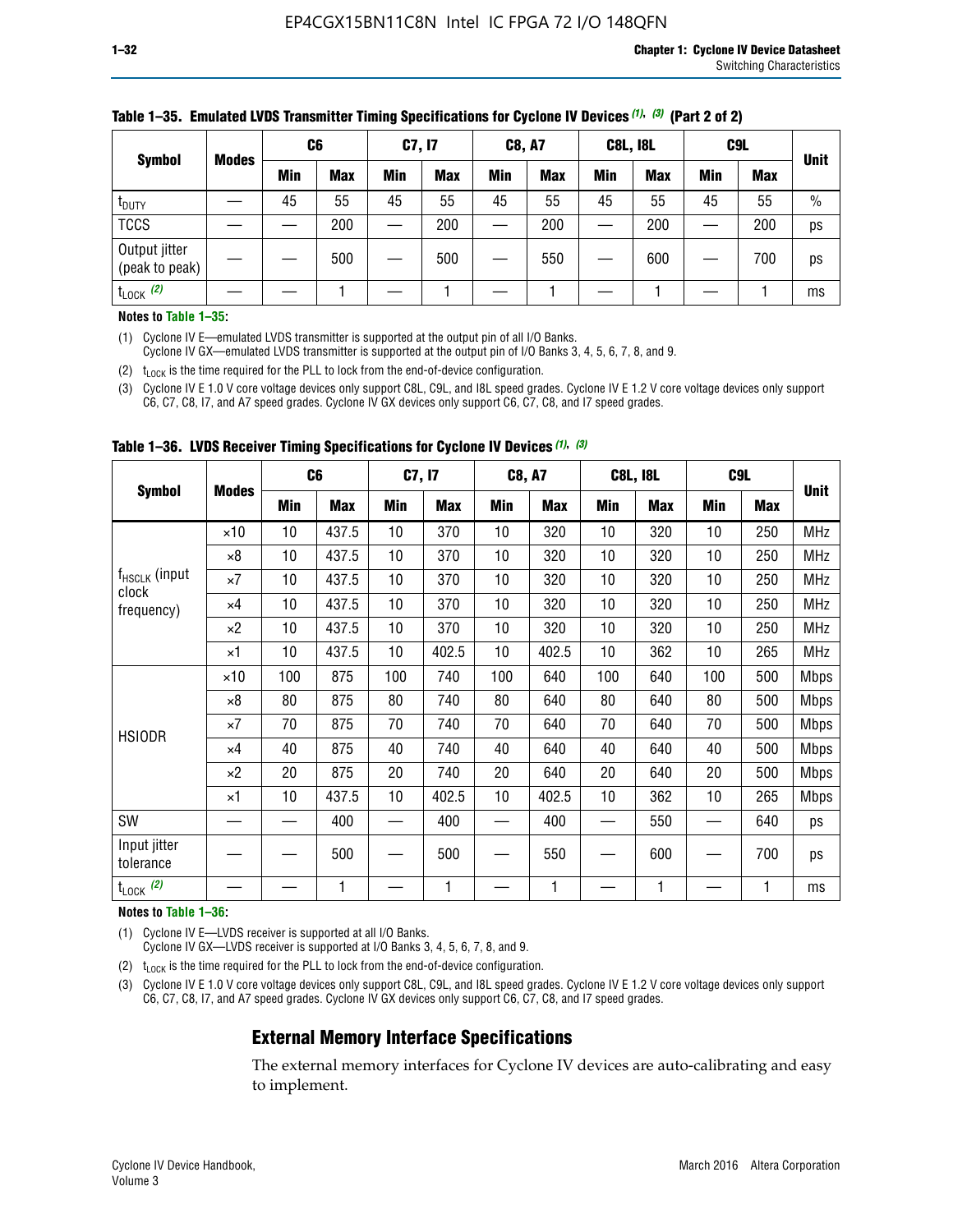**Table 1–35. Emulated LVDS Transmitter Timing Specifications for Cyclone IV Devices (1), (3) (Part 2 of 2)**

| Symbol | Modes | C6 | | C7, I7 | | C8, A7 | | C8L, I8L | | C9L | | Unit |
|---|---|---|---|---|---|---|---|---|---|---|---|---|
| | | Min | Max | Min | Max | Min | Max | Min | Max | Min | Max | |
| $t_{DUTY}$ | — | 45 | 55 | 45 | 55 | 45 | 55 | 45 | 55 | 45 | 55 | % |
| TCCS | — | — | 200 | — | 200 | — | 200 | — | 200 | — | 200 | ps |
| Output jitter (peak to peak) | — | — | 500 | — | 500 | — | 550 | — | 600 | — | 700 | ps |
| $t_{LOCK}$ (2) | — | — | 1 | — | 1 | — | 1 | — | 1 | — | 1 | ms |

**Notes to Table 1–35:**

(1) Cyclone IV E—emulated LVDS transmitter is supported at the output pin of all I/O Banks.
Cyclone IV GX—emulated LVDS transmitter is supported at the output pin of I/O Banks 3, 4, 5, 6, 7, 8, and 9.

(2) $t_{LOCK}$ is the time required for the PLL to lock from the end-of-device configuration.

(3) Cyclone IV E 1.0 V core voltage devices only support C8L, C9L, and I8L speed grades. Cyclone IV E 1.2 V core voltage devices only support C6, C7, C8, I7, and A7 speed grades. Cyclone IV GX devices only support C6, C7, C8, and I7 speed grades.

**Table 1–36. LVDS Receiver Timing Specifications for Cyclone IV Devices (1), (3)**

| Symbol | Modes | C6 | | C7, I7 | | C8, A7 | | C8L, I8L | | C9L | | Unit |
|---|---|---|---|---|---|---|---|---|---|---|---|---|
| | | Min | Max | Min | Max | Min | Max | Min | Max | Min | Max | |
| $f_{HSCLK}$ (input clock frequency) | ×10 | 10 | 437.5 | 10 | 370 | 10 | 320 | 10 | 320 | 10 | 250 | MHz |
| | ×8 | 10 | 437.5 | 10 | 370 | 10 | 320 | 10 | 320 | 10 | 250 | MHz |
| | ×7 | 10 | 437.5 | 10 | 370 | 10 | 320 | 10 | 320 | 10 | 250 | MHz |
| | ×4 | 10 | 437.5 | 10 | 370 | 10 | 320 | 10 | 320 | 10 | 250 | MHz |
| | ×2 | 10 | 437.5 | 10 | 370 | 10 | 320 | 10 | 320 | 10 | 250 | MHz |
| | ×1 | 10 | 437.5 | 10 | 402.5 | 10 | 402.5 | 10 | 362 | 10 | 265 | MHz |
| HSIODR | ×10 | 100 | 875 | 100 | 740 | 100 | 640 | 100 | 640 | 100 | 500 | Mbps |
| | ×8 | 80 | 875 | 80 | 740 | 80 | 640 | 80 | 640 | 80 | 500 | Mbps |
| | ×7 | 70 | 875 | 70 | 740 | 70 | 640 | 70 | 640 | 70 | 500 | Mbps |
| | ×4 | 40 | 875 | 40 | 740 | 40 | 640 | 40 | 640 | 40 | 500 | Mbps |
| | ×2 | 20 | 875 | 20 | 740 | 20 | 640 | 20 | 640 | 20 | 500 | Mbps |
| | ×1 | 10 | 437.5 | 10 | 402.5 | 10 | 402.5 | 10 | 362 | 10 | 265 | Mbps |
| SW | — | — | 400 | — | 400 | — | 400 | — | 550 | — | 640 | ps |
| Input jitter tolerance | — | — | 500 | — | 500 | — | 550 | — | 600 | — | 700 | ps |
| $t_{LOCK}$ (2) | — | — | 1 | — | 1 | — | 1 | — | 1 | — | 1 | ms |

**Notes to Table 1–36:**

(1) Cyclone IV E—LVDS receiver is supported at all I/O Banks.
Cyclone IV GX—LVDS receiver is supported at I/O Banks 3, 4, 5, 6, 7, 8, and 9.

(2) $t_{LOCK}$ is the time required for the PLL to lock from the end-of-device configuration.

(3) Cyclone IV E 1.0 V core voltage devices only support C8L, C9L, and I8L speed grades. Cyclone IV E 1.2 V core voltage devices only support C6, C7, C8, I7, and A7 speed grades. Cyclone IV GX devices only support C6, C7, C8, and I7 speed grades.

## External Memory Interface Specifications

The external memory interfaces for Cyclone IV devices are auto-calibrating and easy to implement.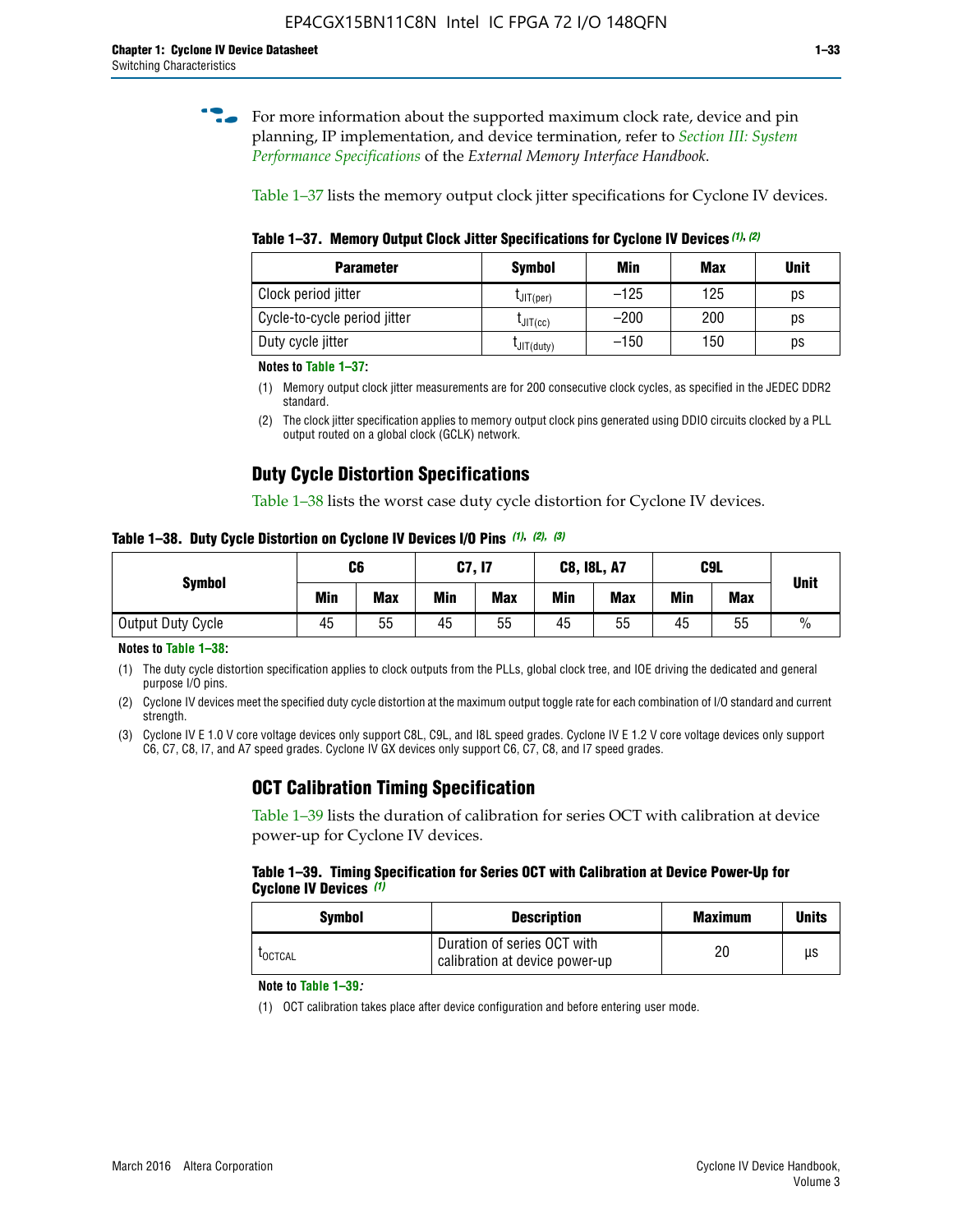For more information about the supported maximum clock rate, device and pin planning, IP implementation, and device termination, refer to *Section III: System Performance Specifications* of the *External Memory Interface Handbook*.

Table 1–37 lists the memory output clock jitter specifications for Cyclone IV devices.

**Table 1–37. Memory Output Clock Jitter Specifications for Cyclone IV Devices (1), (2)**

| Parameter | Symbol | Min | Max | Unit |
|---|---|---|---|---|
| Clock period jitter | $t_{JIT(per)}$ | –125 | 125 | ps |
| Cycle-to-cycle period jitter | $t_{JIT(cc)}$ | –200 | 200 | ps |
| Duty cycle jitter | $t_{JIT(duty)}$ | –150 | 150 | ps |

**Notes to Table 1–37:**

(1) Memory output clock jitter measurements are for 200 consecutive clock cycles, as specified in the JEDEC DDR2 standard.

(2) The clock jitter specification applies to memory output clock pins generated using DDIO circuits clocked by a PLL output routed on a global clock (GCLK) network.

## Duty Cycle Distortion Specifications

Table 1–38 lists the worst case duty cycle distortion for Cyclone IV devices.

**Table 1–38. Duty Cycle Distortion on Cyclone IV Devices I/O Pins (1), (2), (3)**

| Symbol | C6 | | C7, I7 | | C8, I8L, A7 | | C9L | | Unit |
|---|---|---|---|---|---|---|---|---|---|
| | Min | Max | Min | Max | Min | Max | Min | Max | |
| Output Duty Cycle | 45 | 55 | 45 | 55 | 45 | 55 | 45 | 55 | % |

**Notes to Table 1–38:**

(1) The duty cycle distortion specification applies to clock outputs from the PLLs, global clock tree, and IOE driving the dedicated and general purpose I/O pins.

(2) Cyclone IV devices meet the specified duty cycle distortion at the maximum output toggle rate for each combination of I/O standard and current strength.

(3) Cyclone IV E 1.0 V core voltage devices only support C8L, C9L, and I8L speed grades. Cyclone IV E 1.2 V core voltage devices only support C6, C7, C8, I7, and A7 speed grades. Cyclone IV GX devices only support C6, C7, C8, and I7 speed grades.

## OCT Calibration Timing Specification

Table 1–39 lists the duration of calibration for series OCT with calibration at device power-up for Cyclone IV devices.

**Table 1–39. Timing Specification for Series OCT with Calibration at Device Power-Up for Cyclone IV Devices (1)**

| Symbol | Description | Maximum | Units |
|---|---|---|---|
| $t_{OCTCAL}$ | Duration of series OCT with calibration at device power-up | 20 | µs |

**Note to Table 1–39:**

(1) OCT calibration takes place after device configuration and before entering user mode.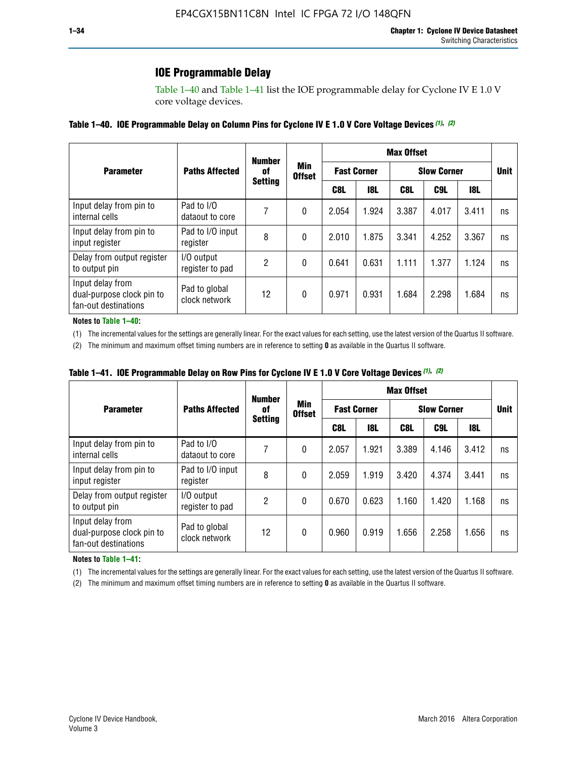## IOE Programmable Delay

Table 1–40 and Table 1–41 list the IOE programmable delay for Cyclone IV E 1.0 V core voltage devices.

**Table 1–40. IOE Programmable Delay on Column Pins for Cyclone IV E 1.0 V Core Voltage Devices (1), (2)**

| Parameter | Paths Affected | Number of Setting | Min Offset | Max Offset | | | | | Unit |
|---|---|---|---|---|---|---|---|---|---|
| | | | | Fast Corner | | Slow Corner | | | |
| | | | | C8L | I8L | C8L | C9L | I8L | |
| Input delay from pin to internal cells | Pad to I/O dataout to core | 7 | 0 | 2.054 | 1.924 | 3.387 | 4.017 | 3.411 | ns |
| Input delay from pin to input register | Pad to I/O input register | 8 | 0 | 2.010 | 1.875 | 3.341 | 4.252 | 3.367 | ns |
| Delay from output register to output pin | I/O output register to pad | 2 | 0 | 0.641 | 0.631 | 1.111 | 1.377 | 1.124 | ns |
| Input delay from dual-purpose clock pin to fan-out destinations | Pad to global clock network | 12 | 0 | 0.971 | 0.931 | 1.684 | 2.298 | 1.684 | ns |

**Notes to Table 1–40:**

(1) The incremental values for the settings are generally linear. For the exact values for each setting, use the latest version of the Quartus II software.

(2) The minimum and maximum offset timing numbers are in reference to setting **0** as available in the Quartus II software.

**Table 1–41. IOE Programmable Delay on Row Pins for Cyclone IV E 1.0 V Core Voltage Devices (1), (2)**

| Parameter | Paths Affected | Number of Setting | Min Offset | Max Offset | | | | | Unit |
|---|---|---|---|---|---|---|---|---|---|
| | | | | Fast Corner | | Slow Corner | | | |
| | | | | C8L | I8L | C8L | C9L | I8L | |
| Input delay from pin to internal cells | Pad to I/O dataout to core | 7 | 0 | 2.057 | 1.921 | 3.389 | 4.146 | 3.412 | ns |
| Input delay from pin to input register | Pad to I/O input register | 8 | 0 | 2.059 | 1.919 | 3.420 | 4.374 | 3.441 | ns |
| Delay from output register to output pin | I/O output register to pad | 2 | 0 | 0.670 | 0.623 | 1.160 | 1.420 | 1.168 | ns |
| Input delay from dual-purpose clock pin to fan-out destinations | Pad to global clock network | 12 | 0 | 0.960 | 0.919 | 1.656 | 2.258 | 1.656 | ns |

**Notes to Table 1–41:**

(1) The incremental values for the settings are generally linear. For the exact values for each setting, use the latest version of the Quartus II software.

(2) The minimum and maximum offset timing numbers are in reference to setting **0** as available in the Quartus II software.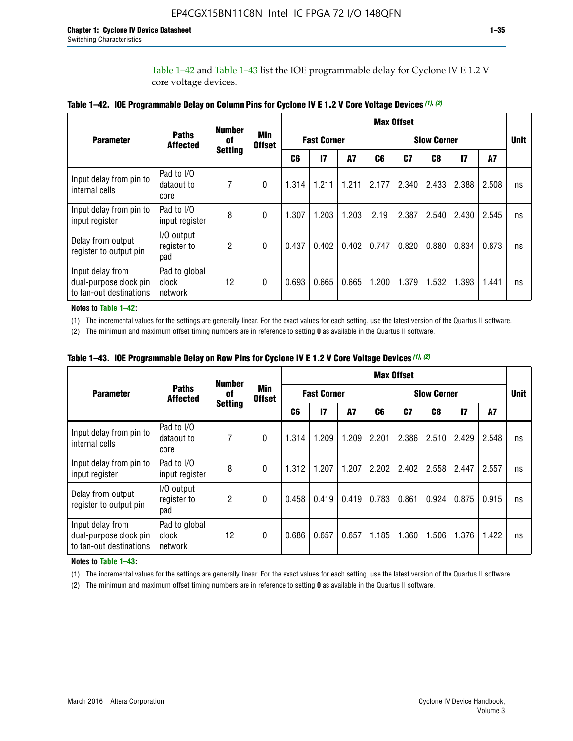Table 1–42 and Table 1–43 list the IOE programmable delay for Cyclone IV E 1.2 V core voltage devices.

**Table 1–42. IOE Programmable Delay on Column Pins for Cyclone IV E 1.2 V Core Voltage Devices (1), (2)**

| Parameter | Paths Affected | Number of Setting | Min Offset | Max Offset | | | | | | | | | Unit |
|---|---|---|---|---|---|---|---|---|---|---|---|---|---|
| | | | | Fast Corner | | | Slow Corner | | | | | | |
| | | | | C6 | I7 | A7 | C6 | C7 | C8 | I7 | A7 | | |
| Input delay from pin to internal cells | Pad to I/O dataout to core | 7 | 0 | 1.314 | 1.211 | 1.211 | 2.177 | 2.340 | 2.433 | 2.388 | 2.508 | | ns |
| Input delay from pin to input register | Pad to I/O input register | 8 | 0 | 1.307 | 1.203 | 1.203 | 2.19 | 2.387 | 2.540 | 2.430 | 2.545 | | ns |
| Delay from output register to output pin | I/O output register to pad | 2 | 0 | 0.437 | 0.402 | 0.402 | 0.747 | 0.820 | 0.880 | 0.834 | 0.873 | | ns |
| Input delay from dual-purpose clock pin to fan-out destinations | Pad to global clock network | 12 | 0 | 0.693 | 0.665 | 0.665 | 1.200 | 1.379 | 1.532 | 1.393 | 1.441 | | ns |

**Notes to Table 1–42:**

(1) The incremental values for the settings are generally linear. For the exact values for each setting, use the latest version of the Quartus II software.

(2) The minimum and maximum offset timing numbers are in reference to setting **0** as available in the Quartus II software.

**Table 1–43. IOE Programmable Delay on Row Pins for Cyclone IV E 1.2 V Core Voltage Devices (1), (2)**

| Parameter | Paths Affected | Number of Setting | Min Offset | Max Offset | | | | | | | | | Unit |
|---|---|---|---|---|---|---|---|---|---|---|---|---|---|
| | | | | Fast Corner | | | Slow Corner | | | | | | |
| | | | | C6 | I7 | A7 | C6 | C7 | C8 | I7 | A7 | | |
| Input delay from pin to internal cells | Pad to I/O dataout to core | 7 | 0 | 1.314 | 1.209 | 1.209 | 2.201 | 2.386 | 2.510 | 2.429 | 2.548 | | ns |
| Input delay from pin to input register | Pad to I/O input register | 8 | 0 | 1.312 | 1.207 | 1.207 | 2.202 | 2.402 | 2.558 | 2.447 | 2.557 | | ns |
| Delay from output register to output pin | I/O output register to pad | 2 | 0 | 0.458 | 0.419 | 0.419 | 0.783 | 0.861 | 0.924 | 0.875 | 0.915 | | ns |
| Input delay from dual-purpose clock pin to fan-out destinations | Pad to global clock network | 12 | 0 | 0.686 | 0.657 | 0.657 | 1.185 | 1.360 | 1.506 | 1.376 | 1.422 | | ns |

**Notes to Table 1–43:**

(1) The incremental values for the settings are generally linear. For the exact values for each setting, use the latest version of the Quartus II software.

(2) The minimum and maximum offset timing numbers are in reference to setting **0** as available in the Quartus II software.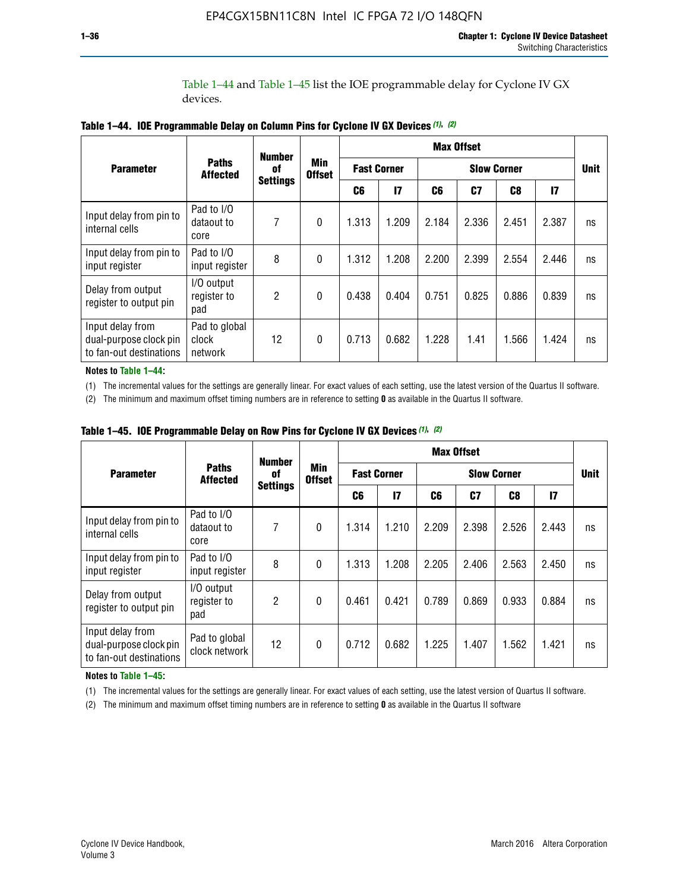Table 1–44 and Table 1–45 list the IOE programmable delay for Cyclone IV GX devices.

**Table 1–44. IOE Programmable Delay on Column Pins for Cyclone IV GX Devices (1), (2)**

| Parameter | Paths Affected | Number of Settings | Min Offset | Max Offset | | | | | | Unit |
|---|---|---|---|---|---|---|---|---|---|---|
| | | | | Fast Corner | | Slow Corner | | | | |
| | | | | C6 | I7 | C6 | C7 | C8 | I7 | |
| Input delay from pin to internal cells | Pad to I/O dataout to core | 7 | 0 | 1.313 | 1.209 | 2.184 | 2.336 | 2.451 | 2.387 | ns |
| Input delay from pin to input register | Pad to I/O input register | 8 | 0 | 1.312 | 1.208 | 2.200 | 2.399 | 2.554 | 2.446 | ns |
| Delay from output register to output pin | I/O output register to pad | 2 | 0 | 0.438 | 0.404 | 0.751 | 0.825 | 0.886 | 0.839 | ns |
| Input delay from dual-purpose clock pin to fan-out destinations | Pad to global clock network | 12 | 0 | 0.713 | 0.682 | 1.228 | 1.41 | 1.566 | 1.424 | ns |

**Notes to Table 1–44:**

(1) The incremental values for the settings are generally linear. For exact values of each setting, use the latest version of the Quartus II software.

(2) The minimum and maximum offset timing numbers are in reference to setting **0** as available in the Quartus II software.

**Table 1–45. IOE Programmable Delay on Row Pins for Cyclone IV GX Devices (1), (2)**

| Parameter | Paths Affected | Number of Settings | Min Offset | Max Offset | | | | | | Unit |
|---|---|---|---|---|---|---|---|---|---|---|
| | | | | Fast Corner | | Slow Corner | | | | |
| | | | | C6 | I7 | C6 | C7 | C8 | I7 | |
| Input delay from pin to internal cells | Pad to I/O dataout to core | 7 | 0 | 1.314 | 1.210 | 2.209 | 2.398 | 2.526 | 2.443 | ns |
| Input delay from pin to input register | Pad to I/O input register | 8 | 0 | 1.313 | 1.208 | 2.205 | 2.406 | 2.563 | 2.450 | ns |
| Delay from output register to output pin | I/O output register to pad | 2 | 0 | 0.461 | 0.421 | 0.789 | 0.869 | 0.933 | 0.884 | ns |
| Input delay from dual-purpose clock pin to fan-out destinations | Pad to global clock network | 12 | 0 | 0.712 | 0.682 | 1.225 | 1.407 | 1.562 | 1.421 | ns |

**Notes to Table 1–45:**

(1) The incremental values for the settings are generally linear. For exact values of each setting, use the latest version of Quartus II software.

(2) The minimum and maximum offset timing numbers are in reference to setting **0** as available in the Quartus II software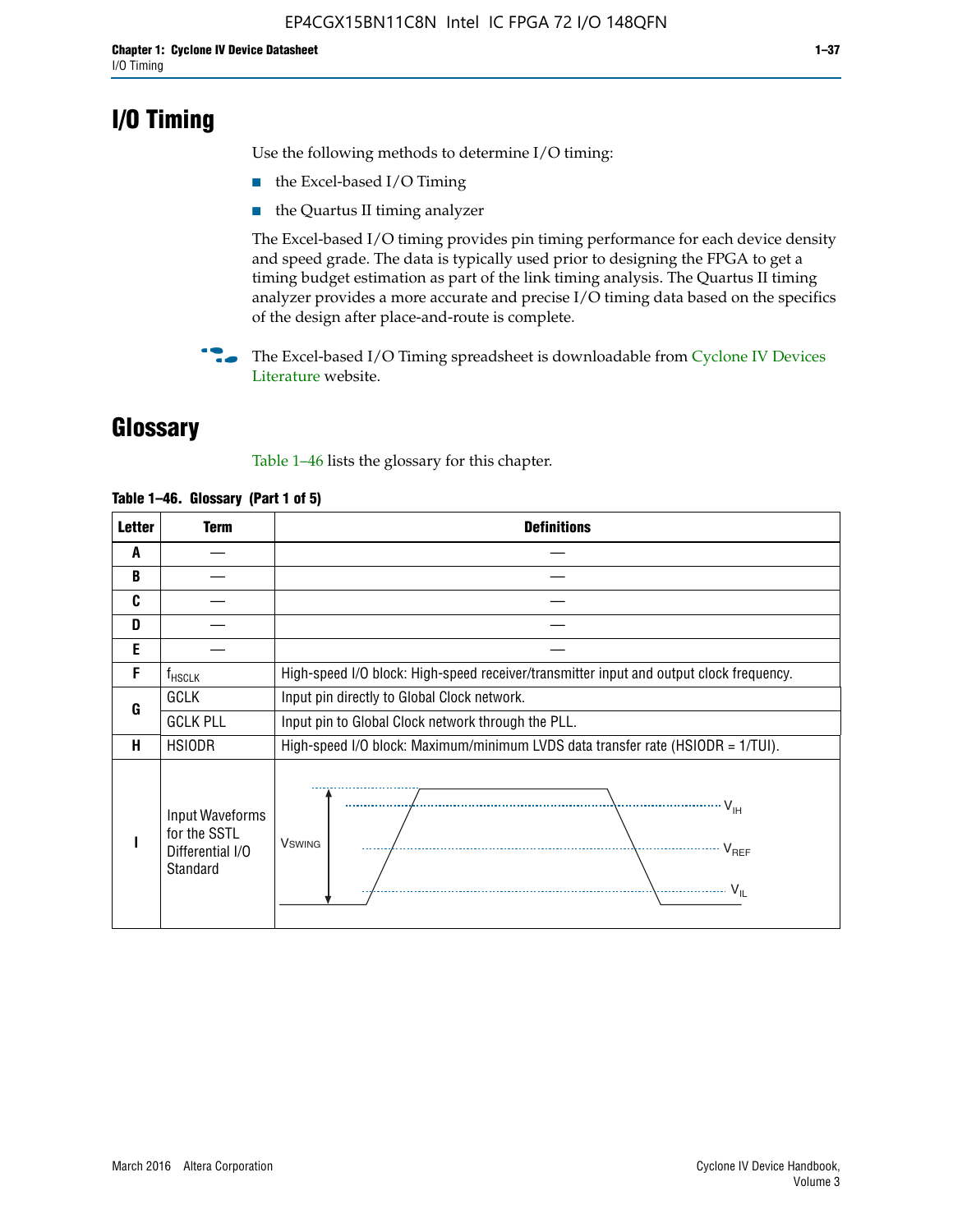# I/O Timing

Use the following methods to determine I/O timing:

- the Excel-based I/O Timing
- the Quartus II timing analyzer

The Excel-based I/O timing provides pin timing performance for each device density and speed grade. The data is typically used prior to designing the FPGA to get a timing budget estimation as part of the link timing analysis. The Quartus II timing analyzer provides a more accurate and precise I/O timing data based on the specifics of the design after place-and-route is complete.

The Excel-based I/O Timing spreadsheet is downloadable from Cyclone IV Devices Literature website.

# Glossary

Table 1–46 lists the glossary for this chapter.

**Table 1–46. Glossary (Part 1 of 5)**

| Letter | Term | Definitions |
|---|---|---|
| A | — | — |
| B | — | — |
| C | — | — |
| D | — | — |
| E | — | — |
| F | $f_{HSCLK}$ | High-speed I/O block: High-speed receiver/transmitter input and output clock frequency. |
| G | GCLK | Input pin directly to Global Clock network. |
| | GCLK PLL | Input pin to Global Clock network through the PLL. |
| H | HSIODR | High-speed I/O block: Maximum/minimum LVDS data transfer rate (HSIODR = 1/TUI). |
| I | Input Waveforms for the SSTL Differential I/O Standard | $V_{SWING}$, $V_{IH}$, $V_{REF}$, $V_{IL}$ |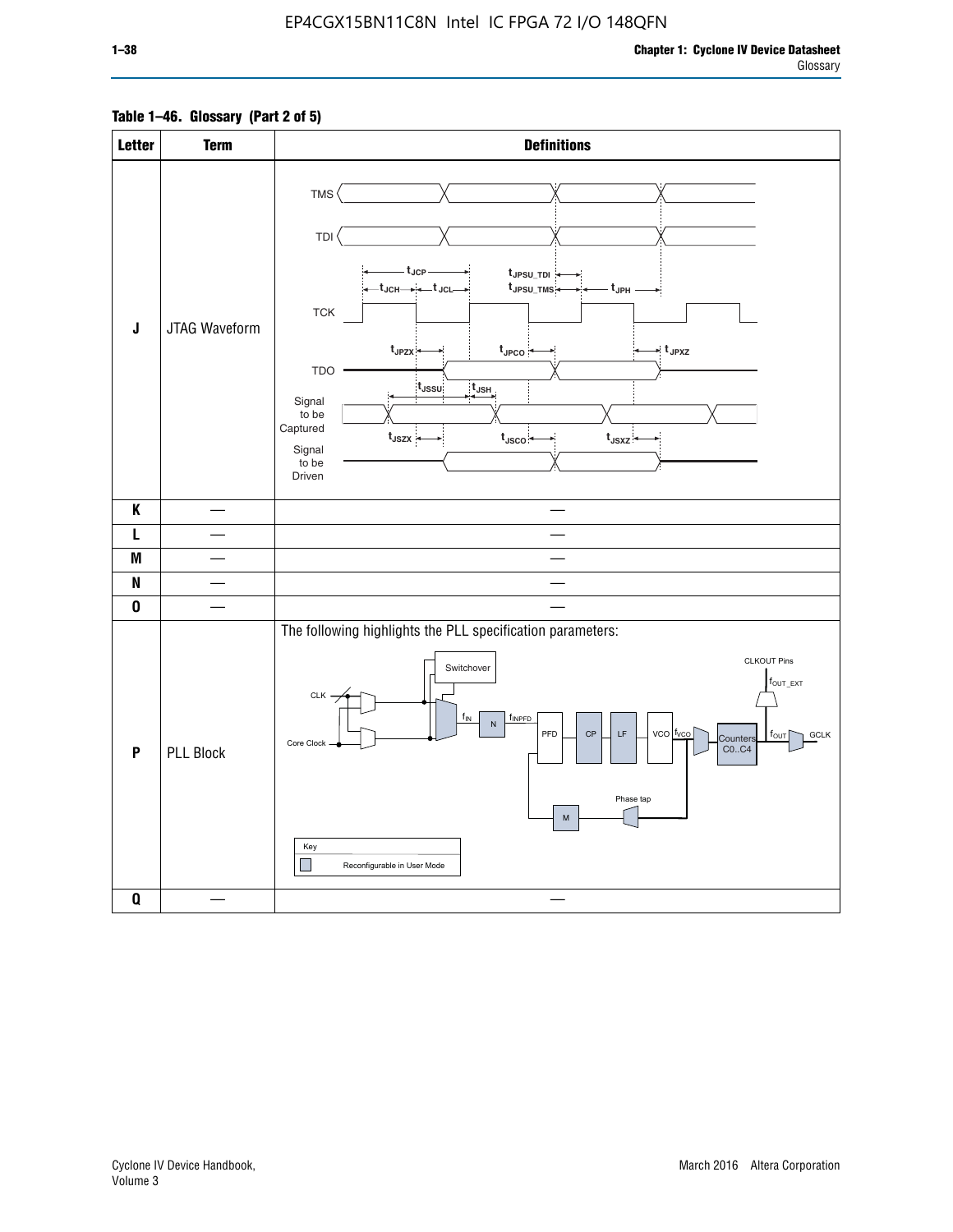**Table 1–46. Glossary (Part 2 of 5)**

| Letter | Term | Definitions |
|---|---|---|
| J | JTAG Waveform | TMS, TDI, TCK, TDO, Signal to be Captured, Signal to be Driven; $t_{JCP}$, $t_{JCH}$, $t_{JCL}$, $t_{JPSU\_TDI}$, $t_{JPSU\_TMS}$, $t_{JPH}$, $t_{JPZX}$, $t_{JPCO}$, $t_{JPXZ}$, $t_{JSSU}$, $t_{JSH}$, $t_{JSZX}$, $t_{JSCO}$, $t_{JSXZ}$ |
| K | — | — |
| L | — | — |
| M | — | — |
| N | — | — |
| O | — | — |
| P | PLL Block | The following highlights the PLL specification parameters: Switchover, CLK, Core Clock, $f_{IN}$, N, $f_{INPFD}$, PFD, CP, LF, VCO, $f_{VCO}$, Counters C0..C4, $f_{OUT}$, GCLK, CLKOUT Pins, $f_{OUT\_EXT}$, Phase tap, M. Key: Reconfigurable in User Mode |
| Q | — | — |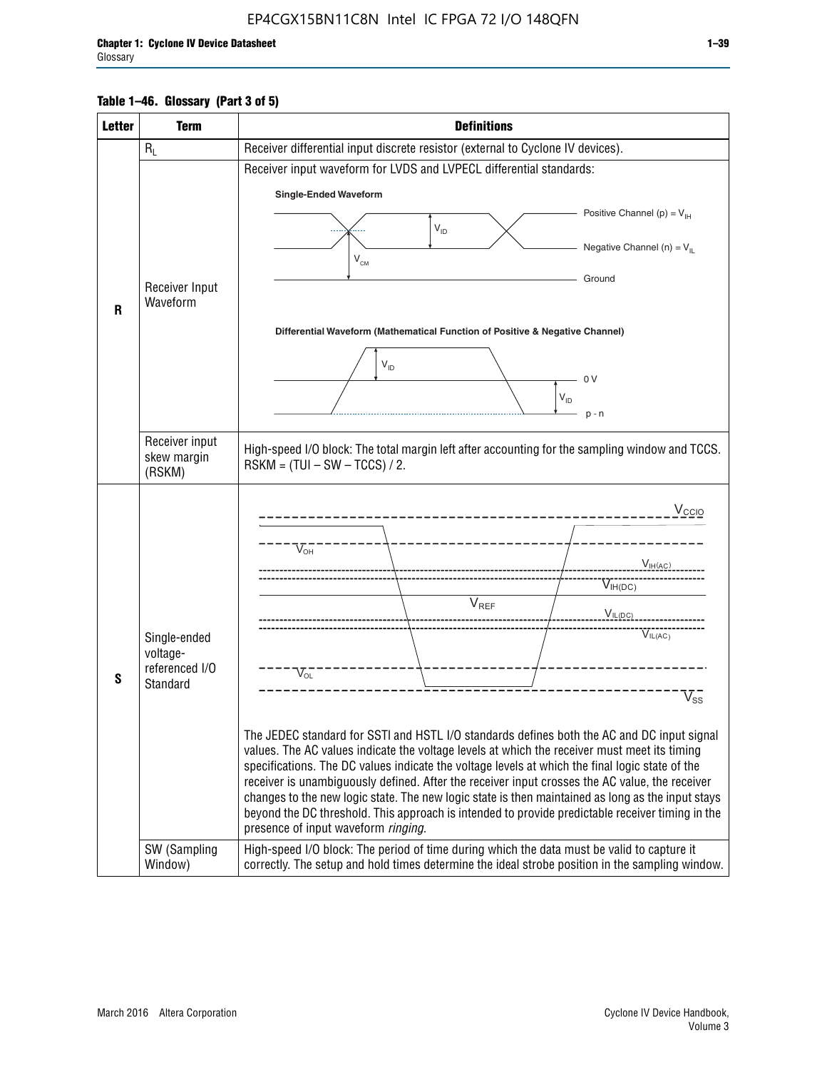**Table 1–46. Glossary (Part 3 of 5)**

| Letter | Term | Definitions |
|---|---|---|
| R | $R_L$ | Receiver differential input discrete resistor (external to Cyclone IV devices). |
| | Receiver Input Waveform | Receiver input waveform for LVDS and LVPECL differential standards: |
| | Receiver input skew margin (RSKM) | High-speed I/O block: The total margin left after accounting for the sampling window and TCCS. RSKM = (TUI – SW – TCCS) / 2. |
| S | Single-ended voltage-referenced I/O Standard | The JEDEC standard for SSTl and HSTL I/O standards defines both the AC and DC input signal values. The AC values indicate the voltage levels at which the receiver must meet its timing specifications. The DC values indicate the voltage levels at which the final logic state of the receiver is unambiguously defined. After the receiver input crosses the AC value, the receiver changes to the new logic state. The new logic state is then maintained as long as the input stays beyond the DC threshold. This approach is intended to provide predictable receiver timing in the presence of input waveform *ringing*. |
| | SW (Sampling Window) | High-speed I/O block: The period of time during which the data must be valid to capture it correctly. The setup and hold times determine the ideal strobe position in the sampling window. |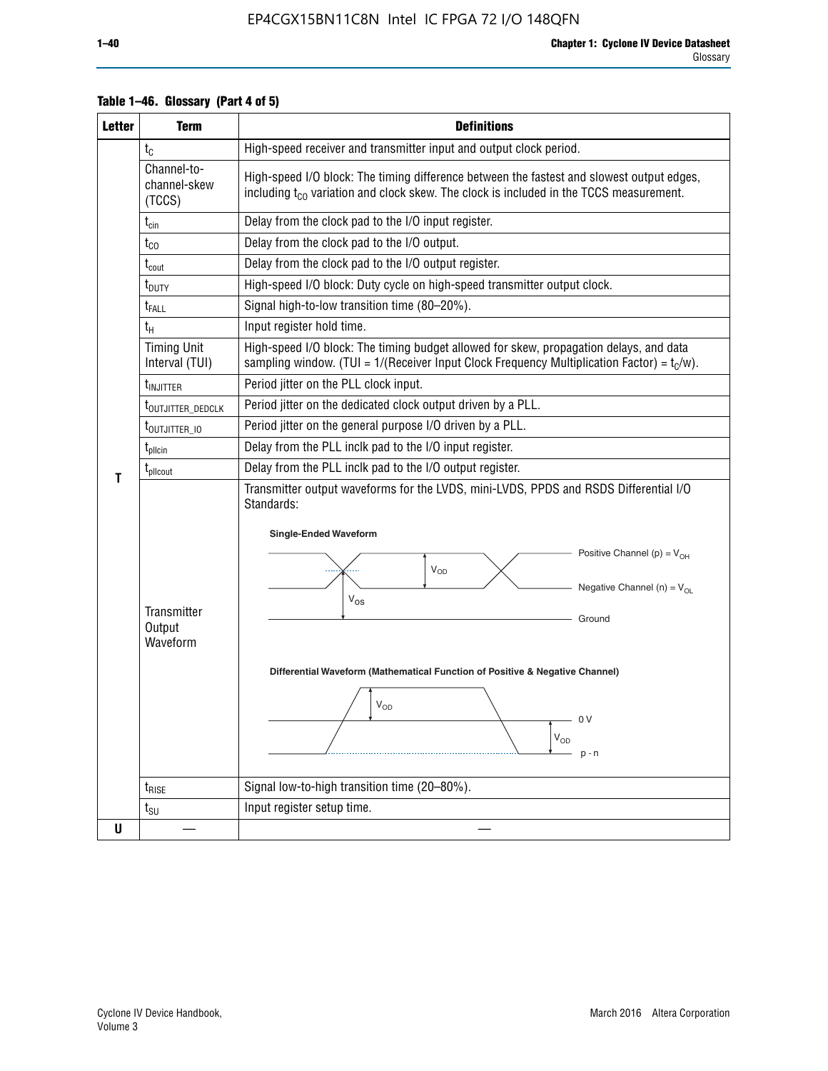**Table 1–46. Glossary (Part 4 of 5)**

| Letter | Term | Definitions |
|---|---|---|
| T | $t_C$ | High-speed receiver and transmitter input and output clock period. |
| | Channel-to-channel-skew (TCCS) | High-speed I/O block: The timing difference between the fastest and slowest output edges, including $t_{CO}$ variation and clock skew. The clock is included in the TCCS measurement. |
| | $t_{cin}$ | Delay from the clock pad to the I/O input register. |
| | $t_{CO}$ | Delay from the clock pad to the I/O output. |
| | $t_{cout}$ | Delay from the clock pad to the I/O output register. |
| | $t_{DUTY}$ | High-speed I/O block: Duty cycle on high-speed transmitter output clock. |
| | $t_{FALL}$ | Signal high-to-low transition time (80–20%). |
| | $t_H$ | Input register hold time. |
| | Timing Unit Interval (TUI) | High-speed I/O block: The timing budget allowed for skew, propagation delays, and data sampling window. (TUI = 1/(Receiver Input Clock Frequency Multiplication Factor) = $t_C$/w). |
| | $t_{INJITTER}$ | Period jitter on the PLL clock input. |
| | $t_{OUTJITTER\_DEDCLK}$ | Period jitter on the dedicated clock output driven by a PLL. |
| | $t_{OUTJITTER\_IO}$ | Period jitter on the general purpose I/O driven by a PLL. |
| | $t_{pllcin}$ | Delay from the PLL inclk pad to the I/O input register. |
| | $t_{pllcout}$ | Delay from the PLL inclk pad to the I/O output register. |
| | Transmitter Output Waveform | Transmitter output waveforms for the LVDS, mini-LVDS, PPDS and RSDS Differential I/O Standards: **Single-Ended Waveform** (Positive Channel (p) = $V_{OH}$; Negative Channel (n) = $V_{OL}$; $V_{OD}$; $V_{OS}$; Ground) **Differential Waveform (Mathematical Function of Positive & Negative Channel)** ($V_{OD}$; 0 V; $V_{OD}$; p - n) |
| | $t_{RISE}$ | Signal low-to-high transition time (20–80%). |
| | $t_{SU}$ | Input register setup time. |
| U | — | — |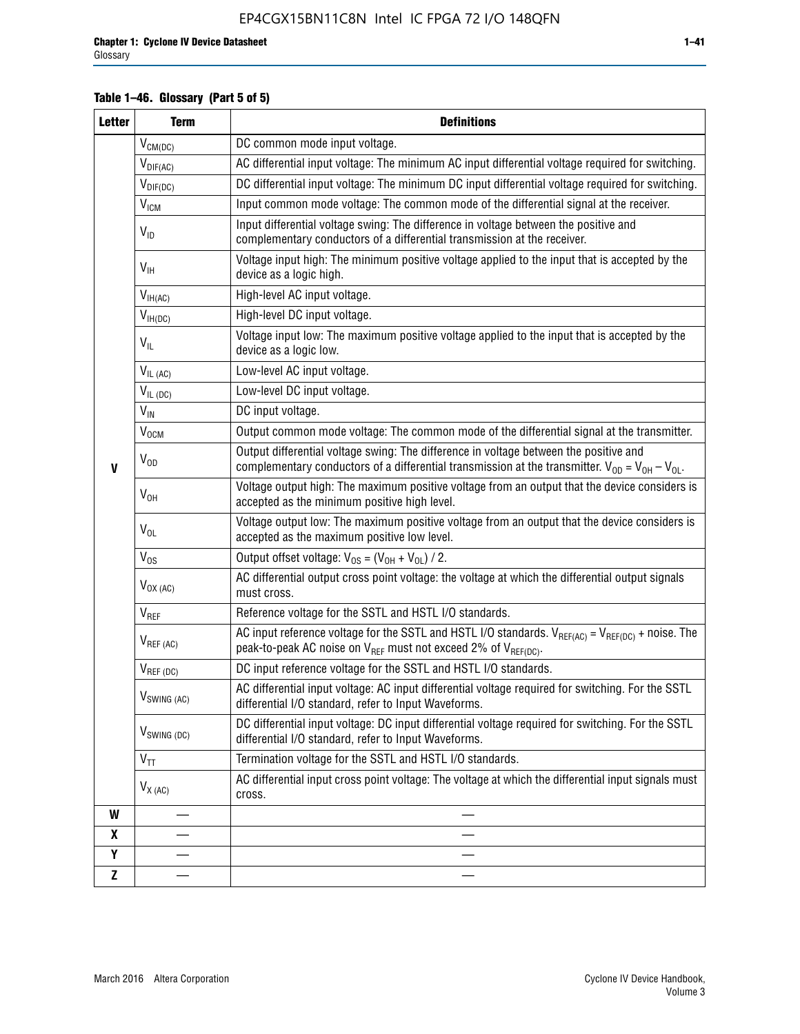**Table 1–46. Glossary (Part 5 of 5)**

| Letter | Term | Definitions |
|---|---|---|
| V | $V_{CM(DC)}$ | DC common mode input voltage. |
| | $V_{DIF(AC)}$ | AC differential input voltage: The minimum AC input differential voltage required for switching. |
| | $V_{DIF(DC)}$ | DC differential input voltage: The minimum DC input differential voltage required for switching. |
| | $V_{ICM}$ | Input common mode voltage: The common mode of the differential signal at the receiver. |
| | $V_{ID}$ | Input differential voltage swing: The difference in voltage between the positive and complementary conductors of a differential transmission at the receiver. |
| | $V_{IH}$ | Voltage input high: The minimum positive voltage applied to the input that is accepted by the device as a logic high. |
| | $V_{IH(AC)}$ | High-level AC input voltage. |
| | $V_{IH(DC)}$ | High-level DC input voltage. |
| | $V_{IL}$ | Voltage input low: The maximum positive voltage applied to the input that is accepted by the device as a logic low. |
| | $V_{IL (AC)}$ | Low-level AC input voltage. |
| | $V_{IL (DC)}$ | Low-level DC input voltage. |
| | $V_{IN}$ | DC input voltage. |
| | $V_{OCM}$ | Output common mode voltage: The common mode of the differential signal at the transmitter. |
| | $V_{OD}$ | Output differential voltage swing: The difference in voltage between the positive and complementary conductors of a differential transmission at the transmitter. $V_{OD} = V_{OH} – V_{OL}$. |
| | $V_{OH}$ | Voltage output high: The maximum positive voltage from an output that the device considers is accepted as the minimum positive high level. |
| | $V_{OL}$ | Voltage output low: The maximum positive voltage from an output that the device considers is accepted as the maximum positive low level. |
| | $V_{OS}$ | Output offset voltage: $V_{OS} = (V_{OH} + V_{OL}) / 2$. |
| | $V_{OX (AC)}$ | AC differential output cross point voltage: the voltage at which the differential output signals must cross. |
| | $V_{REF}$ | Reference voltage for the SSTL and HSTL I/O standards. |
| | $V_{REF (AC)}$ | AC input reference voltage for the SSTL and HSTL I/O standards. $V_{REF(AC)} = V_{REF(DC)}$ + noise. The peak-to-peak AC noise on $V_{REF}$ must not exceed 2% of $V_{REF(DC)}$. |
| | $V_{REF (DC)}$ | DC input reference voltage for the SSTL and HSTL I/O standards. |
| | $V_{SWING (AC)}$ | AC differential input voltage: AC input differential voltage required for switching. For the SSTL differential I/O standard, refer to Input Waveforms. |
| | $V_{SWING (DC)}$ | DC differential input voltage: DC input differential voltage required for switching. For the SSTL differential I/O standard, refer to Input Waveforms. |
| | $V_{TT}$ | Termination voltage for the SSTL and HSTL I/O standards. |
| | $V_{X (AC)}$ | AC differential input cross point voltage: The voltage at which the differential input signals must cross. |
| W | — | — |
| X | — | — |
| Y | — | — |
| Z | — | — |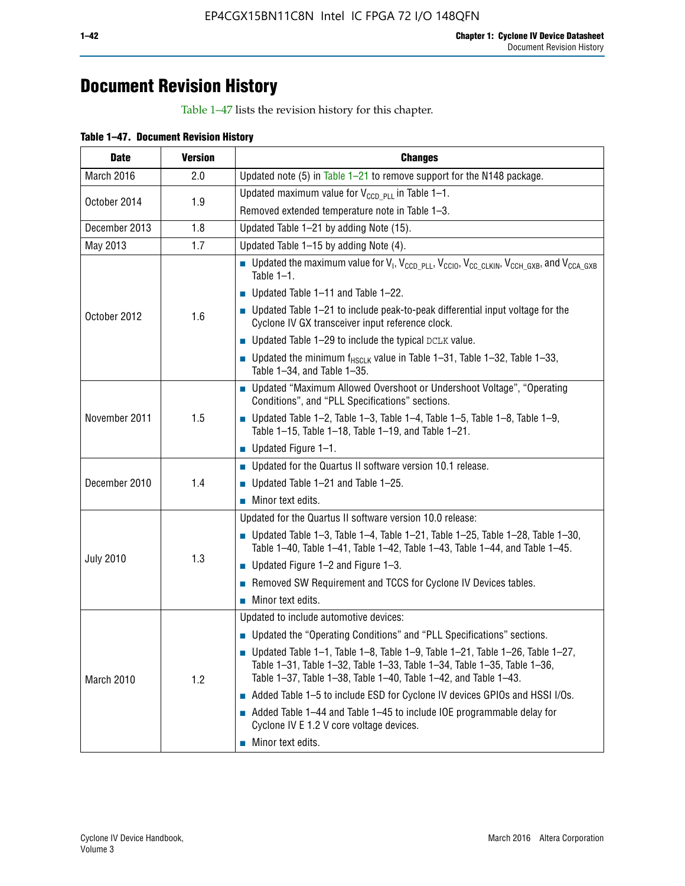# Document Revision History

Table 1–47 lists the revision history for this chapter.

**Table 1–47. Document Revision History**

| Date | Version | Changes |
|---|---|---|
| March 2016 | 2.0 | Updated note (5) in Table 1–21 to remove support for the N148 package. |
| October 2014 | 1.9 | Updated maximum value for $V_{CCD\_PLL}$ in Table 1–1.<br>Removed extended temperature note in Table 1–3. |
| December 2013 | 1.8 | Updated Table 1–21 by adding Note (15). |
| May 2013 | 1.7 | Updated Table 1–15 by adding Note (4). |
| October 2012 | 1.6 | ■ Updated the maximum value for $V_I$, $V_{CCD\_PLL}$, $V_{CCIO}$, $V_{CC\_CLKIN}$, $V_{CCH\_GXB}$, and $V_{CCA\_GXB}$ Table 1–1.<br>■ Updated Table 1–11 and Table 1–22.<br>■ Updated Table 1–21 to include peak-to-peak differential input voltage for the Cyclone IV GX transceiver input reference clock.<br>■ Updated Table 1–29 to include the typical DCLK value.<br>■ Updated the minimum $f_{HSCLK}$ value in Table 1–31, Table 1–32, Table 1–33, Table 1–34, and Table 1–35. |
| November 2011 | 1.5 | ■ Updated “Maximum Allowed Overshoot or Undershoot Voltage”, “Operating Conditions”, and “PLL Specifications” sections.<br>■ Updated Table 1–2, Table 1–3, Table 1–4, Table 1–5, Table 1–8, Table 1–9, Table 1–15, Table 1–18, Table 1–19, and Table 1–21.<br>■ Updated Figure 1–1. |
| December 2010 | 1.4 | ■ Updated for the Quartus II software version 10.1 release.<br>■ Updated Table 1–21 and Table 1–25.<br>■ Minor text edits. |
| July 2010 | 1.3 | Updated for the Quartus II software version 10.0 release:<br>■ Updated Table 1–3, Table 1–4, Table 1–21, Table 1–25, Table 1–28, Table 1–30, Table 1–40, Table 1–41, Table 1–42, Table 1–43, Table 1–44, and Table 1–45.<br>■ Updated Figure 1–2 and Figure 1–3.<br>■ Removed SW Requirement and TCCS for Cyclone IV Devices tables.<br>■ Minor text edits. |
| March 2010 | 1.2 | Updated to include automotive devices:<br>■ Updated the “Operating Conditions” and “PLL Specifications” sections.<br>■ Updated Table 1–1, Table 1–8, Table 1–9, Table 1–21, Table 1–26, Table 1–27, Table 1–31, Table 1–32, Table 1–33, Table 1–34, Table 1–35, Table 1–36, Table 1–37, Table 1–38, Table 1–40, Table 1–42, and Table 1–43.<br>■ Added Table 1–5 to include ESD for Cyclone IV devices GPIOs and HSSI I/Os.<br>■ Added Table 1–44 and Table 1–45 to include IOE programmable delay for Cyclone IV E 1.2 V core voltage devices.<br>■ Minor text edits. |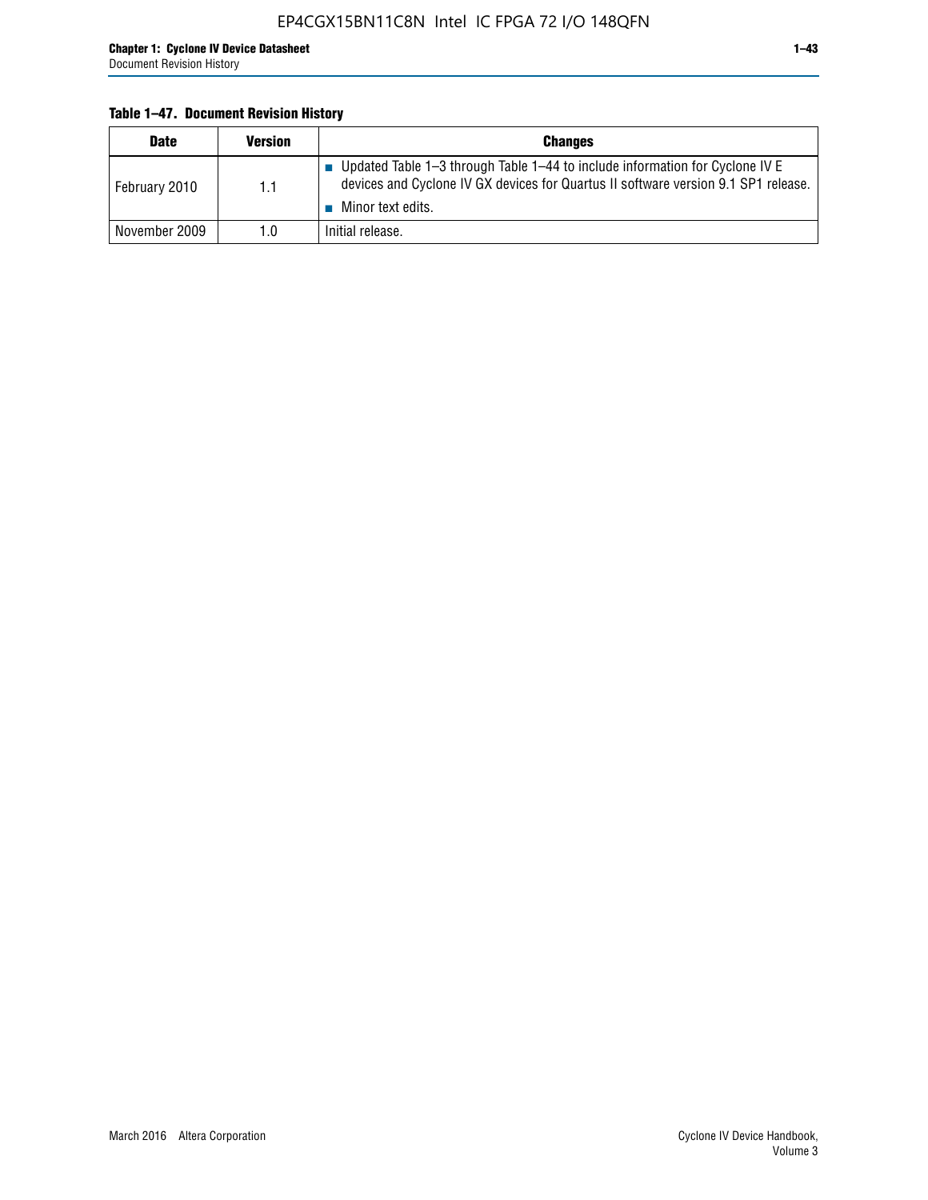**Table 1–47. Document Revision History**

| Date | Version | Changes |
|---|---|---|
| February 2010 | 1.1 | ■ Updated Table 1–3 through Table 1–44 to include information for Cyclone IV E devices and Cyclone IV GX devices for Quartus II software version 9.1 SP1 release. ■ Minor text edits. |
| November 2009 | 1.0 | Initial release. |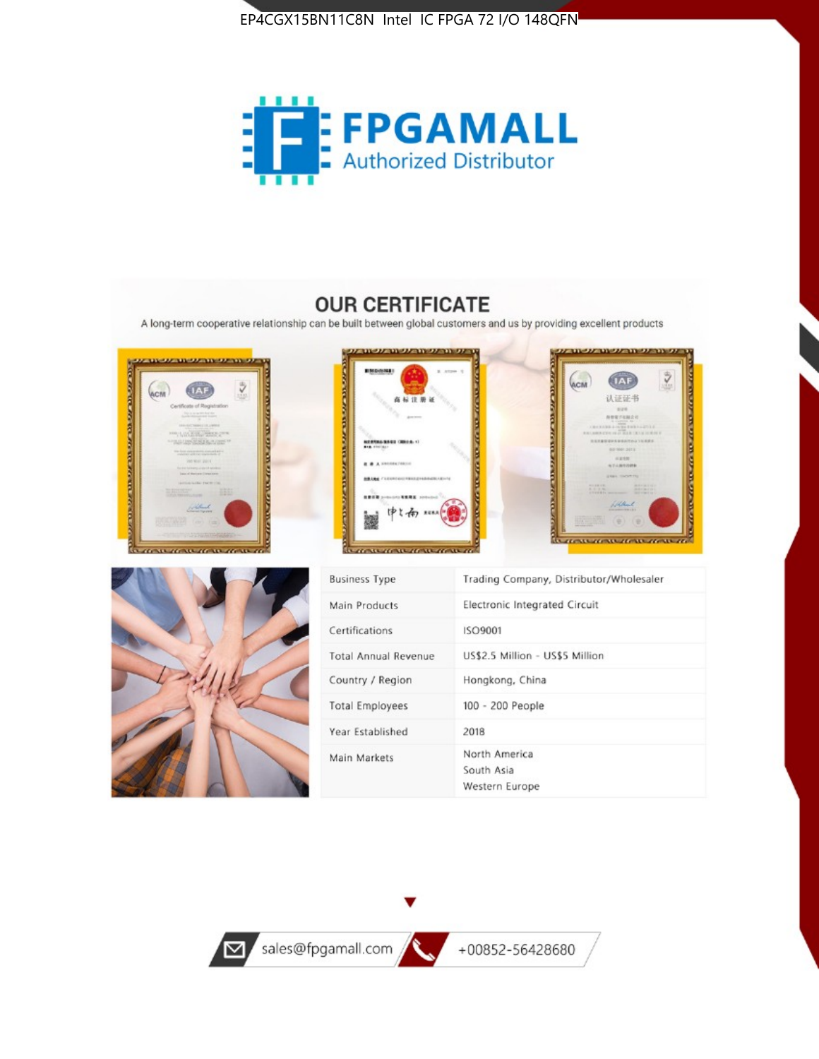FPGAMALL
Authorized Distributor

## OUR CERTIFICATE

A long-term cooperative relationship can be built between global customers and us by providing excellent products

| | |
|---|---|
| Business Type | Trading Company, Distributor/Wholesaler |
| Main Products | Electronic Integrated Circuit |
| Certifications | ISO9001 |
| Total Annual Revenue | US$2.5 Million - US$5 Million |
| Country / Region | Hongkong, China |
| Total Employees | 100 - 200 People |
| Year Established | 2018 |
| Main Markets | North America<br>South Asia<br>Western Europe |

sales@fpgamall.com

+00852-56428680